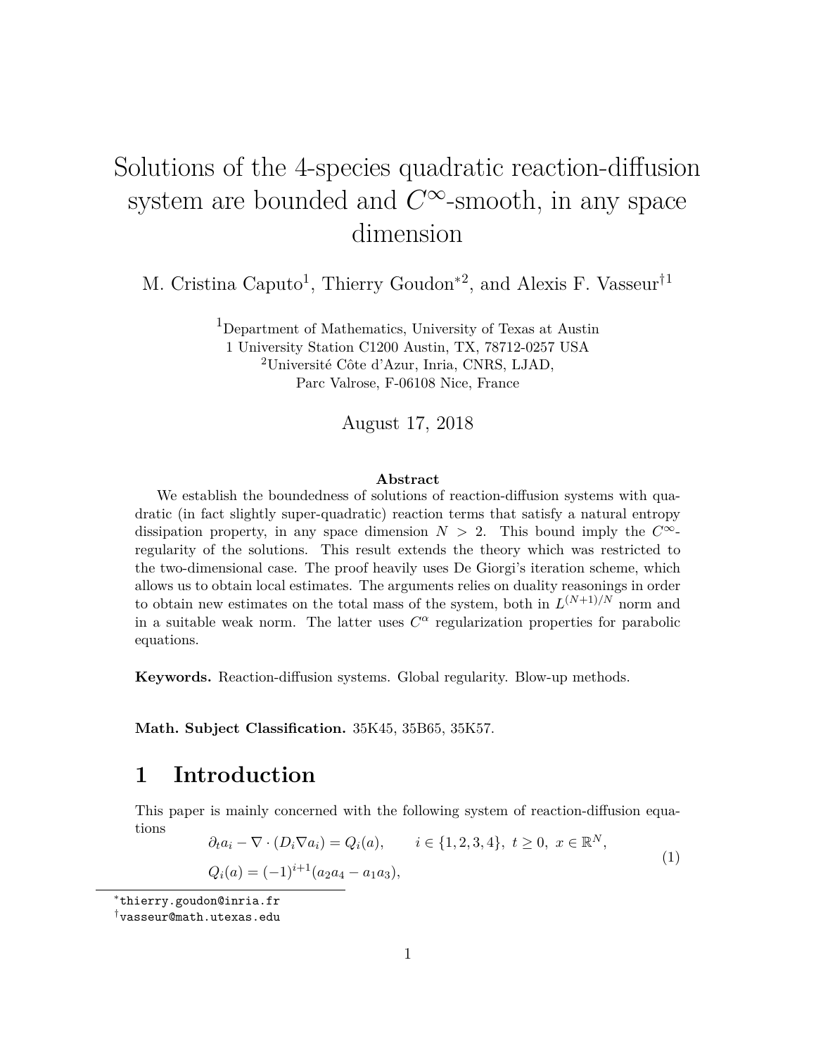# Solutions of the 4-species quadratic reaction-diffusion system are bounded and $C^\infty$-smooth, in any space dimension

M. Cristina Caputo[1], Thierry Goudon[*2], and Alexis F. Vasseur[†1]

[1]Department of Mathematics, University of Texas at Austin
1 University Station C1200 Austin, TX, 78712-0257 USA
[2]Université Côte d'Azur, Inria, CNRS, LJAD,
Parc Valrose, F-06108 Nice, France

August 17, 2018

**Abstract**

We establish the boundedness of solutions of reaction-diffusion systems with quadratic (in fact slightly super-quadratic) reaction terms that satisfy a natural entropy dissipation property, in any space dimension $N > 2$. This bound imply the $C^\infty$-regularity of the solutions. This result extends the theory which was restricted to the two-dimensional case. The proof heavily uses De Giorgi's iteration scheme, which allows us to obtain local estimates. The arguments relies on duality reasonings in order to obtain new estimates on the total mass of the system, both in $L^{(N+1)/N}$ norm and in a suitable weak norm. The latter uses $C^\alpha$ regularization properties for parabolic equations.

**Keywords.** Reaction-diffusion systems. Global regularity. Blow-up methods.

**Math. Subject Classification.** 35K45, 35B65, 35K57.

## 1 Introduction

This paper is mainly concerned with the following system of reaction-diffusion equations

$$
\begin{aligned}
&\partial_t a_i - \nabla \cdot (D_i \nabla a_i) = Q_i(a), \qquad i \in \{1,2,3,4\},\ t \geq 0,\ x \in \mathbb{R}^N, \\
&Q_i(a) = (-1)^{i+1}(a_2 a_4 - a_1 a_3),
\end{aligned}
\tag{1}
$$

[*]thierry.goudon@inria.fr
[†]vasseur@math.utexas.edu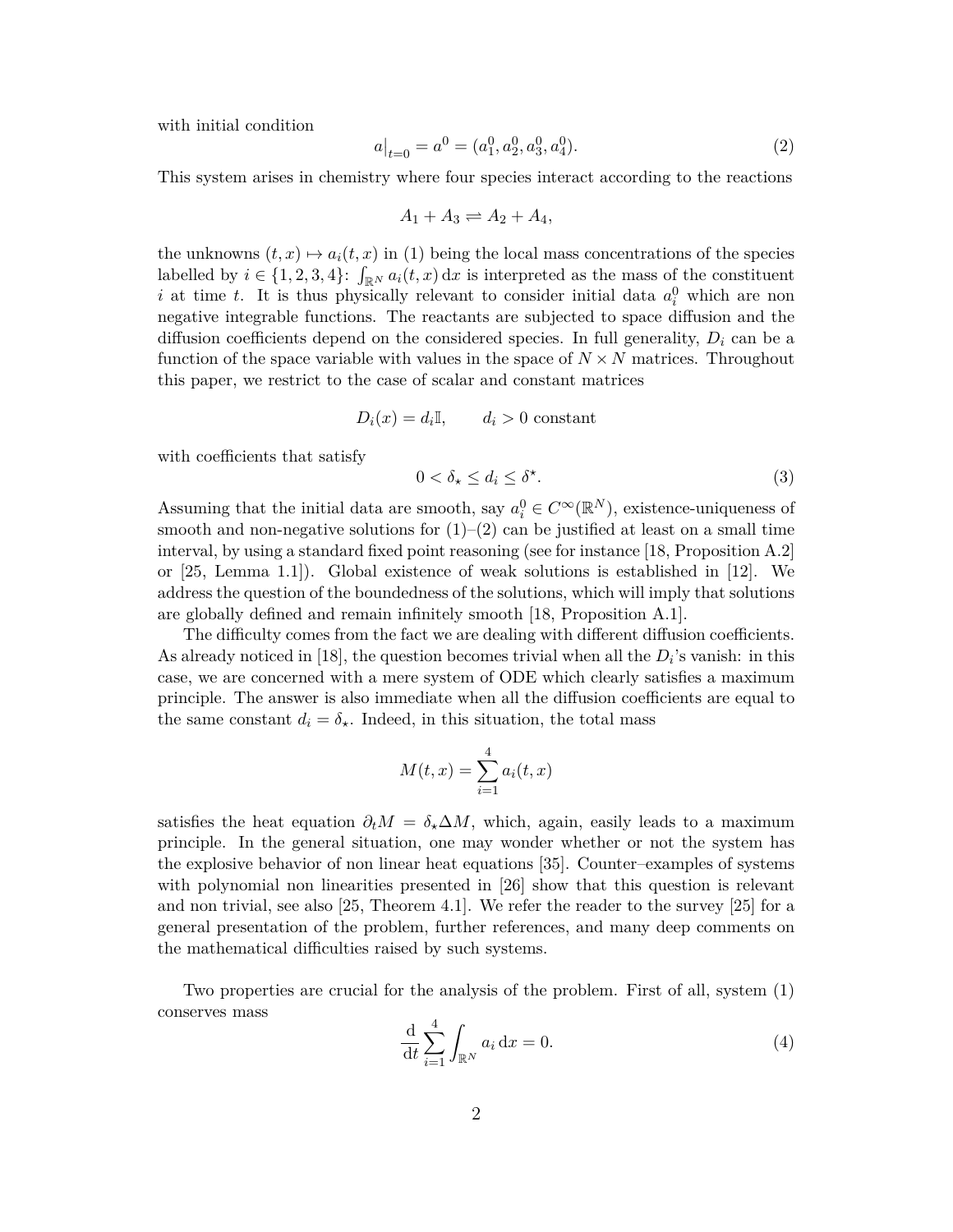with initial condition

$$a\big|_{t=0} = a^0 = (a_1^0, a_2^0, a_3^0, a_4^0). \tag{2}$$

This system arises in chemistry where four species interact according to the reactions

$$A_1 + A_3 \rightleftharpoons A_2 + A_4,$$

the unknowns $(t, x) \mapsto a_i(t, x)$ in (1) being the local mass concentrations of the species labelled by $i \in \{1, 2, 3, 4\}$: $\int_{\mathbb{R}^N} a_i(t, x)\,\mathrm{d}x$ is interpreted as the mass of the constituent $i$ at time $t$. It is thus physically relevant to consider initial data $a_i^0$ which are non negative integrable functions. The reactants are subjected to space diffusion and the diffusion coefficients depend on the considered species. In full generality, $D_i$ can be a function of the space variable with values in the space of $N \times N$ matrices. Throughout this paper, we restrict to the case of scalar and constant matrices

$$D_i(x) = d_i\mathbb{I}, \qquad d_i > 0 \text{ constant}$$

with coefficients that satisfy

$$0 < \delta_\star \le d_i \le \delta^\star. \tag{3}$$

Assuming that the initial data are smooth, say $a_i^0 \in C^\infty(\mathbb{R}^N)$, existence-uniqueness of smooth and non-negative solutions for (1)–(2) can be justified at least on a small time interval, by using a standard fixed point reasoning (see for instance [18, Proposition A.2] or [25, Lemma 1.1]). Global existence of weak solutions is established in [12]. We address the question of the boundedness of the solutions, which will imply that solutions are globally defined and remain infinitely smooth [18, Proposition A.1].

The difficulty comes from the fact we are dealing with different diffusion coefficients. As already noticed in [18], the question becomes trivial when all the $D_i$'s vanish: in this case, we are concerned with a mere system of ODE which clearly satisfies a maximum principle. The answer is also immediate when all the diffusion coefficients are equal to the same constant $d_i = \delta_\star$. Indeed, in this situation, the total mass

$$M(t, x) = \sum_{i=1}^{4} a_i(t, x)$$

satisfies the heat equation $\partial_t M = \delta_\star \Delta M$, which, again, easily leads to a maximum principle. In the general situation, one may wonder whether or not the system has the explosive behavior of non linear heat equations [35]. Counter–examples of systems with polynomial non linearities presented in [26] show that this question is relevant and non trivial, see also [25, Theorem 4.1]. We refer the reader to the survey [25] for a general presentation of the problem, further references, and many deep comments on the mathematical difficulties raised by such systems.

Two properties are crucial for the analysis of the problem. First of all, system (1) conserves mass

$$\frac{\mathrm{d}}{\mathrm{d}t} \sum_{i=1}^{4} \int_{\mathbb{R}^N} a_i\,\mathrm{d}x = 0. \tag{4}$$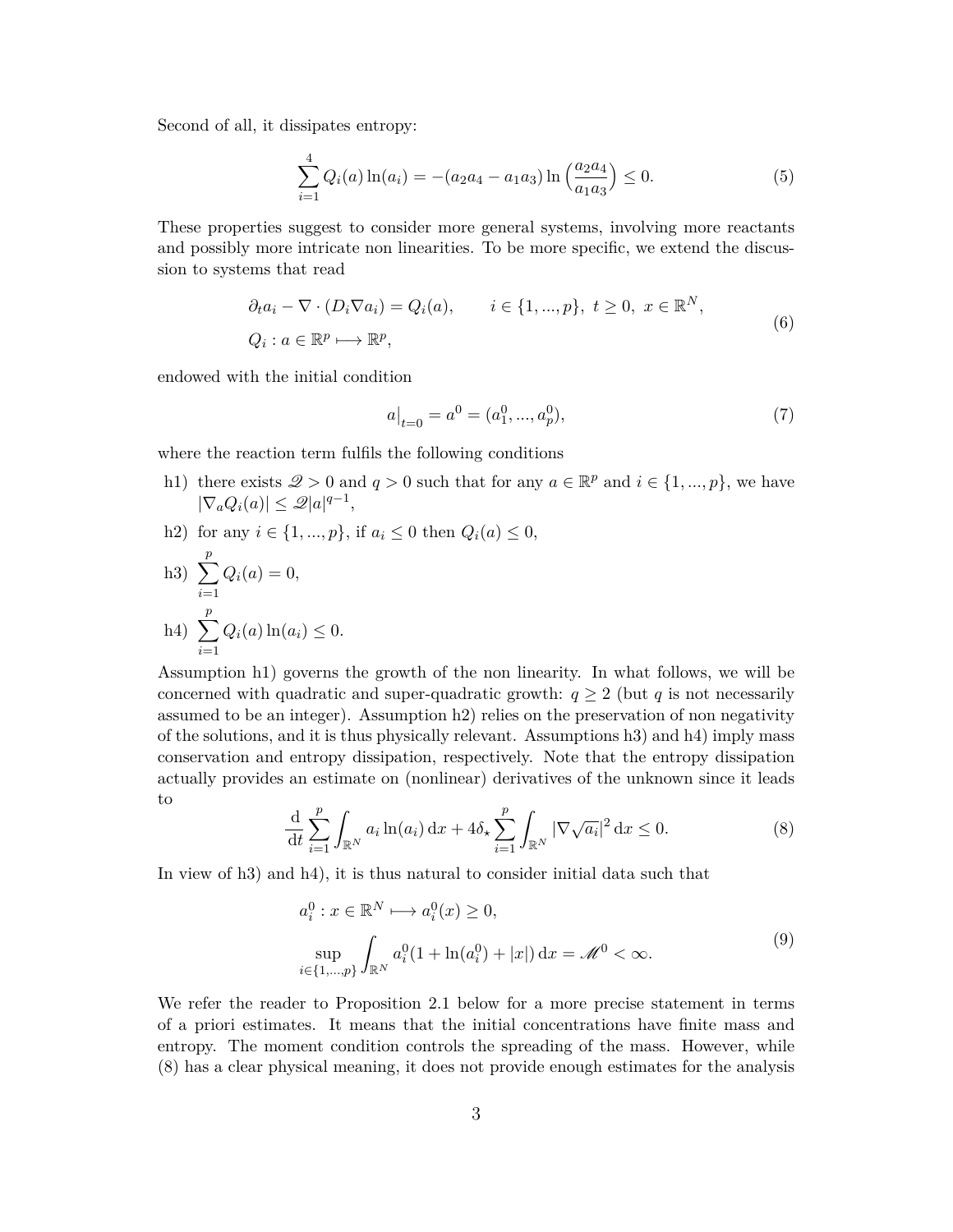Second of all, it dissipates entropy:

$$\sum_{i=1}^{4} Q_i(a)\ln(a_i) = -(a_2a_4 - a_1a_3)\ln\Big(\frac{a_2a_4}{a_1a_3}\Big) \le 0. \tag{5}$$

These properties suggest to consider more general systems, involving more reactants and possibly more intricate non linearities. To be more specific, we extend the discussion to systems that read

$$\begin{aligned} &\partial_t a_i - \nabla\cdot(D_i\nabla a_i) = Q_i(a), \qquad i\in\{1,...,p\},\ t\ge 0,\ x\in\mathbb{R}^N,\\ &Q_i : a\in\mathbb{R}^p \longmapsto \mathbb{R}^p, \end{aligned} \tag{6}$$

endowed with the initial condition

$$a\big|_{t=0} = a^0 = (a_1^0, ..., a_p^0), \tag{7}$$

where the reaction term fulfils the following conditions

- h1) there exists $\mathscr{Q} > 0$ and $q > 0$ such that for any $a\in\mathbb{R}^p$ and $i\in\{1,...,p\}$, we have $|\nabla_a Q_i(a)| \le \mathscr{Q}|a|^{q-1}$,
- h2) for any $i\in\{1,...,p\}$, if $a_i \le 0$ then $Q_i(a)\le 0$,
- h3) $\displaystyle\sum_{i=1}^{p} Q_i(a) = 0$,
- h4) $\displaystyle\sum_{i=1}^{p} Q_i(a)\ln(a_i) \le 0$.

Assumption h1) governs the growth of the non linearity. In what follows, we will be concerned with quadratic and super-quadratic growth: $q\ge 2$ (but $q$ is not necessarily assumed to be an integer). Assumption h2) relies on the preservation of non negativity of the solutions, and it is thus physically relevant. Assumptions h3) and h4) imply mass conservation and entropy dissipation, respectively. Note that the entropy dissipation actually provides an estimate on (nonlinear) derivatives of the unknown since it leads to

$$\frac{\mathrm{d}}{\mathrm{d}t}\sum_{i=1}^{p}\int_{\mathbb{R}^N} a_i\ln(a_i)\,\mathrm{d}x + 4\delta_\star\sum_{i=1}^{p}\int_{\mathbb{R}^N}|\nabla\sqrt{a_i}|^2\,\mathrm{d}x \le 0. \tag{8}$$

In view of h3) and h4), it is thus natural to consider initial data such that

$$\begin{aligned} &a_i^0 : x\in\mathbb{R}^N \longmapsto a_i^0(x)\ge 0,\\ &\sup_{i\in\{1,...,p\}}\int_{\mathbb{R}^N} a_i^0(1+\ln(a_i^0)+|x|)\,\mathrm{d}x = \mathscr{M}^0 < \infty. \end{aligned} \tag{9}$$

We refer the reader to Proposition 2.1 below for a more precise statement in terms of a priori estimates. It means that the initial concentrations have finite mass and entropy. The moment condition controls the spreading of the mass. However, while (8) has a clear physical meaning, it does not provide enough estimates for the analysis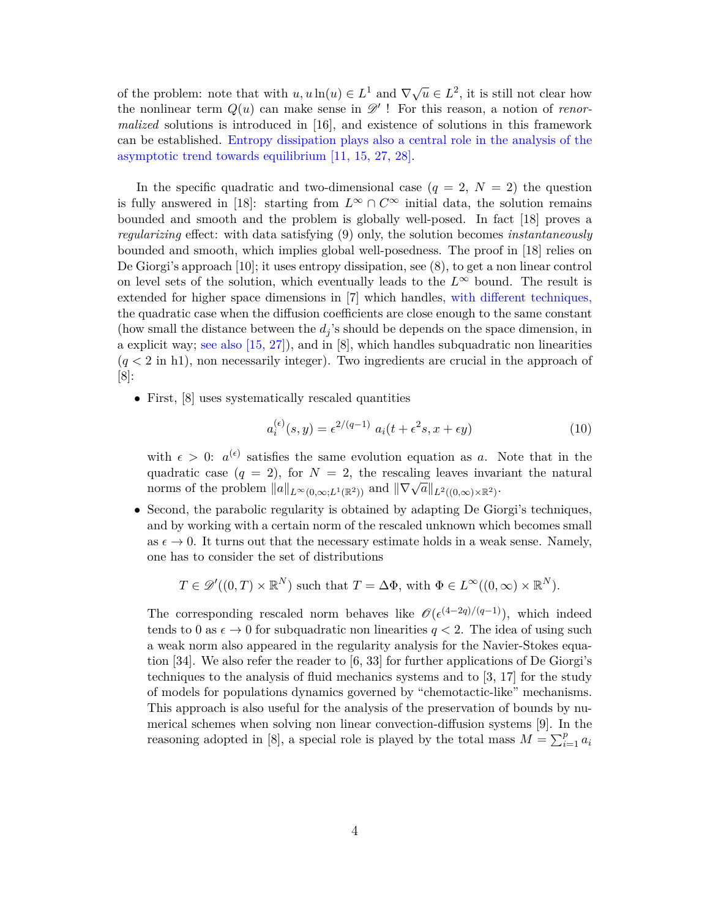of the problem: note that with $u, u\ln(u) \in L^1$ and $\nabla\sqrt{u} \in L^2$, it is still not clear how the nonlinear term $Q(u)$ can make sense in $\mathscr{D}'$ ! For this reason, a notion of *renormalized* solutions is introduced in [16], and existence of solutions in this framework can be established. Entropy dissipation plays also a central role in the analysis of the asymptotic trend towards equilibrium [11, 15, 27, 28].

In the specific quadratic and two-dimensional case ($q = 2$, $N = 2$) the question is fully answered in [18]: starting from $L^\infty \cap C^\infty$ initial data, the solution remains bounded and smooth and the problem is globally well-posed. In fact [18] proves a *regularizing* effect: with data satisfying (9) only, the solution becomes *instantaneously* bounded and smooth, which implies global well-posedness. The proof in [18] relies on De Giorgi's approach [10]; it uses entropy dissipation, see (8), to get a non linear control on level sets of the solution, which eventually leads to the $L^\infty$ bound. The result is extended for higher space dimensions in [7] which handles, with different techniques, the quadratic case when the diffusion coefficients are close enough to the same constant (how small the distance between the $d_j$'s should be depends on the space dimension, in a explicit way; see also [15, 27]), and in [8], which handles subquadratic non linearities ($q < 2$ in h1), non necessarily integer). Two ingredients are crucial in the approach of [8]:

- First, [8] uses systematically rescaled quantities

$$a_i^{(\epsilon)}(s, y) = \epsilon^{2/(q-1)} \ a_i(t + \epsilon^2 s, x + \epsilon y) \tag{10}$$

  with $\epsilon > 0$: $a^{(\epsilon)}$ satisfies the same evolution equation as $a$. Note that in the quadratic case ($q = 2$), for $N = 2$, the rescaling leaves invariant the natural norms of the problem $\|a\|_{L^\infty(0,\infty;L^1(\mathbb{R}^2))}$ and $\|\nabla\sqrt{a}\|_{L^2((0,\infty)\times\mathbb{R}^2)}$.

- Second, the parabolic regularity is obtained by adapting De Giorgi's techniques, and by working with a certain norm of the rescaled unknown which becomes small as $\epsilon \to 0$. It turns out that the necessary estimate holds in a weak sense. Namely, one has to consider the set of distributions

$$T \in \mathscr{D}'((0, T) \times \mathbb{R}^N) \text{ such that } T = \Delta\Phi, \text{ with } \Phi \in L^\infty((0, \infty) \times \mathbb{R}^N).$$

  The corresponding rescaled norm behaves like $\mathscr{O}(\epsilon^{(4-2q)/(q-1)})$, which indeed tends to 0 as $\epsilon \to 0$ for subquadratic non linearities $q < 2$. The idea of using such a weak norm also appeared in the regularity analysis for the Navier-Stokes equation [34]. We also refer the reader to [6, 33] for further applications of De Giorgi's techniques to the analysis of fluid mechanics systems and to [3, 17] for the study of models for populations dynamics governed by "chemotactic-like" mechanisms. This approach is also useful for the analysis of the preservation of bounds by numerical schemes when solving non linear convection-diffusion systems [9]. In the reasoning adopted in [8], a special role is played by the total mass $M = \sum_{i=1}^{p} a_i$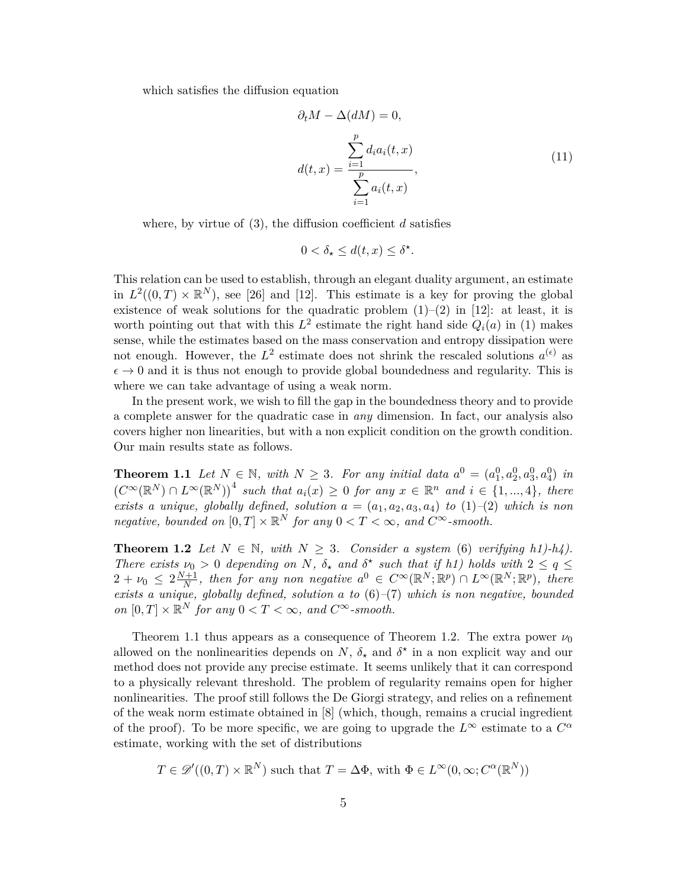which satisfies the diffusion equation

$$\partial_t M - \Delta(dM) = 0,$$
$$d(t,x) = \frac{\displaystyle\sum_{i=1}^{p} d_i a_i(t,x)}{\displaystyle\sum_{i=1}^{p} a_i(t,x)}, \tag{11}$$

where, by virtue of (3), the diffusion coefficient $d$ satisfies

$$0 < \delta_\star \le d(t,x) \le \delta^\star.$$

This relation can be used to establish, through an elegant duality argument, an estimate in $L^2((0,T)\times\mathbb{R}^N)$, see [26] and [12]. This estimate is a key for proving the global existence of weak solutions for the quadratic problem (1)–(2) in [12]: at least, it is worth pointing out that with this $L^2$ estimate the right hand side $Q_i(a)$ in (1) makes sense, while the estimates based on the mass conservation and entropy dissipation were not enough. However, the $L^2$ estimate does not shrink the rescaled solutions $a^{(\epsilon)}$ as $\epsilon \to 0$ and it is thus not enough to provide global boundedness and regularity. This is where we can take advantage of using a weak norm.

In the present work, we wish to fill the gap in the boundedness theory and to provide a complete answer for the quadratic case in *any* dimension. In fact, our analysis also covers higher non linearities, but with a non explicit condition on the growth condition. Our main results state as follows.

**Theorem 1.1** *Let $N \in \mathbb{N}$, with $N \ge 3$. For any initial data $a^0 = (a_1^0, a_2^0, a_3^0, a_4^0)$ in $\left(C^\infty(\mathbb{R}^N)\cap L^\infty(\mathbb{R}^N)\right)^4$ such that $a_i(x) \ge 0$ for any $x \in \mathbb{R}^n$ and $i \in \{1,...,4\}$, there exists a unique, globally defined, solution $a = (a_1, a_2, a_3, a_4)$ to (1)–(2) which is non negative, bounded on $[0,T]\times\mathbb{R}^N$ for any $0 < T < \infty$, and $C^\infty$-smooth.*

**Theorem 1.2** *Let $N \in \mathbb{N}$, with $N \ge 3$. Consider a system (6) verifying h1)-h4). There exists $\nu_0 > 0$ depending on $N$, $\delta_\star$ and $\delta^\star$ such that if h1) holds with $2 \le q \le 2 + \nu_0 \le 2\frac{N+1}{N}$, then for any non negative $a^0 \in C^\infty(\mathbb{R}^N;\mathbb{R}^p)\cap L^\infty(\mathbb{R}^N;\mathbb{R}^p)$, there exists a unique, globally defined, solution $a$ to (6)–(7) which is non negative, bounded on $[0,T]\times\mathbb{R}^N$ for any $0 < T < \infty$, and $C^\infty$-smooth.*

Theorem 1.1 thus appears as a consequence of Theorem 1.2. The extra power $\nu_0$ allowed on the nonlinearities depends on $N$, $\delta_\star$ and $\delta^\star$ in a non explicit way and our method does not provide any precise estimate. It seems unlikely that it can correspond to a physically relevant threshold. The problem of regularity remains open for higher nonlinearities. The proof still follows the De Giorgi strategy, and relies on a refinement of the weak norm estimate obtained in [8] (which, though, remains a crucial ingredient of the proof). To be more specific, we are going to upgrade the $L^\infty$ estimate to a $C^\alpha$ estimate, working with the set of distributions

$$T \in \mathscr{D}'((0,T)\times\mathbb{R}^N) \text{ such that } T = \Delta\Phi, \text{ with } \Phi \in L^\infty(0,\infty; C^\alpha(\mathbb{R}^N))$$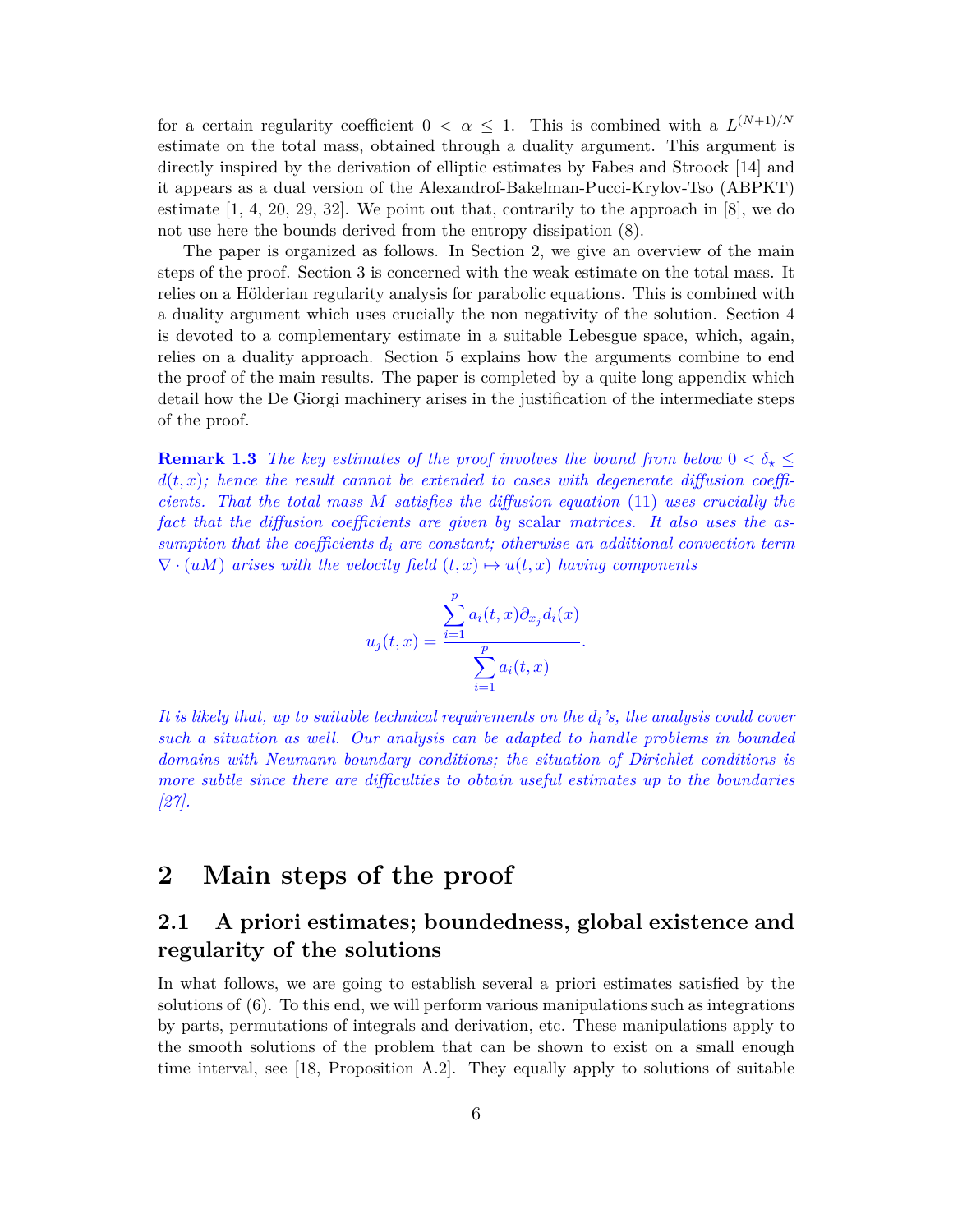for a certain regularity coefficient $0 < \alpha \leq 1$. This is combined with a $L^{(N+1)/N}$ estimate on the total mass, obtained through a duality argument. This argument is directly inspired by the derivation of elliptic estimates by Fabes and Stroock [14] and it appears as a dual version of the Alexandrof-Bakelman-Pucci-Krylov-Tso (ABPKT) estimate [1, 4, 20, 29, 32]. We point out that, contrarily to the approach in [8], we do not use here the bounds derived from the entropy dissipation (8).

The paper is organized as follows. In Section 2, we give an overview of the main steps of the proof. Section 3 is concerned with the weak estimate on the total mass. It relies on a Hölderian regularity analysis for parabolic equations. This is combined with a duality argument which uses crucially the non negativity of the solution. Section 4 is devoted to a complementary estimate in a suitable Lebesgue space, which, again, relies on a duality approach. Section 5 explains how the arguments combine to end the proof of the main results. The paper is completed by a quite long appendix which detail how the De Giorgi machinery arises in the justification of the intermediate steps of the proof.

**Remark 1.3** *The key estimates of the proof involves the bound from below $0 < \delta_\star \leq d(t,x)$; hence the result cannot be extended to cases with degenerate diffusion coefficients. That the total mass $M$ satisfies the diffusion equation* (11) *uses crucially the fact that the diffusion coefficients are given by* scalar *matrices. It also uses the assumption that the coefficients $d_i$ are constant; otherwise an additional convection term $\nabla \cdot (uM)$ arises with the velocity field $(t,x) \mapsto u(t,x)$ having components*

$$u_j(t,x) = \frac{\sum_{i=1}^{p} a_i(t,x)\partial_{x_j} d_i(x)}{\sum_{i=1}^{p} a_i(t,x)}.$$

*It is likely that, up to suitable technical requirements on the $d_i$'s, the analysis could cover such a situation as well. Our analysis can be adapted to handle problems in bounded domains with Neumann boundary conditions; the situation of Dirichlet conditions is more subtle since there are difficulties to obtain useful estimates up to the boundaries [27].*

# 2 Main steps of the proof

## 2.1 A priori estimates; boundedness, global existence and regularity of the solutions

In what follows, we are going to establish several a priori estimates satisfied by the solutions of (6). To this end, we will perform various manipulations such as integrations by parts, permutations of integrals and derivation, etc. These manipulations apply to the smooth solutions of the problem that can be shown to exist on a small enough time interval, see [18, Proposition A.2]. They equally apply to solutions of suitable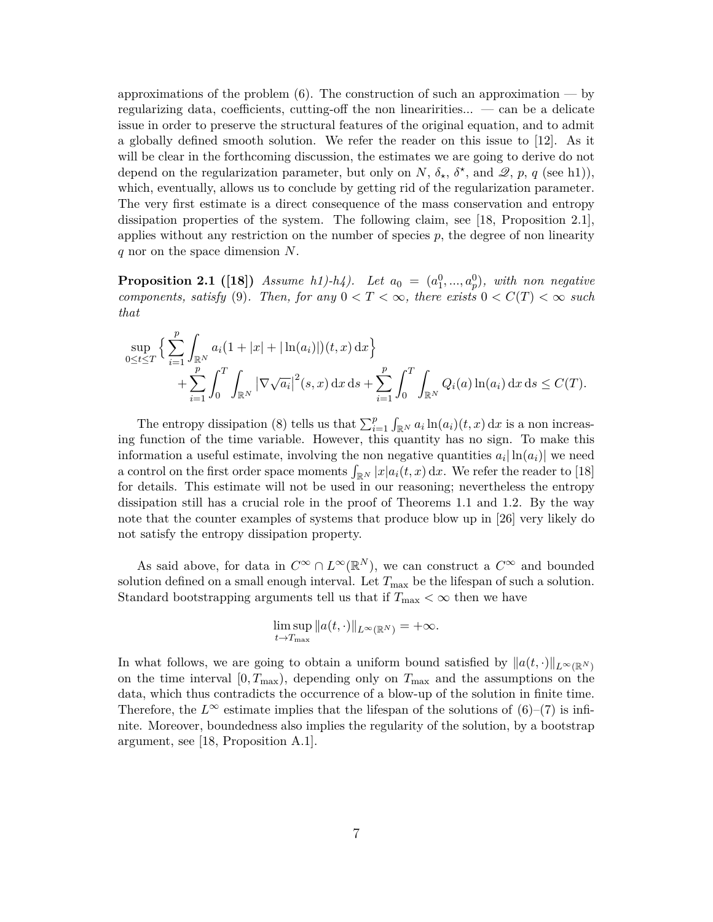approximations of the problem (6). The construction of such an approximation — by regularizing data, coefficients, cutting-off the non linearirities... — can be a delicate issue in order to preserve the structural features of the original equation, and to admit a globally defined smooth solution. We refer the reader on this issue to [12]. As it will be clear in the forthcoming discussion, the estimates we are going to derive do not depend on the regularization parameter, but only on $N$, $\delta_\star$, $\delta^\star$, and $\mathscr{Q}$, $p$, $q$ (see h1)), which, eventually, allows us to conclude by getting rid of the regularization parameter. The very first estimate is a direct consequence of the mass conservation and entropy dissipation properties of the system. The following claim, see [18, Proposition 2.1], applies without any restriction on the number of species $p$, the degree of non linearity $q$ nor on the space dimension $N$.

**Proposition 2.1 ([18])** *Assume h1)-h4). Let $a_0 = (a_1^0, ..., a_p^0)$, with non negative components, satisfy* (9)*. Then, for any $0 < T < \infty$, there exists $0 < C(T) < \infty$ such that*

$$\sup_{0\leq t\leq T} \Big\{ \sum_{i=1}^{p} \int_{\mathbb{R}^N} a_i(1+|x|+|\ln(a_i)|)(t,x)\,\mathrm{d}x \Big\} + \sum_{i=1}^{p} \int_0^T \int_{\mathbb{R}^N} |\nabla\sqrt{a_i}|^2(s,x)\,\mathrm{d}x\,\mathrm{d}s + \sum_{i=1}^{p} \int_0^T \int_{\mathbb{R}^N} Q_i(a)\ln(a_i)\,\mathrm{d}x\,\mathrm{d}s \leq C(T).$$

The entropy dissipation (8) tells us that $\sum_{i=1}^p \int_{\mathbb{R}^N} a_i \ln(a_i)(t,x)\,\mathrm{d}x$ is a non increasing function of the time variable. However, this quantity has no sign. To make this information a useful estimate, involving the non negative quantities $a_i|\ln(a_i)|$ we need a control on the first order space moments $\int_{\mathbb{R}^N} |x|a_i(t,x)\,\mathrm{d}x$. We refer the reader to [18] for details. This estimate will not be used in our reasoning; nevertheless the entropy dissipation still has a crucial role in the proof of Theorems 1.1 and 1.2. By the way note that the counter examples of systems that produce blow up in [26] very likely do not satisfy the entropy dissipation property.

As said above, for data in $C^\infty \cap L^\infty(\mathbb{R}^N)$, we can construct a $C^\infty$ and bounded solution defined on a small enough interval. Let $T_{\max}$ be the lifespan of such a solution. Standard bootstrapping arguments tell us that if $T_{\max} < \infty$ then we have

$$\limsup_{t\to T_{\max}} \|a(t,\cdot)\|_{L^\infty(\mathbb{R}^N)} = +\infty.$$

In what follows, we are going to obtain a uniform bound satisfied by $\|a(t,\cdot)\|_{L^\infty(\mathbb{R}^N)}$ on the time interval $[0, T_{\max})$, depending only on $T_{\max}$ and the assumptions on the data, which thus contradicts the occurrence of a blow-up of the solution in finite time. Therefore, the $L^\infty$ estimate implies that the lifespan of the solutions of (6)–(7) is infinite. Moreover, boundedness also implies the regularity of the solution, by a bootstrap argument, see [18, Proposition A.1].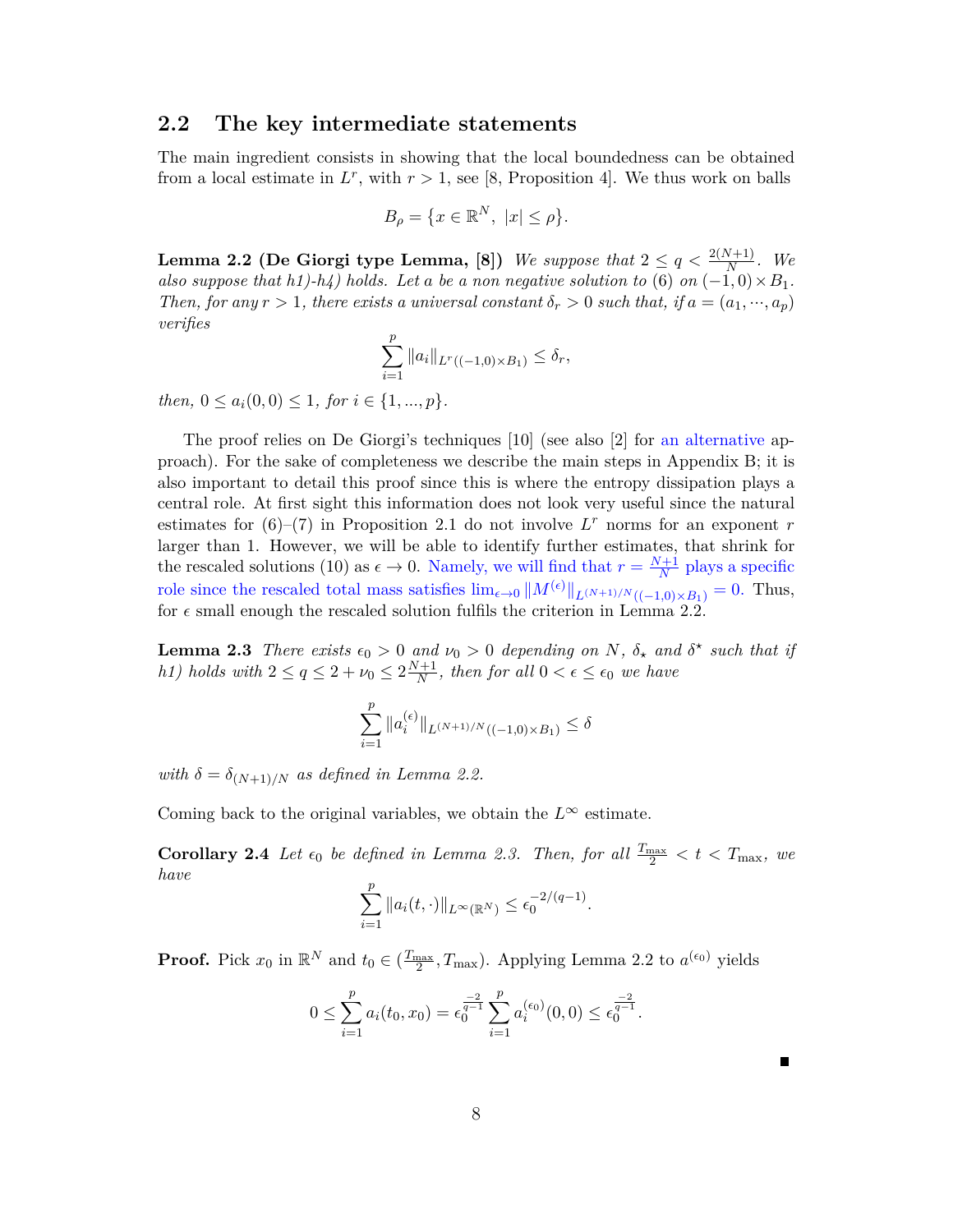## 2.2 The key intermediate statements

The main ingredient consists in showing that the local boundedness can be obtained from a local estimate in $L^r$, with $r > 1$, see [8, Proposition 4]. We thus work on balls

$$B_\rho = \{x \in \mathbb{R}^N, \ |x| \leq \rho\}.$$

**Lemma 2.2 (De Giorgi type Lemma, [8])** *We suppose that $2 \leq q < \frac{2(N+1)}{N}$. We also suppose that h1)-h4) holds. Let $a$ be a non negative solution to (6) on $(-1, 0) \times B_1$. Then, for any $r > 1$, there exists a universal constant $\delta_r > 0$ such that, if $a = (a_1, \cdots, a_p)$ verifies*

$$\sum_{i=1}^{p} \|a_i\|_{L^r((-1,0)\times B_1)} \leq \delta_r,$$

*then, $0 \leq a_i(0, 0) \leq 1$, for $i \in \{1, ..., p\}$.*

The proof relies on De Giorgi's techniques [10] (see also [2] for an alternative approach). For the sake of completeness we describe the main steps in Appendix B; it is also important to detail this proof since this is where the entropy dissipation plays a central role. At first sight this information does not look very useful since the natural estimates for (6)–(7) in Proposition 2.1 do not involve $L^r$ norms for an exponent $r$ larger than 1. However, we will be able to identify further estimates, that shrink for the rescaled solutions (10) as $\epsilon \to 0$. Namely, we will find that $r = \frac{N+1}{N}$ plays a specific role since the rescaled total mass satisfies $\lim_{\epsilon \to 0} \|M^{(\epsilon)}\|_{L^{(N+1)/N}((-1,0)\times B_1)} = 0$. Thus, for $\epsilon$ small enough the rescaled solution fulfils the criterion in Lemma 2.2.

**Lemma 2.3** *There exists $\epsilon_0 > 0$ and $\nu_0 > 0$ depending on $N$, $\delta_\star$ and $\delta^\star$ such that if h1) holds with $2 \leq q \leq 2 + \nu_0 \leq 2\frac{N+1}{N}$, then for all $0 < \epsilon \leq \epsilon_0$ we have*

$$\sum_{i=1}^{p} \|a_i^{(\epsilon)}\|_{L^{(N+1)/N}((-1,0)\times B_1)} \leq \delta$$

*with $\delta = \delta_{(N+1)/N}$ as defined in Lemma 2.2.*

Coming back to the original variables, we obtain the $L^\infty$ estimate.

**Corollary 2.4** *Let $\epsilon_0$ be defined in Lemma 2.3. Then, for all $\frac{T_{\max}}{2} < t < T_{\max}$, we have*

$$\sum_{i=1}^{p} \|a_i(t, \cdot)\|_{L^\infty(\mathbb{R}^N)} \leq \epsilon_0^{-2/(q-1)}.$$

**Proof.** Pick $x_0$ in $\mathbb{R}^N$ and $t_0 \in (\frac{T_{\max}}{2}, T_{\max})$. Applying Lemma 2.2 to $a^{(\epsilon_0)}$ yields

$$0 \leq \sum_{i=1}^{p} a_i(t_0, x_0) = \epsilon_0^{\frac{-2}{q-1}} \sum_{i=1}^{p} a_i^{(\epsilon_0)}(0, 0) \leq \epsilon_0^{\frac{-2}{q-1}}.$$

■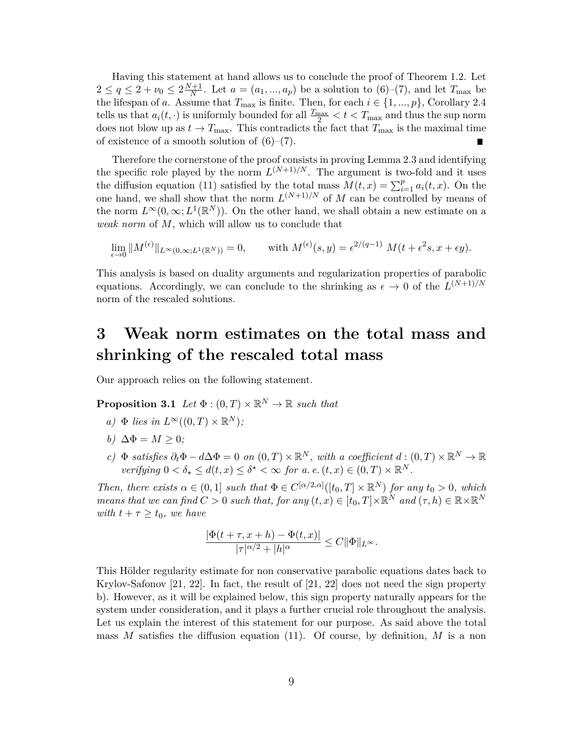Having this statement at hand allows us to conclude the proof of Theorem 1.2. Let $2 \le q \le 2 + \nu_0 \le 2\frac{N+1}{N}$. Let $a = (a_1, ..., a_p)$ be a solution to (6)–(7), and let $T_{\max}$ be the lifespan of $a$. Assume that $T_{\max}$ is finite. Then, for each $i \in \{1, ..., p\}$, Corollary 2.4 tells us that $a_i(t, \cdot)$ is uniformly bounded for all $\frac{T_{\max}}{2} < t < T_{\max}$ and thus the sup norm does not blow up as $t \to T_{\max}$. This contradicts the fact that $T_{\max}$ is the maximal time of existence of a smooth solution of (6)–(7). ∎

Therefore the cornerstone of the proof consists in proving Lemma 2.3 and identifying the specific role played by the norm $L^{(N+1)/N}$. The argument is two-fold and it uses the diffusion equation (11) satisfied by the total mass $M(t, x) = \sum_{i=1}^{p} a_i(t, x)$. On the one hand, we shall show that the norm $L^{(N+1)/N}$ of $M$ can be controlled by means of the norm $L^\infty(0, \infty; L^1(\mathbb{R}^N))$. On the other hand, we shall obtain a new estimate on a *weak norm* of $M$, which will allow us to conclude that

$$\lim_{\epsilon \to 0} \|M^{(\epsilon)}\|_{L^\infty(0,\infty;L^1(\mathbb{R}^N))} = 0, \qquad \text{with } M^{(\epsilon)}(s, y) = \epsilon^{2/(q-1)}\ M(t + \epsilon^2 s, x + \epsilon y).$$

This analysis is based on duality arguments and regularization properties of parabolic equations. Accordingly, we can conclude to the shrinking as $\epsilon \to 0$ of the $L^{(N+1)/N}$ norm of the rescaled solutions.

# 3 Weak norm estimates on the total mass and shrinking of the rescaled total mass

Our approach relies on the following statement.

**Proposition 3.1** *Let $\Phi : (0, T) \times \mathbb{R}^N \to \mathbb{R}$ such that*

*a) $\Phi$ lies in $L^\infty((0, T) \times \mathbb{R}^N)$;*

*b) $\Delta\Phi = M \ge 0$;*

*c) $\Phi$ satisfies $\partial_t \Phi - d\Delta\Phi = 0$ on $(0, T) \times \mathbb{R}^N$, with a coefficient $d : (0, T) \times \mathbb{R}^N \to \mathbb{R}$ verifying $0 < \delta_\star \le d(t, x) \le \delta^\star < \infty$ for a. e. $(t, x) \in (0, T) \times \mathbb{R}^N$.*

*Then, there exists $\alpha \in (0, 1]$ such that $\Phi \in C^{[\alpha/2,\alpha]}([t_0, T] \times \mathbb{R}^N)$ for any $t_0 > 0$, which means that we can find $C > 0$ such that, for any $(t, x) \in [t_0, T] \times \mathbb{R}^N$ and $(\tau, h) \in \mathbb{R} \times \mathbb{R}^N$ with $t + \tau \ge t_0$, we have*

$$\frac{|\Phi(t + \tau, x + h) - \Phi(t, x)|}{|\tau|^{\alpha/2} + |h|^\alpha} \le C\|\Phi\|_{L^\infty}.$$

This Hölder regularity estimate for non conservative parabolic equations dates back to Krylov-Safonov [21, 22]. In fact, the result of [21, 22] does not need the sign property b). However, as it will be explained below, this sign property naturally appears for the system under consideration, and it plays a further crucial role throughout the analysis. Let us explain the interest of this statement for our purpose. As said above the total mass $M$ satisfies the diffusion equation (11). Of course, by definition, $M$ is a non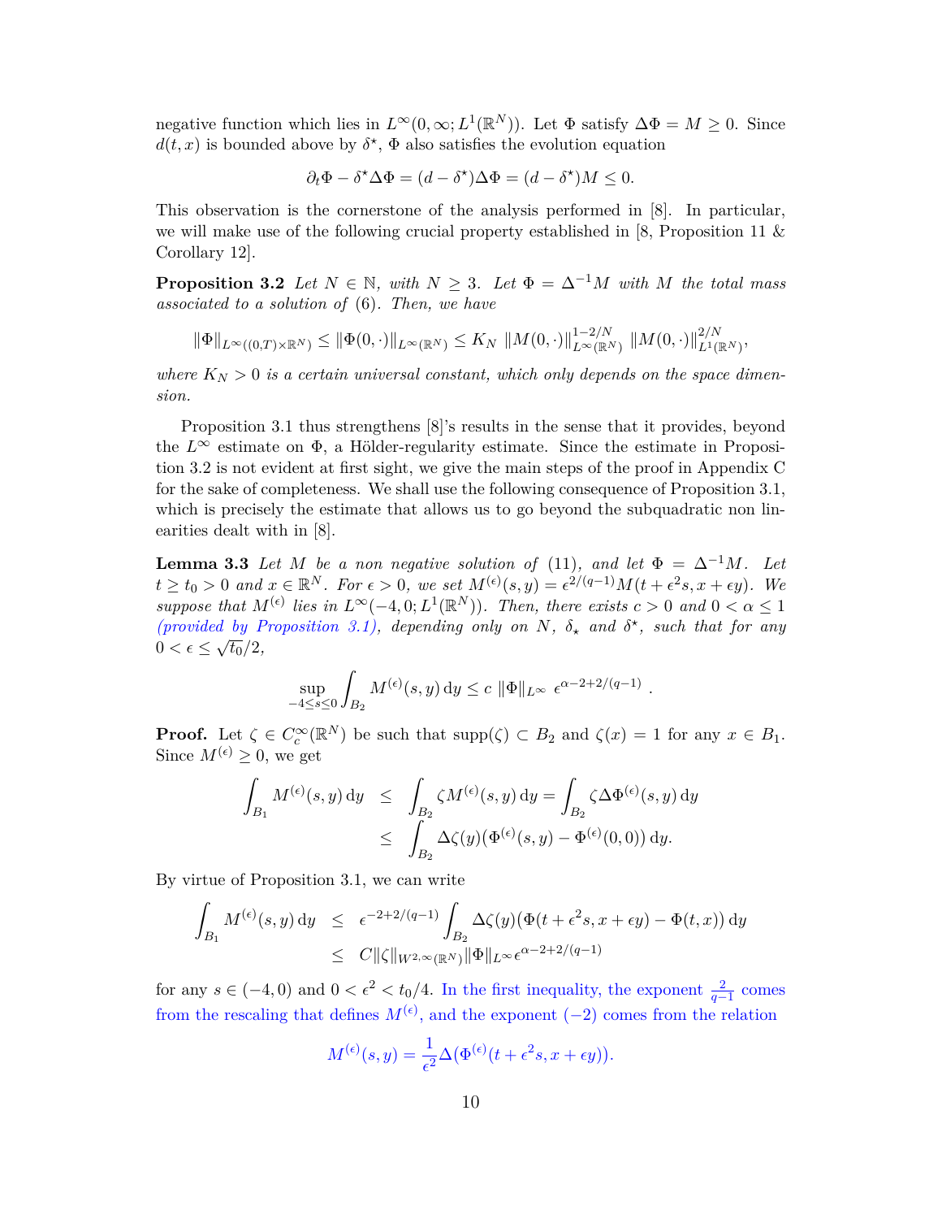negative function which lies in $L^\infty(0,\infty;L^1(\mathbb{R}^N))$. Let $\Phi$ satisfy $\Delta\Phi = M \geq 0$. Since $d(t,x)$ is bounded above by $\delta^\star$, $\Phi$ also satisfies the evolution equation

$$\partial_t \Phi - \delta^\star \Delta\Phi = (d-\delta^\star)\Delta\Phi = (d-\delta^\star)M \leq 0.$$

This observation is the cornerstone of the analysis performed in [8]. In particular, we will make use of the following crucial property established in [8, Proposition 11 & Corollary 12].

**Proposition 3.2** *Let $N \in \mathbb{N}$, with $N \geq 3$. Let $\Phi = \Delta^{-1}M$ with $M$ the total mass associated to a solution of (6). Then, we have*

$$\|\Phi\|_{L^\infty((0,T)\times\mathbb{R}^N)} \leq \|\Phi(0,\cdot)\|_{L^\infty(\mathbb{R}^N)} \leq K_N \ \|M(0,\cdot)\|_{L^\infty(\mathbb{R}^N)}^{1-2/N} \ \|M(0,\cdot)\|_{L^1(\mathbb{R}^N)}^{2/N},$$

*where $K_N > 0$ is a certain universal constant, which only depends on the space dimension.*

Proposition 3.1 thus strengthens [8]'s results in the sense that it provides, beyond the $L^\infty$ estimate on $\Phi$, a Hölder-regularity estimate. Since the estimate in Proposition 3.2 is not evident at first sight, we give the main steps of the proof in Appendix C for the sake of completeness. We shall use the following consequence of Proposition 3.1, which is precisely the estimate that allows us to go beyond the subquadratic non linearities dealt with in [8].

**Lemma 3.3** *Let $M$ be a non negative solution of (11), and let $\Phi = \Delta^{-1}M$. Let $t \geq t_0 > 0$ and $x \in \mathbb{R}^N$. For $\epsilon > 0$, we set $M^{(\epsilon)}(s,y) = \epsilon^{2/(q-1)}M(t+\epsilon^2 s, x+\epsilon y)$. We suppose that $M^{(\epsilon)}$ lies in $L^\infty(-4,0;L^1(\mathbb{R}^N))$. Then, there exists $c > 0$ and $0 < \alpha \leq 1$ (provided by Proposition 3.1), depending only on $N$, $\delta_\star$ and $\delta^\star$, such that for any $0 < \epsilon \leq \sqrt{t_0}/2$,*

$$\sup_{-4\leq s\leq 0} \int_{B_2} M^{(\epsilon)}(s,y)\,\mathrm{d}y \leq c\ \|\Phi\|_{L^\infty}\ \epsilon^{\alpha-2+2/(q-1)}\ .$$

**Proof.** Let $\zeta \in C_c^\infty(\mathbb{R}^N)$ be such that $\mathrm{supp}(\zeta) \subset B_2$ and $\zeta(x) = 1$ for any $x \in B_1$. Since $M^{(\epsilon)} \geq 0$, we get

$$\begin{aligned}\int_{B_1} M^{(\epsilon)}(s,y)\,\mathrm{d}y &\leq \int_{B_2} \zeta M^{(\epsilon)}(s,y)\,\mathrm{d}y = \int_{B_2} \zeta \Delta\Phi^{(\epsilon)}(s,y)\,\mathrm{d}y \\ &\leq \int_{B_2} \Delta\zeta(y)\big(\Phi^{(\epsilon)}(s,y) - \Phi^{(\epsilon)}(0,0)\big)\,\mathrm{d}y.\end{aligned}$$

By virtue of Proposition 3.1, we can write

$$\begin{aligned}\int_{B_1} M^{(\epsilon)}(s,y)\,\mathrm{d}y &\leq \epsilon^{-2+2/(q-1)} \int_{B_2} \Delta\zeta(y)\big(\Phi(t+\epsilon^2 s, x+\epsilon y) - \Phi(t,x)\big)\,\mathrm{d}y \\ &\leq C\|\zeta\|_{W^{2,\infty}(\mathbb{R}^N)}\|\Phi\|_{L^\infty}\epsilon^{\alpha-2+2/(q-1)}\end{aligned}$$

for any $s \in (-4,0)$ and $0 < \epsilon^2 < t_0/4$. In the first inequality, the exponent $\frac{2}{q-1}$ comes from the rescaling that defines $M^{(\epsilon)}$, and the exponent $(-2)$ comes from the relation

$$M^{(\epsilon)}(s,y) = \frac{1}{\epsilon^2}\Delta\big(\Phi^{(\epsilon)}(t+\epsilon^2 s, x+\epsilon y)\big).$$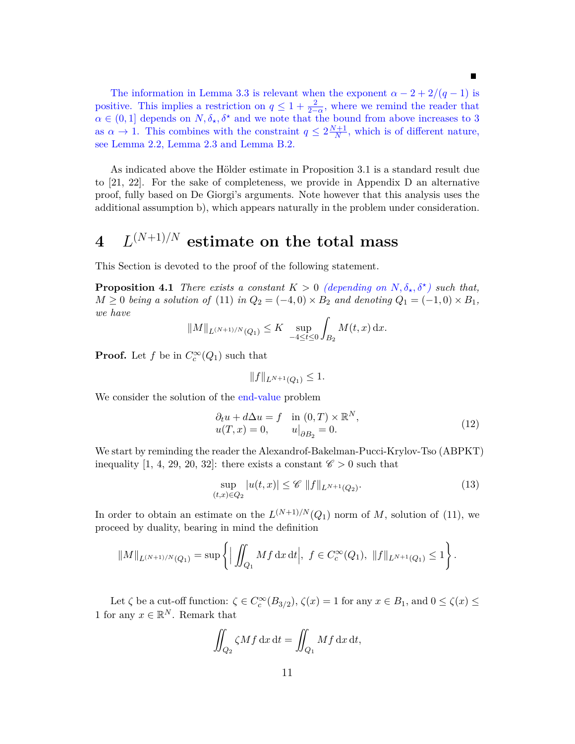■

The information in Lemma 3.3 is relevant when the exponent $\alpha - 2 + 2/(q-1)$ is positive. This implies a restriction on $q \le 1 + \frac{2}{2-\alpha}$, where we remind the reader that $\alpha \in (0,1]$ depends on $N, \delta_\star, \delta^\star$ and we note that the bound from above increases to 3 as $\alpha \to 1$. This combines with the constraint $q \le 2\frac{N+1}{N}$, which is of different nature, see Lemma 2.2, Lemma 2.3 and Lemma B.2.

As indicated above the Hölder estimate in Proposition 3.1 is a standard result due to [21, 22]. For the sake of completeness, we provide in Appendix D an alternative proof, fully based on De Giorgi's arguments. Note however that this analysis uses the additional assumption b), which appears naturally in the problem under consideration.

# 4 $L^{(N+1)/N}$ estimate on the total mass

This Section is devoted to the proof of the following statement.

**Proposition 4.1** *There exists a constant $K > 0$ (depending on $N, \delta_\star, \delta^\star$) such that, $M \ge 0$ being a solution of (11) in $Q_2 = (-4,0) \times B_2$ and denoting $Q_1 = (-1,0) \times B_1$, we have*

$$\|M\|_{L^{(N+1)/N}(Q_1)} \le K \sup_{-4 \le t \le 0} \int_{B_2} M(t,x)\,\mathrm{d}x.$$

**Proof.** Let $f$ be in $C_c^\infty(Q_1)$ such that

$$\|f\|_{L^{N+1}(Q_1)} \le 1.$$

We consider the solution of the end-value problem

$$\begin{array}{ll} \partial_t u + d\Delta u = f & \text{in } (0,T) \times \mathbb{R}^N, \\ u(T,x) = 0, & u\big|_{\partial B_2} = 0. \end{array} \tag{12}$$

We start by reminding the reader the Alexandrof-Bakelman-Pucci-Krylov-Tso (ABPKT) inequality [1, 4, 29, 20, 32]: there exists a constant $\mathscr{C} > 0$ such that

$$\sup_{(t,x) \in Q_2} |u(t,x)| \le \mathscr{C}\ \|f\|_{L^{N+1}(Q_2)}. \tag{13}$$

In order to obtain an estimate on the $L^{(N+1)/N}(Q_1)$ norm of $M$, solution of (11), we proceed by duality, bearing in mind the definition

$$\|M\|_{L^{(N+1)/N}(Q_1)} = \sup\left\{ \Big| \iint_{Q_1} Mf\,\mathrm{d}x\,\mathrm{d}t \Big|,\ f \in C_c^\infty(Q_1),\ \|f\|_{L^{N+1}(Q_1)} \le 1 \right\}.$$

Let $\zeta$ be a cut-off function: $\zeta \in C_c^\infty(B_{3/2})$, $\zeta(x) = 1$ for any $x \in B_1$, and $0 \le \zeta(x) \le 1$ for any $x \in \mathbb{R}^N$. Remark that

$$\iint_{Q_2} \zeta M f\,\mathrm{d}x\,\mathrm{d}t = \iint_{Q_1} Mf\,\mathrm{d}x\,\mathrm{d}t,$$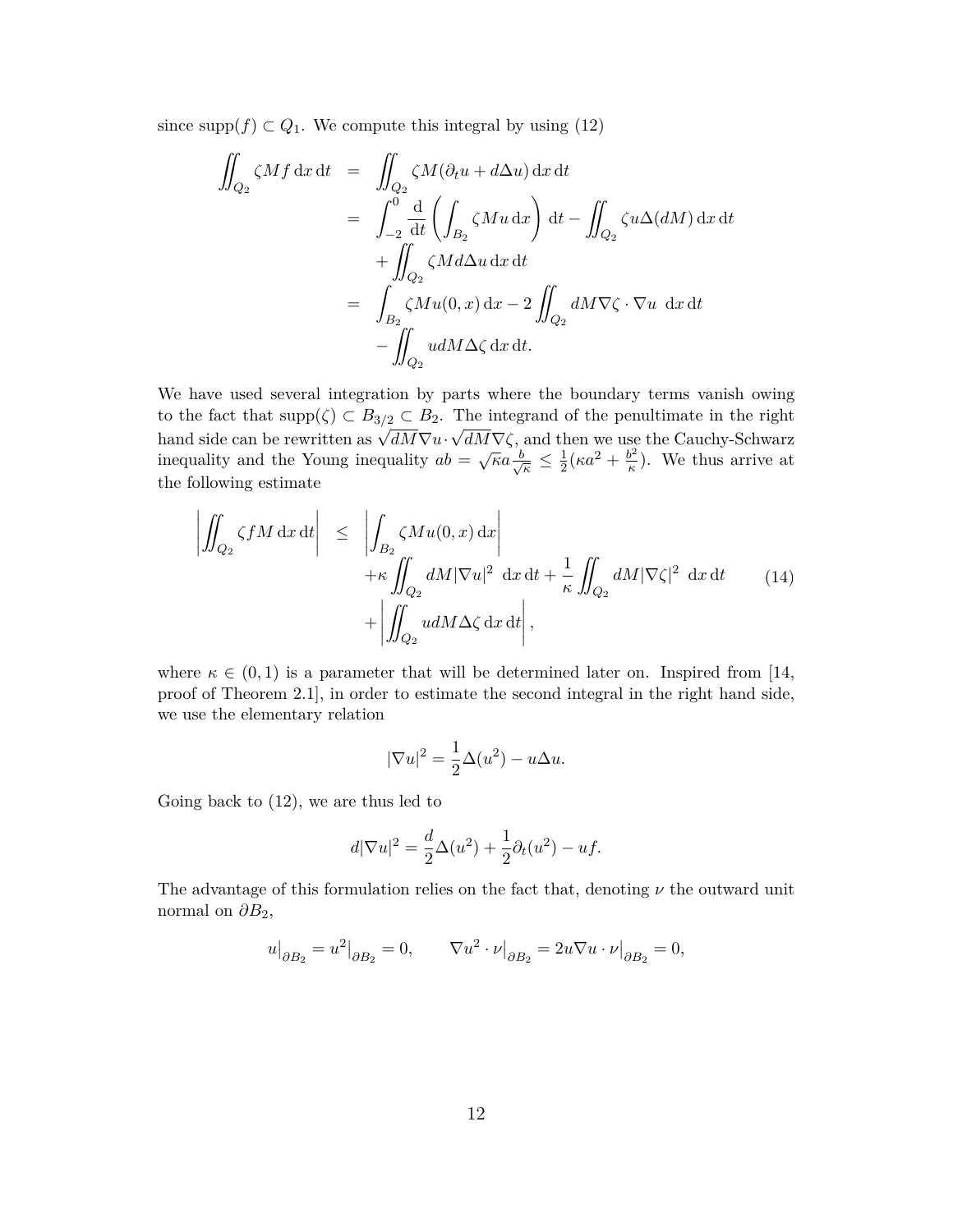since $\text{supp}(f) \subset Q_1$. We compute this integral by using (12)

$$
\begin{aligned}
\iint_{Q_2} \zeta M f \,\mathrm{d}x\,\mathrm{d}t &= \iint_{Q_2} \zeta M(\partial_t u + d\Delta u)\,\mathrm{d}x\,\mathrm{d}t \\
&= \int_{-2}^{0} \frac{\mathrm{d}}{\mathrm{d}t}\left(\int_{B_2} \zeta M u \,\mathrm{d}x\right)\mathrm{d}t - \iint_{Q_2} \zeta u \Delta(dM)\,\mathrm{d}x\,\mathrm{d}t \\
&\quad + \iint_{Q_2} \zeta M d\Delta u \,\mathrm{d}x\,\mathrm{d}t \\
&= \int_{B_2} \zeta M u(0,x)\,\mathrm{d}x - 2\iint_{Q_2} dM\nabla\zeta\cdot\nabla u \;\mathrm{d}x\,\mathrm{d}t \\
&\quad - \iint_{Q_2} u dM \Delta\zeta \,\mathrm{d}x\,\mathrm{d}t.
\end{aligned}
$$

We have used several integration by parts where the boundary terms vanish owing to the fact that $\text{supp}(\zeta) \subset B_{3/2} \subset B_2$. The integrand of the penultimate in the right hand side can be rewritten as $\sqrt{dM}\nabla u \cdot \sqrt{dM}\nabla\zeta$, and then we use the Cauchy-Schwarz inequality and the Young inequality $ab = \sqrt{\kappa}a\frac{b}{\sqrt{\kappa}} \leq \frac{1}{2}(\kappa a^2 + \frac{b^2}{\kappa})$. We thus arrive at the following estimate

$$
\begin{aligned}
\left|\iint_{Q_2} \zeta f M \,\mathrm{d}x\,\mathrm{d}t\right| \leq{}& \left|\int_{B_2} \zeta M u(0,x)\,\mathrm{d}x\right| \\
&+\kappa \iint_{Q_2} dM|\nabla u|^2 \;\mathrm{d}x\,\mathrm{d}t + \frac{1}{\kappa}\iint_{Q_2} dM|\nabla\zeta|^2 \;\mathrm{d}x\,\mathrm{d}t \\
&+\left|\iint_{Q_2} u dM \Delta\zeta \,\mathrm{d}x\,\mathrm{d}t\right|,
\end{aligned}
\tag{14}
$$

where $\kappa \in (0,1)$ is a parameter that will be determined later on. Inspired from [14, proof of Theorem 2.1], in order to estimate the second integral in the right hand side, we use the elementary relation

$$
|\nabla u|^2 = \frac{1}{2}\Delta(u^2) - u\Delta u.
$$

Going back to (12), we are thus led to

$$
d|\nabla u|^2 = \frac{d}{2}\Delta(u^2) + \frac{1}{2}\partial_t(u^2) - uf.
$$

The advantage of this formulation relies on the fact that, denoting $\nu$ the outward unit normal on $\partial B_2$,

$$
u\big|_{\partial B_2} = u^2\big|_{\partial B_2} = 0, \qquad \nabla u^2 \cdot \nu\big|_{\partial B_2} = 2u\nabla u\cdot\nu\big|_{\partial B_2} = 0,
$$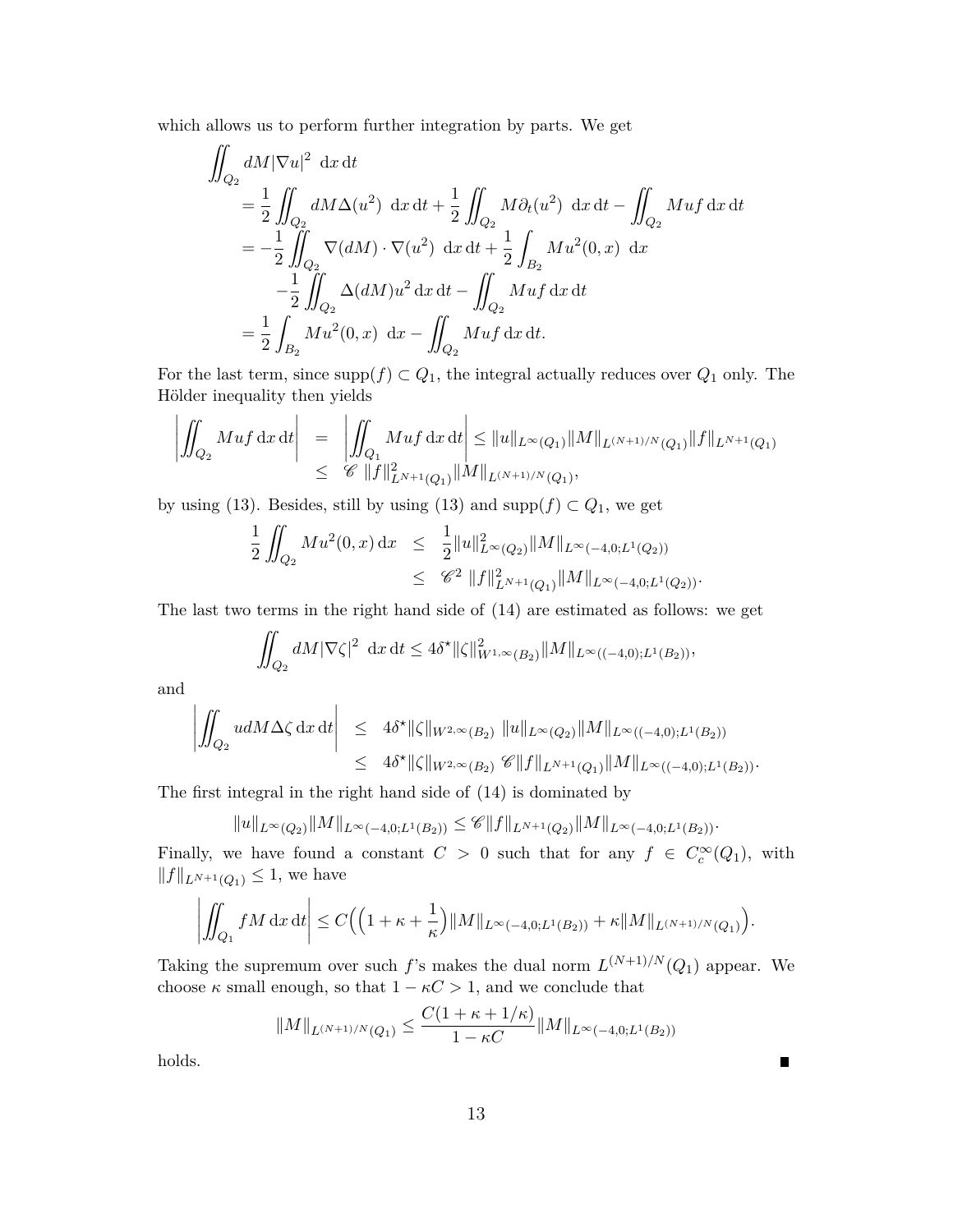which allows us to perform further integration by parts. We get

$$
\begin{aligned}
&\iint_{Q_2} dM|\nabla u|^2 \ \mathrm{d}x\,\mathrm{d}t \\
&\quad = \frac{1}{2}\iint_{Q_2} dM\Delta(u^2) \ \mathrm{d}x\,\mathrm{d}t + \frac{1}{2}\iint_{Q_2} M\partial_t(u^2) \ \mathrm{d}x\,\mathrm{d}t - \iint_{Q_2} Muf\,\mathrm{d}x\,\mathrm{d}t \\
&\quad = -\frac{1}{2}\iint_{Q_2} \nabla(dM)\cdot\nabla(u^2) \ \mathrm{d}x\,\mathrm{d}t + \frac{1}{2}\int_{B_2} Mu^2(0,x) \ \mathrm{d}x \\
&\qquad -\frac{1}{2}\iint_{Q_2} \Delta(dM)u^2\,\mathrm{d}x\,\mathrm{d}t - \iint_{Q_2} Muf\,\mathrm{d}x\,\mathrm{d}t \\
&\quad = \frac{1}{2}\int_{B_2} Mu^2(0,x) \ \mathrm{d}x - \iint_{Q_2} Muf\,\mathrm{d}x\,\mathrm{d}t.
\end{aligned}
$$

For the last term, since $\mathrm{supp}(f)\subset Q_1$, the integral actually reduces over $Q_1$ only. The Hölder inequality then yields

$$
\begin{aligned}
\left|\iint_{Q_2} Muf\,\mathrm{d}x\,\mathrm{d}t\right| &= \left|\iint_{Q_1} Muf\,\mathrm{d}x\,\mathrm{d}t\right| \le \|u\|_{L^\infty(Q_1)}\|M\|_{L^{(N+1)/N}(Q_1)}\|f\|_{L^{N+1}(Q_1)} \\
&\le \mathscr{C}\ \|f\|^2_{L^{N+1}(Q_1)}\|M\|_{L^{(N+1)/N}(Q_1)},
\end{aligned}
$$

by using (13). Besides, still by using (13) and $\mathrm{supp}(f)\subset Q_1$, we get

$$
\begin{aligned}
\frac{1}{2}\iint_{Q_2} Mu^2(0,x)\,\mathrm{d}x &\le \frac{1}{2}\|u\|^2_{L^\infty(Q_2)}\|M\|_{L^\infty(-4,0;L^1(Q_2))} \\
&\le \mathscr{C}^2\ \|f\|^2_{L^{N+1}(Q_1)}\|M\|_{L^\infty(-4,0;L^1(Q_2))}.
\end{aligned}
$$

The last two terms in the right hand side of (14) are estimated as follows: we get

$$
\iint_{Q_2} dM|\nabla\zeta|^2 \ \mathrm{d}x\,\mathrm{d}t \le 4\delta^\star\|\zeta\|^2_{W^{1,\infty}(B_2)}\|M\|_{L^\infty((-4,0);L^1(B_2))},
$$

and

$$
\begin{aligned}
\left|\iint_{Q_2} udM\Delta\zeta\,\mathrm{d}x\,\mathrm{d}t\right| &\le 4\delta^\star\|\zeta\|_{W^{2,\infty}(B_2)}\ \|u\|_{L^\infty(Q_2)}\|M\|_{L^\infty((-4,0);L^1(B_2))} \\
&\le 4\delta^\star\|\zeta\|_{W^{2,\infty}(B_2)}\ \mathscr{C}\|f\|_{L^{N+1}(Q_1)}\|M\|_{L^\infty((-4,0);L^1(B_2))}.
\end{aligned}
$$

The first integral in the right hand side of (14) is dominated by

$$
\|u\|_{L^\infty(Q_2)}\|M\|_{L^\infty(-4,0;L^1(B_2))} \le \mathscr{C}\|f\|_{L^{N+1}(Q_2)}\|M\|_{L^\infty(-4,0;L^1(B_2))}.
$$

Finally, we have found a constant $C>0$ such that for any $f\in C_c^\infty(Q_1)$, with $\|f\|_{L^{N+1}(Q_1)}\le 1$, we have

$$
\left|\iint_{Q_1} fM\,\mathrm{d}x\,\mathrm{d}t\right| \le C\Big(\Big(1+\kappa+\frac{1}{\kappa}\Big)\|M\|_{L^\infty(-4,0;L^1(B_2))} + \kappa\|M\|_{L^{(N+1)/N}(Q_1)}\Big).
$$

Taking the supremum over such $f$'s makes the dual norm $L^{(N+1)/N}(Q_1)$ appear. We choose $\kappa$ small enough, so that $1-\kappa C>1$, and we conclude that

$$
\|M\|_{L^{(N+1)/N}(Q_1)} \le \frac{C(1+\kappa+1/\kappa)}{1-\kappa C}\|M\|_{L^\infty(-4,0;L^1(B_2))}
$$

holds. ∎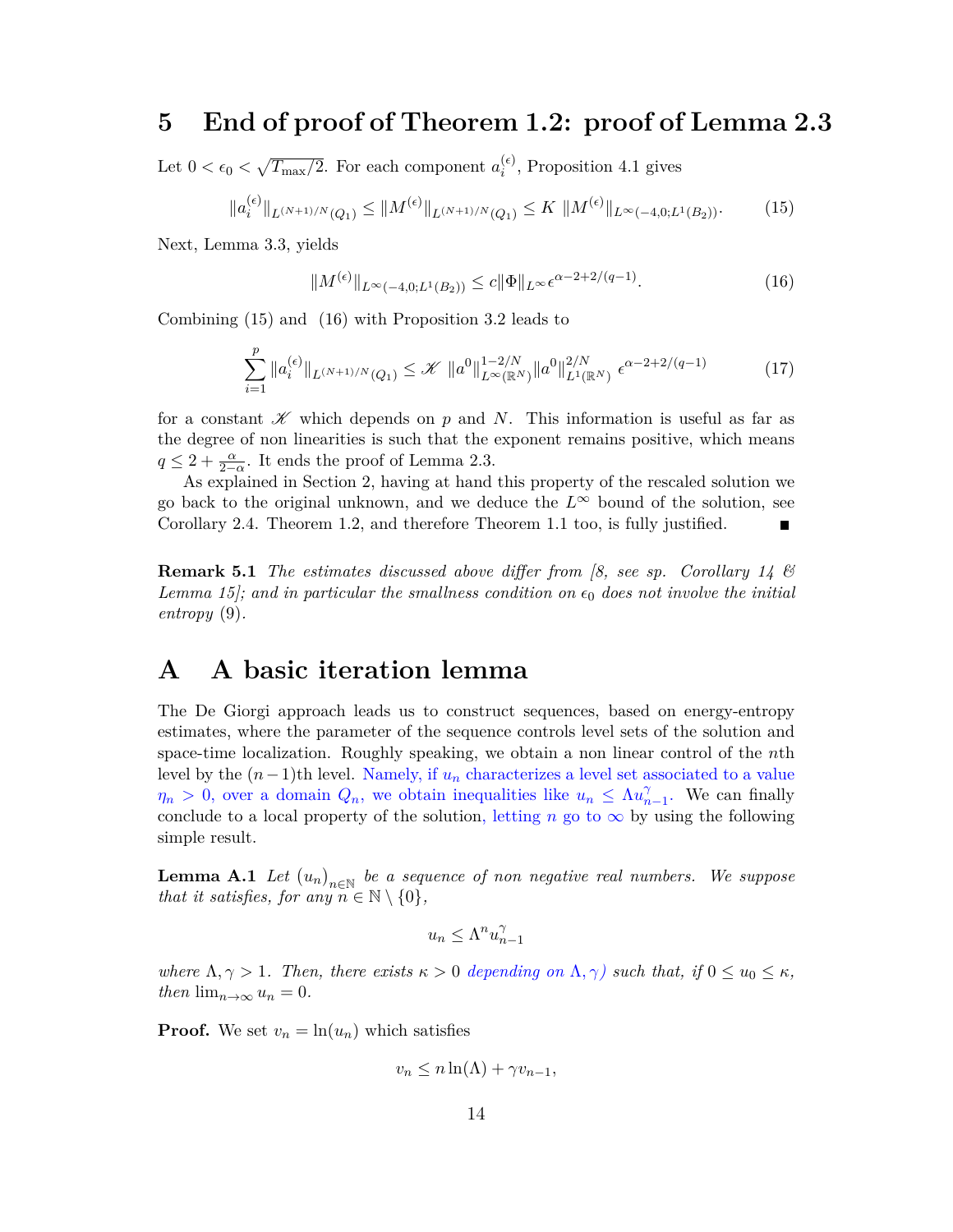# 5 End of proof of Theorem 1.2: proof of Lemma 2.3

Let $0 < \epsilon_0 < \sqrt{T_{\max}/2}$. For each component $a_i^{(\epsilon)}$, Proposition 4.1 gives

$$\|a_i^{(\epsilon)}\|_{L^{(N+1)/N}(Q_1)} \leq \|M^{(\epsilon)}\|_{L^{(N+1)/N}(Q_1)} \leq K\ \|M^{(\epsilon)}\|_{L^\infty(-4,0;L^1(B_2))}. \tag{15}$$

Next, Lemma 3.3, yields

$$\|M^{(\epsilon)}\|_{L^\infty(-4,0;L^1(B_2))} \leq c\|\Phi\|_{L^\infty}\epsilon^{\alpha-2+2/(q-1)}. \tag{16}$$

Combining (15) and (16) with Proposition 3.2 leads to

$$\sum_{i=1}^{p} \|a_i^{(\epsilon)}\|_{L^{(N+1)/N}(Q_1)} \leq \mathscr{K}\ \|a^0\|^{1-2/N}_{L^\infty(\mathbb{R}^N)}\|a^0\|^{2/N}_{L^1(\mathbb{R}^N)}\ \epsilon^{\alpha-2+2/(q-1)} \tag{17}$$

for a constant $\mathscr{K}$ which depends on $p$ and $N$. This information is useful as far as the degree of non linearities is such that the exponent remains positive, which means $q \leq 2 + \frac{\alpha}{2-\alpha}$. It ends the proof of Lemma 2.3.

As explained in Section 2, having at hand this property of the rescaled solution we go back to the original unknown, and we deduce the $L^\infty$ bound of the solution, see Corollary 2.4. Theorem 1.2, and therefore Theorem 1.1 too, is fully justified. ∎

**Remark 5.1** *The estimates discussed above differ from [8, see sp. Corollary 14 & Lemma 15]; and in particular the smallness condition on $\epsilon_0$ does not involve the initial entropy* (9)*.*

# A A basic iteration lemma

The De Giorgi approach leads us to construct sequences, based on energy-entropy estimates, where the parameter of the sequence controls level sets of the solution and space-time localization. Roughly speaking, we obtain a non linear control of the $n$th level by the $(n-1)$th level. Namely, if $u_n$ characterizes a level set associated to a value $\eta_n > 0$, over a domain $Q_n$, we obtain inequalities like $u_n \leq \Lambda u_{n-1}^\gamma$. We can finally conclude to a local property of the solution, letting $n$ go to $\infty$ by using the following simple result.

**Lemma A.1** *Let $(u_n)_{n\in\mathbb{N}}$ be a sequence of non negative real numbers. We suppose that it satisfies, for any $n \in \mathbb{N}\setminus\{0\}$,*

$$u_n \leq \Lambda^n u_{n-1}^\gamma$$

*where $\Lambda, \gamma > 1$. Then, there exists $\kappa > 0$ depending on $\Lambda, \gamma)$ such that, if $0 \leq u_0 \leq \kappa$, then $\lim_{n\to\infty} u_n = 0$.*

**Proof.** We set $v_n = \ln(u_n)$ which satisfies

$$v_n \leq n\ln(\Lambda) + \gamma v_{n-1},$$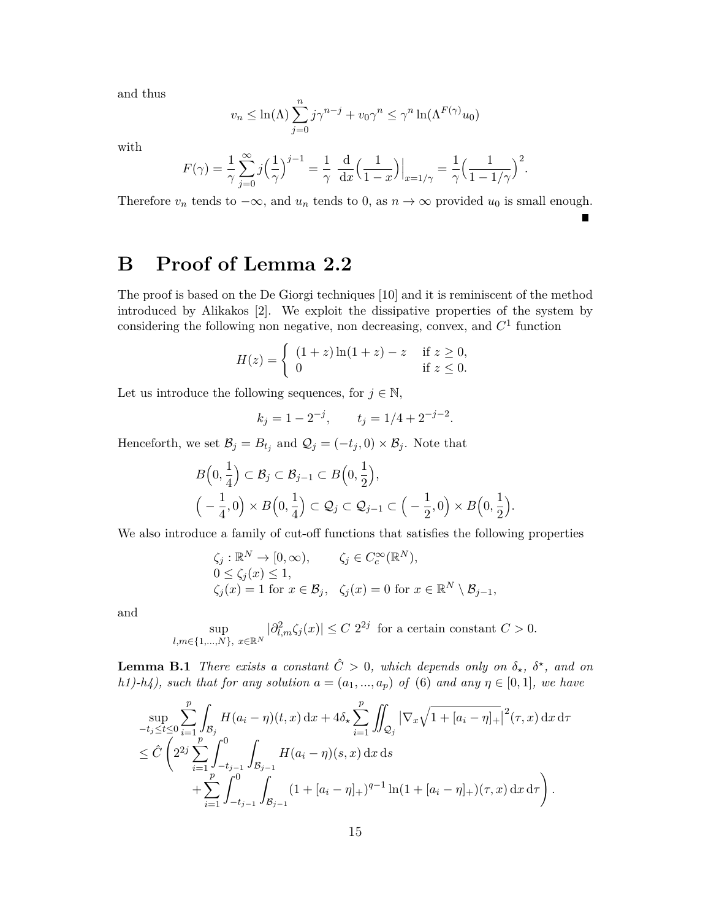and thus

$$v_n \leq \ln(\Lambda) \sum_{j=0}^{n} j\gamma^{n-j} + v_0\gamma^n \leq \gamma^n \ln(\Lambda^{F(\gamma)} u_0)$$

with

$$F(\gamma) = \frac{1}{\gamma} \sum_{j=0}^{\infty} j\Big(\frac{1}{\gamma}\Big)^{j-1} = \frac{1}{\gamma} \ \frac{\mathrm{d}}{\mathrm{d}x}\Big(\frac{1}{1-x}\Big)\Big|_{x=1/\gamma} = \frac{1}{\gamma}\Big(\frac{1}{1-1/\gamma}\Big)^2.$$

Therefore $v_n$ tends to $-\infty$, and $u_n$ tends to 0, as $n \to \infty$ provided $u_0$ is small enough. ∎

# B Proof of Lemma 2.2

The proof is based on the De Giorgi techniques [10] and it is reminiscent of the method introduced by Alikakos [2]. We exploit the dissipative properties of the system by considering the following non negative, non decreasing, convex, and $C^1$ function

$$H(z) = \left\{ \begin{array}{ll} (1+z)\ln(1+z) - z & \text{if } z \geq 0, \\ 0 & \text{if } z \leq 0. \end{array} \right.$$

Let us introduce the following sequences, for $j \in \mathbb{N}$,

$$k_j = 1 - 2^{-j}, \qquad t_j = 1/4 + 2^{-j-2}.$$

Henceforth, we set $\mathcal{B}_j = B_{t_j}$ and $\mathcal{Q}_j = (-t_j, 0) \times \mathcal{B}_j$. Note that

$$\begin{aligned} &B\Big(0, \frac{1}{4}\Big) \subset \mathcal{B}_j \subset \mathcal{B}_{j-1} \subset B\Big(0, \frac{1}{2}\Big), \\ &\Big(-\frac{1}{4}, 0\Big) \times B\Big(0, \frac{1}{4}\Big) \subset \mathcal{Q}_j \subset \mathcal{Q}_{j-1} \subset \Big(-\frac{1}{2}, 0\Big) \times B\Big(0, \frac{1}{2}\Big). \end{aligned}$$

We also introduce a family of cut-off functions that satisfies the following properties

$$\begin{aligned} &\zeta_j : \mathbb{R}^N \to [0, \infty), \qquad \zeta_j \in C_c^\infty(\mathbb{R}^N), \\ &0 \leq \zeta_j(x) \leq 1, \\ &\zeta_j(x) = 1 \text{ for } x \in \mathcal{B}_j, \quad \zeta_j(x) = 0 \text{ for } x \in \mathbb{R}^N \setminus \mathcal{B}_{j-1}, \end{aligned}$$

and

$$\sup_{l,m \in \{1,...,N\},\ x \in \mathbb{R}^N} |\partial^2_{l,m}\zeta_j(x)| \leq C\ 2^{2j} \ \text{ for a certain constant } C > 0.$$

**Lemma B.1** *There exists a constant $\hat{C} > 0$, which depends only on $\delta_\star$, $\delta^\star$, and on h1)-h4), such that for any solution $a = (a_1, ..., a_p)$ of (6) and any $\eta \in [0, 1]$, we have*

$$\begin{aligned} &\sup_{-t_j \leq t \leq 0} \sum_{i=1}^{p} \int_{\mathcal{B}_j} H(a_i - \eta)(t, x) \,\mathrm{d}x + 4\delta_\star \sum_{i=1}^{p} \iint_{\mathcal{Q}_j} \big|\nabla_x \sqrt{1 + [a_i - \eta]_+}\big|^2(\tau, x) \,\mathrm{d}x \,\mathrm{d}\tau \\ &\leq \hat{C} \Bigg( 2^{2j} \sum_{i=1}^{p} \int_{-t_{j-1}}^{0} \int_{\mathcal{B}_{j-1}} H(a_i - \eta)(s, x) \,\mathrm{d}x \,\mathrm{d}s \\ &\qquad + \sum_{i=1}^{p} \int_{-t_{j-1}}^{0} \int_{\mathcal{B}_{j-1}} (1 + [a_i - \eta]_+)^{q-1} \ln(1 + [a_i - \eta]_+)(\tau, x) \,\mathrm{d}x \,\mathrm{d}\tau \Bigg). \end{aligned}$$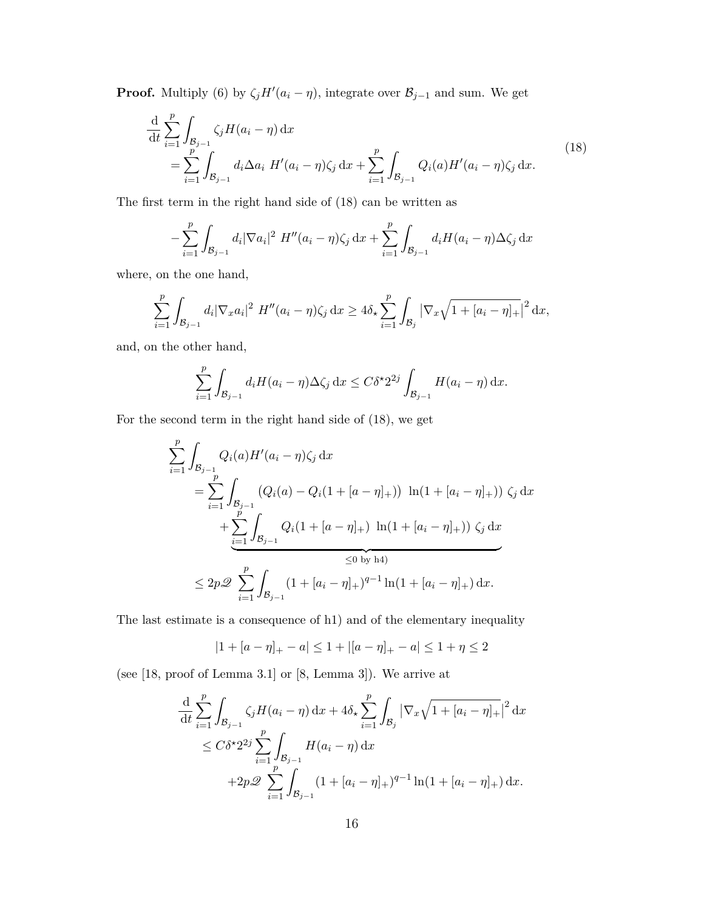**Proof.** Multiply (6) by $\zeta_j H'(a_i - \eta)$, integrate over $\mathcal{B}_{j-1}$ and sum. We get

$$
\begin{aligned}
&\frac{\mathrm{d}}{\mathrm{d}t} \sum_{i=1}^{p} \int_{\mathcal{B}_{j-1}} \zeta_j H(a_i - \eta)\,\mathrm{d}x \\
&\quad = \sum_{i=1}^{p} \int_{\mathcal{B}_{j-1}} d_i \Delta a_i \; H'(a_i - \eta)\zeta_j\,\mathrm{d}x + \sum_{i=1}^{p} \int_{\mathcal{B}_{j-1}} Q_i(a) H'(a_i - \eta)\zeta_j\,\mathrm{d}x.
\end{aligned}
\tag{18}
$$

The first term in the right hand side of (18) can be written as

$$
-\sum_{i=1}^{p} \int_{\mathcal{B}_{j-1}} d_i |\nabla a_i|^2 \; H''(a_i - \eta)\zeta_j\,\mathrm{d}x + \sum_{i=1}^{p} \int_{\mathcal{B}_{j-1}} d_i H(a_i - \eta)\Delta\zeta_j\,\mathrm{d}x
$$

where, on the one hand,

$$
\sum_{i=1}^{p} \int_{\mathcal{B}_{j-1}} d_i |\nabla_x a_i|^2 \; H''(a_i - \eta)\zeta_j\,\mathrm{d}x \geq 4\delta_\star \sum_{i=1}^{p} \int_{\mathcal{B}_j} \left|\nabla_x \sqrt{1 + [a_i - \eta]_+}\right|^2 \mathrm{d}x,
$$

and, on the other hand,

$$
\sum_{i=1}^{p} \int_{\mathcal{B}_{j-1}} d_i H(a_i - \eta)\Delta\zeta_j\,\mathrm{d}x \leq C\delta^\star 2^{2j} \int_{\mathcal{B}_{j-1}} H(a_i - \eta)\,\mathrm{d}x.
$$

For the second term in the right hand side of (18), we get

$$
\begin{aligned}
&\sum_{i=1}^{p} \int_{\mathcal{B}_{j-1}} Q_i(a) H'(a_i - \eta)\zeta_j\,\mathrm{d}x \\
&\quad = \sum_{i=1}^{p} \int_{\mathcal{B}_{j-1}} \big(Q_i(a) - Q_i(1 + [a - \eta]_+)\big) \; \ln(1 + [a_i - \eta]_+)\big) \; \zeta_j\,\mathrm{d}x \\
&\qquad + \underbrace{\sum_{i=1}^{p} \int_{\mathcal{B}_{j-1}} Q_i(1 + [a - \eta]_+) \; \ln(1 + [a_i - \eta]_+)\big) \; \zeta_j\,\mathrm{d}x}_{\leq 0 \text{ by h4)}} \\
&\quad \leq 2p\mathscr{Q} \; \sum_{i=1}^{p} \int_{\mathcal{B}_{j-1}} (1 + [a_i - \eta]_+)^{q-1} \ln(1 + [a_i - \eta]_+)\,\mathrm{d}x.
\end{aligned}
$$

The last estimate is a consequence of h1) and of the elementary inequality

$$
|1 + [a - \eta]_+ - a| \leq 1 + |[a - \eta]_+ - a| \leq 1 + \eta \leq 2
$$

(see [18, proof of Lemma 3.1] or [8, Lemma 3]). We arrive at

$$
\begin{aligned}
\frac{\mathrm{d}}{\mathrm{d}t} \sum_{i=1}^{p} \int_{\mathcal{B}_{j-1}} \zeta_j H(a_i - \eta)\,\mathrm{d}x &+ 4\delta_\star \sum_{i=1}^{p} \int_{\mathcal{B}_j} \left|\nabla_x \sqrt{1 + [a_i - \eta]_+}\right|^2 \mathrm{d}x \\
&\leq C\delta^\star 2^{2j} \sum_{i=1}^{p} \int_{\mathcal{B}_{j-1}} H(a_i - \eta)\,\mathrm{d}x \\
&\qquad + 2p\mathscr{Q} \; \sum_{i=1}^{p} \int_{\mathcal{B}_{j-1}} (1 + [a_i - \eta]_+)^{q-1} \ln(1 + [a_i - \eta]_+)\,\mathrm{d}x.
\end{aligned}
$$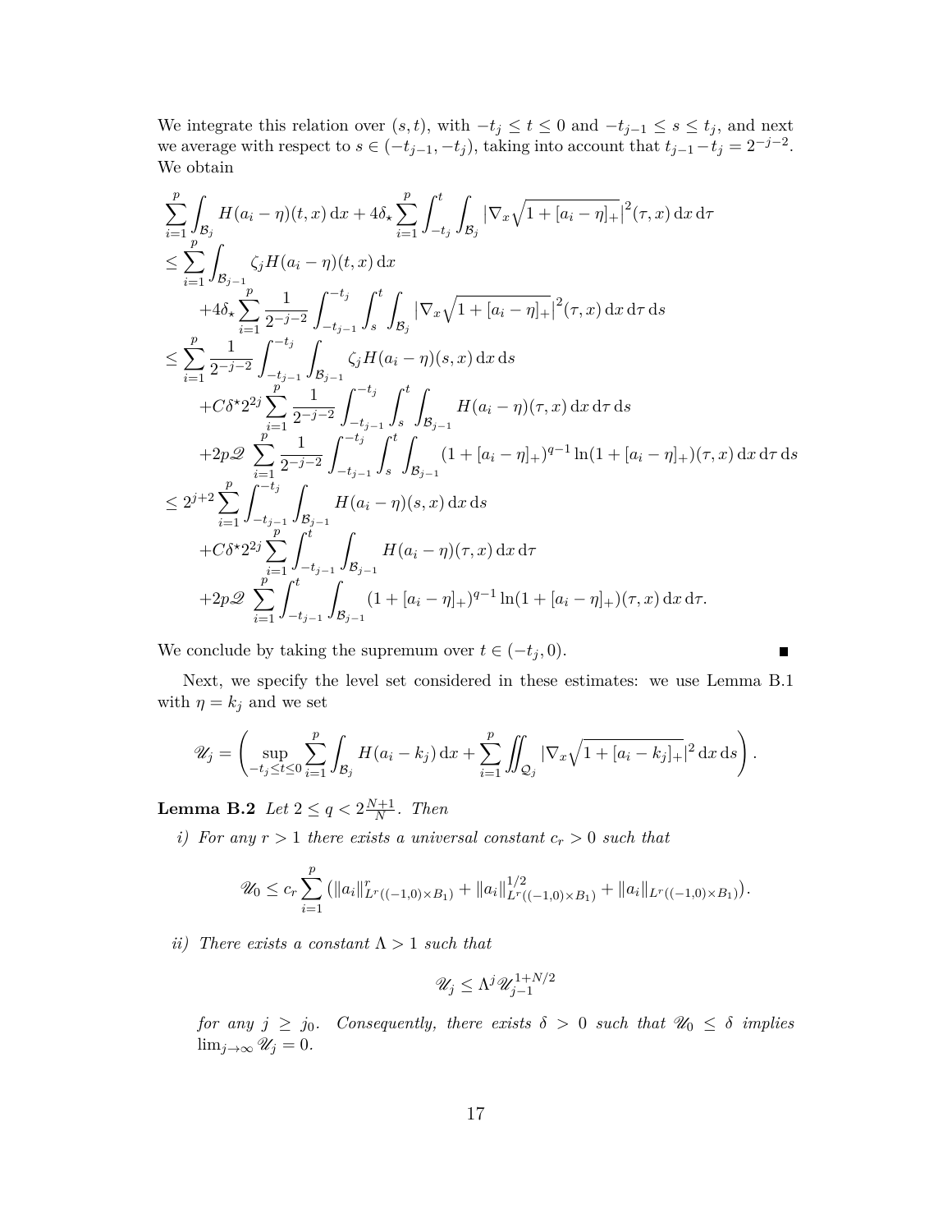We integrate this relation over $(s,t)$, with $-t_j \le t \le 0$ and $-t_{j-1} \le s \le t_j$, and next we average with respect to $s \in (-t_{j-1}, -t_j)$, taking into account that $t_{j-1} - t_j = 2^{-j-2}$. We obtain

$$
\begin{aligned}
&\sum_{i=1}^{p} \int_{\mathcal{B}_j} H(a_i - \eta)(t,x)\,\mathrm{d}x + 4\delta_\star \sum_{i=1}^{p} \int_{-t_j}^{t} \int_{\mathcal{B}_j} \left|\nabla_x \sqrt{1 + [a_i - \eta]_+}\right|^2 (\tau, x)\,\mathrm{d}x\,\mathrm{d}\tau \\
&\le \sum_{i=1}^{p} \int_{\mathcal{B}_{j-1}} \zeta_j H(a_i - \eta)(t,x)\,\mathrm{d}x \\
&\qquad + 4\delta_\star \sum_{i=1}^{p} \frac{1}{2^{-j-2}} \int_{-t_{j-1}}^{-t_j} \int_s^t \int_{\mathcal{B}_j} \left|\nabla_x \sqrt{1 + [a_i - \eta]_+}\right|^2 (\tau, x)\,\mathrm{d}x\,\mathrm{d}\tau\,\mathrm{d}s \\
&\le \sum_{i=1}^{p} \frac{1}{2^{-j-2}} \int_{-t_{j-1}}^{-t_j} \int_{\mathcal{B}_{j-1}} \zeta_j H(a_i - \eta)(s,x)\,\mathrm{d}x\,\mathrm{d}s \\
&\qquad + C\delta^\star 2^{2j} \sum_{i=1}^{p} \frac{1}{2^{-j-2}} \int_{-t_{j-1}}^{-t_j} \int_s^t \int_{\mathcal{B}_{j-1}} H(a_i - \eta)(\tau, x)\,\mathrm{d}x\,\mathrm{d}\tau\,\mathrm{d}s \\
&\qquad + 2p\mathscr{Q} \sum_{i=1}^{p} \frac{1}{2^{-j-2}} \int_{-t_{j-1}}^{-t_j} \int_s^t \int_{\mathcal{B}_{j-1}} (1 + [a_i - \eta]_+)^{q-1} \ln(1 + [a_i - \eta]_+)(\tau, x)\,\mathrm{d}x\,\mathrm{d}\tau\,\mathrm{d}s \\
&\le 2^{j+2} \sum_{i=1}^{p} \int_{-t_{j-1}}^{-t_j} \int_{\mathcal{B}_{j-1}} H(a_i - \eta)(s,x)\,\mathrm{d}x\,\mathrm{d}s \\
&\qquad + C\delta^\star 2^{2j} \sum_{i=1}^{p} \int_{-t_{j-1}}^{t} \int_{\mathcal{B}_{j-1}} H(a_i - \eta)(\tau, x)\,\mathrm{d}x\,\mathrm{d}\tau \\
&\qquad + 2p\mathscr{Q} \sum_{i=1}^{p} \int_{-t_{j-1}}^{t} \int_{\mathcal{B}_{j-1}} (1 + [a_i - \eta]_+)^{q-1} \ln(1 + [a_i - \eta]_+)(\tau, x)\,\mathrm{d}x\,\mathrm{d}\tau.
\end{aligned}
$$

We conclude by taking the supremum over $t \in (-t_j, 0)$. ∎

Next, we specify the level set considered in these estimates: we use Lemma B.1 with $\eta = k_j$ and we set

$$
\mathscr{U}_j = \left( \sup_{-t_j \le t \le 0} \sum_{i=1}^{p} \int_{\mathcal{B}_j} H(a_i - k_j)\,\mathrm{d}x + \sum_{i=1}^{p} \iint_{\mathcal{Q}_j} |\nabla_x \sqrt{1 + [a_i - k_j]_+}|^2\,\mathrm{d}x\,\mathrm{d}s \right).
$$

**Lemma B.2** *Let $2 \le q < 2\frac{N+1}{N}$. Then*

*i) For any $r > 1$ there exists a universal constant $c_r > 0$ such that*

$$
\mathscr{U}_0 \le c_r \sum_{i=1}^{p} \left( \|a_i\|^r_{L^r((-1,0)\times B_1)} + \|a_i\|^{1/2}_{L^r((-1,0)\times B_1)} + \|a_i\|_{L^r((-1,0)\times B_1)} \right).
$$

*ii) There exists a constant $\Lambda > 1$ such that*

$$
\mathscr{U}_j \le \Lambda^j \mathscr{U}_{j-1}^{1+N/2}
$$

*for any $j \ge j_0$. Consequently, there exists $\delta > 0$ such that $\mathscr{U}_0 \le \delta$ implies $\lim_{j\to\infty} \mathscr{U}_j = 0$.*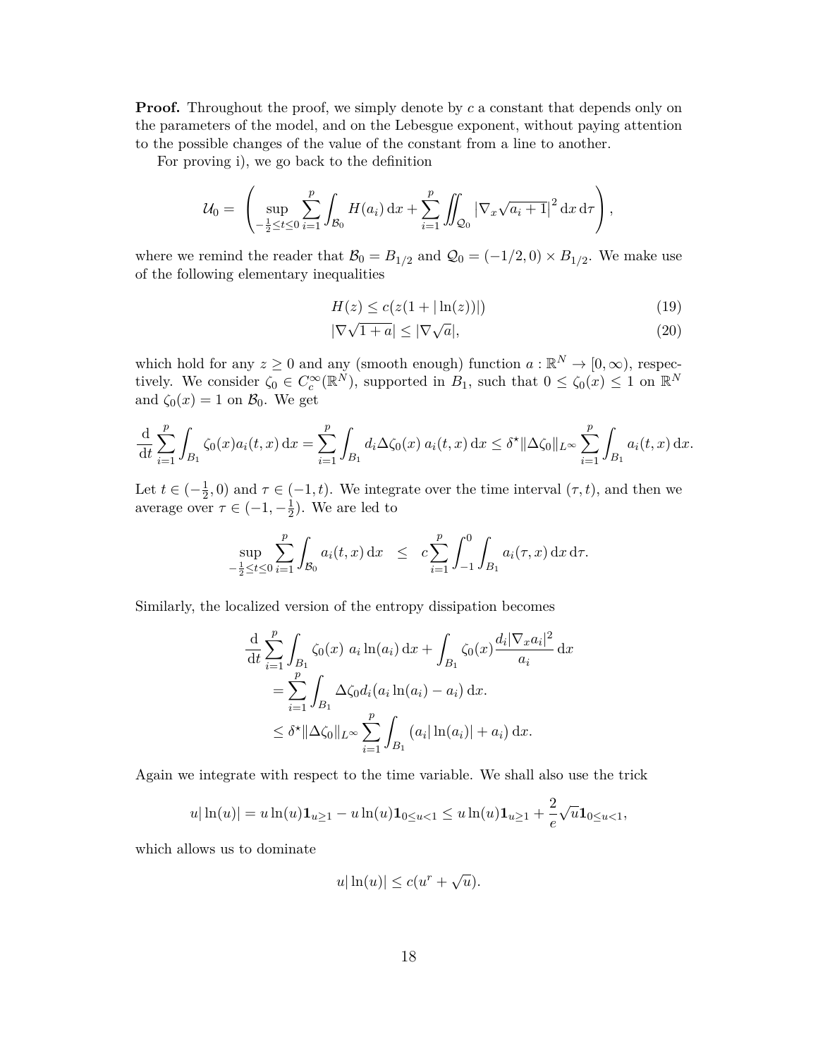**Proof.** Throughout the proof, we simply denote by $c$ a constant that depends only on the parameters of the model, and on the Lebesgue exponent, without paying attention to the possible changes of the value of the constant from a line to another.

For proving i), we go back to the definition

$$\mathcal{U}_0 = \left( \sup_{-\frac{1}{2} \le t \le 0} \sum_{i=1}^{p} \int_{\mathcal{B}_0} H(a_i)\, \mathrm{d}x + \sum_{i=1}^{p} \iint_{\mathcal{Q}_0} \left| \nabla_x \sqrt{a_i + 1} \right|^2 \mathrm{d}x\, \mathrm{d}\tau \right),$$

where we remind the reader that $\mathcal{B}_0 = B_{1/2}$ and $\mathcal{Q}_0 = (-1/2, 0) \times B_{1/2}$. We make use of the following elementary inequalities

$$H(z) \le c(z(1 + |\ln(z))|) \tag{19}$$

$$|\nabla \sqrt{1+a}| \le |\nabla \sqrt{a}|, \tag{20}$$

which hold for any $z \ge 0$ and any (smooth enough) function $a : \mathbb{R}^N \to [0, \infty)$, respectively. We consider $\zeta_0 \in C_c^\infty(\mathbb{R}^N)$, supported in $B_1$, such that $0 \le \zeta_0(x) \le 1$ on $\mathbb{R}^N$ and $\zeta_0(x) = 1$ on $\mathcal{B}_0$. We get

$$\frac{\mathrm{d}}{\mathrm{d}t} \sum_{i=1}^{p} \int_{B_1} \zeta_0(x) a_i(t,x)\, \mathrm{d}x = \sum_{i=1}^{p} \int_{B_1} d_i \Delta\zeta_0(x)\, a_i(t,x)\, \mathrm{d}x \le \delta^\star \|\Delta\zeta_0\|_{L^\infty} \sum_{i=1}^{p} \int_{B_1} a_i(t,x)\, \mathrm{d}x.$$

Let $t \in (-\frac{1}{2}, 0)$ and $\tau \in (-1, t)$. We integrate over the time interval $(\tau, t)$, and then we average over $\tau \in (-1, -\frac{1}{2})$. We are led to

$$\sup_{-\frac{1}{2} \le t \le 0} \sum_{i=1}^{p} \int_{\mathcal{B}_0} a_i(t,x)\, \mathrm{d}x \quad \le \quad c \sum_{i=1}^{p} \int_{-1}^{0} \int_{B_1} a_i(\tau, x)\, \mathrm{d}x\, \mathrm{d}\tau.$$

Similarly, the localized version of the entropy dissipation becomes

$$\begin{aligned}
\frac{\mathrm{d}}{\mathrm{d}t} \sum_{i=1}^{p} \int_{B_1} \zeta_0(x)\ a_i \ln(a_i)\, \mathrm{d}x &+ \int_{B_1} \zeta_0(x) \frac{d_i |\nabla_x a_i|^2}{a_i}\, \mathrm{d}x \\
&= \sum_{i=1}^{p} \int_{B_1} \Delta\zeta_0 d_i (a_i \ln(a_i) - a_i)\, \mathrm{d}x. \\
&\le \delta^\star \|\Delta\zeta_0\|_{L^\infty} \sum_{i=1}^{p} \int_{B_1} (a_i |\ln(a_i)| + a_i)\, \mathrm{d}x.
\end{aligned}$$

Again we integrate with respect to the time variable. We shall also use the trick

$$u|\ln(u)| = u\ln(u)\mathbf{1}_{u \ge 1} - u\ln(u)\mathbf{1}_{0 \le u < 1} \le u\ln(u)\mathbf{1}_{u \ge 1} + \frac{2}{e}\sqrt{u}\mathbf{1}_{0 \le u < 1},$$

which allows us to dominate

$$u|\ln(u)| \le c(u^r + \sqrt{u}).$$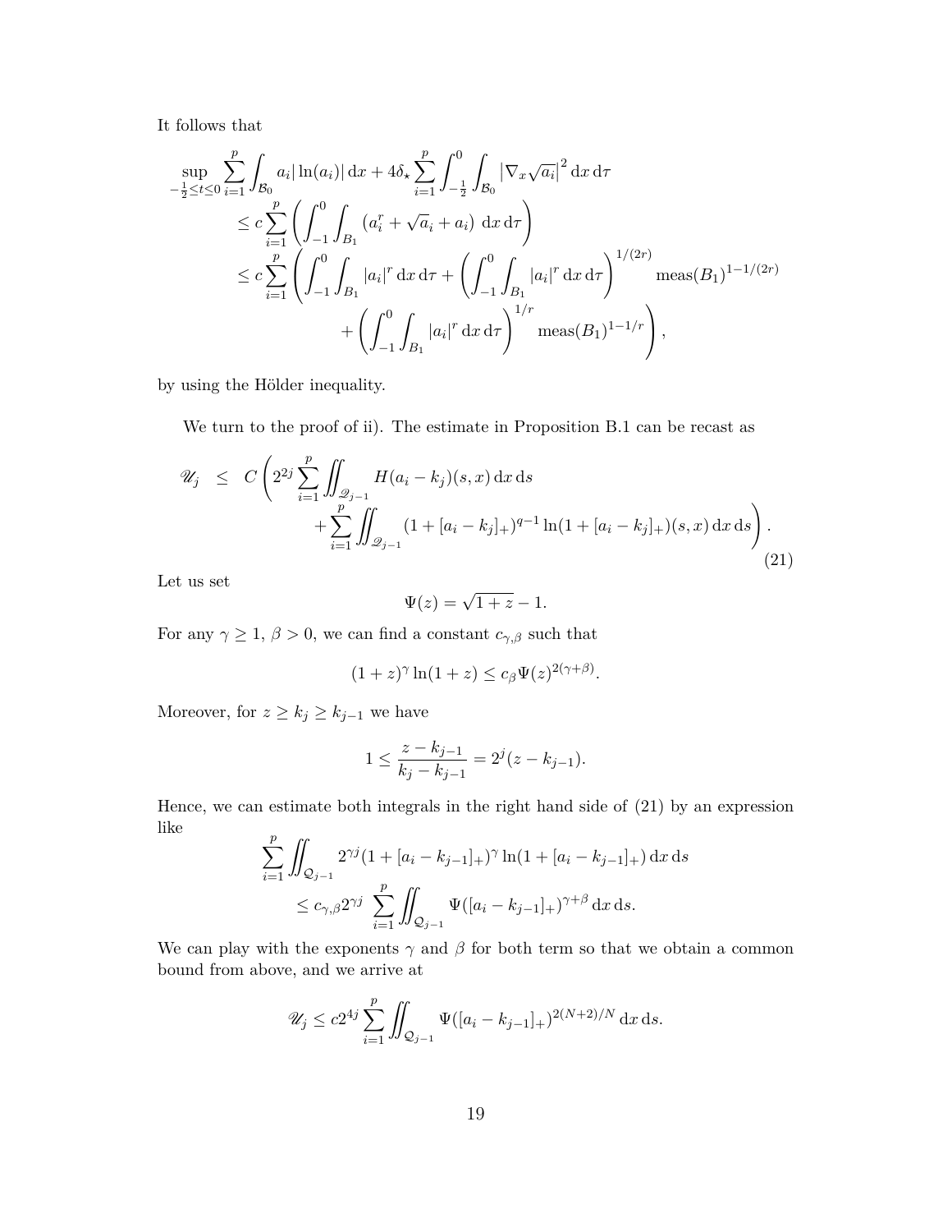It follows that

$$
\begin{aligned}
\sup_{-\frac{1}{2}\leq t\leq 0} \sum_{i=1}^{p} \int_{\mathcal{B}_0} a_i |\ln(a_i)| \,\mathrm{d}x + 4\delta_\star \sum_{i=1}^{p} \int_{-\frac{1}{2}}^{0} \int_{\mathcal{B}_0} \left|\nabla_x \sqrt{a_i}\right|^2 \mathrm{d}x\,\mathrm{d}\tau \\
\leq c \sum_{i=1}^{p} \left( \int_{-1}^{0} \int_{B_1} \left(a_i^r + \sqrt{a}_i + a_i\right) \,\mathrm{d}x\,\mathrm{d}\tau \right) \\
\leq c \sum_{i=1}^{p} \left( \int_{-1}^{0} \int_{B_1} |a_i|^r \,\mathrm{d}x\,\mathrm{d}\tau + \left( \int_{-1}^{0} \int_{B_1} |a_i|^r \,\mathrm{d}x\,\mathrm{d}\tau \right)^{1/(2r)} \mathrm{meas}(B_1)^{1-1/(2r)} \right. \\
\left. + \left( \int_{-1}^{0} \int_{B_1} |a_i|^r \,\mathrm{d}x\,\mathrm{d}\tau \right)^{1/r} \mathrm{meas}(B_1)^{1-1/r} \right),
\end{aligned}
$$

by using the Hölder inequality.

We turn to the proof of ii). The estimate in Proposition B.1 can be recast as

$$
\begin{aligned}
\mathscr{U}_j \;\leq\; C \Bigg( 2^{2j} \sum_{i=1}^{p} \iint_{\mathscr{Q}_{j-1}} H(a_i - k_j)(s,x) \,\mathrm{d}x\,\mathrm{d}s \\
+ \sum_{i=1}^{p} \iint_{\mathscr{Q}_{j-1}} (1 + [a_i - k_j]_+)^{q-1} \ln(1 + [a_i - k_j]_+)(s,x) \,\mathrm{d}x\,\mathrm{d}s \Bigg).
\end{aligned}
\tag{21}
$$

Let us set

$$
\Psi(z) = \sqrt{1+z} - 1.
$$

For any $\gamma \geq 1$, $\beta > 0$, we can find a constant $c_{\gamma,\beta}$ such that

$$
(1+z)^\gamma \ln(1+z) \leq c_\beta \Psi(z)^{2(\gamma+\beta)}.
$$

Moreover, for $z \geq k_j \geq k_{j-1}$ we have

$$
1 \leq \frac{z - k_{j-1}}{k_j - k_{j-1}} = 2^j (z - k_{j-1}).
$$

Hence, we can estimate both integrals in the right hand side of (21) by an expression like

$$
\begin{aligned}
\sum_{i=1}^{p} \iint_{\mathcal{Q}_{j-1}} 2^{\gamma j} (1 + [a_i - k_{j-1}]_+)^\gamma \ln(1 + [a_i - k_{j-1}]_+) \,\mathrm{d}x\,\mathrm{d}s \\
\leq c_{\gamma,\beta} 2^{\gamma j} \sum_{i=1}^{p} \iint_{\mathcal{Q}_{j-1}} \Psi([a_i - k_{j-1}]_+)^{\gamma+\beta} \,\mathrm{d}x\,\mathrm{d}s.
\end{aligned}
$$

We can play with the exponents $\gamma$ and $\beta$ for both term so that we obtain a common bound from above, and we arrive at

$$
\mathscr{U}_j \leq c 2^{4j} \sum_{i=1}^{p} \iint_{\mathcal{Q}_{j-1}} \Psi([a_i - k_{j-1}]_+)^{2(N+2)/N} \,\mathrm{d}x\,\mathrm{d}s.
$$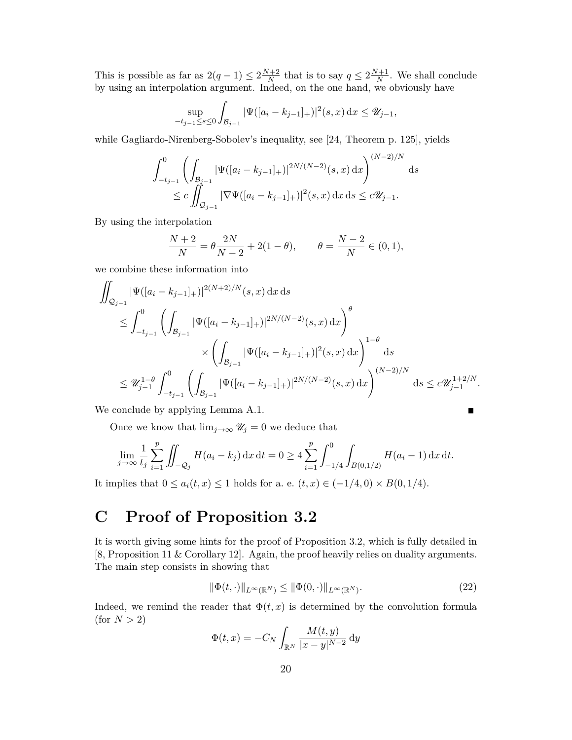This is possible as far as $2(q-1) \leq 2\frac{N+2}{N}$ that is to say $q \leq 2\frac{N+1}{N}$. We shall conclude by using an interpolation argument. Indeed, on the one hand, we obviously have

$$\sup_{-t_{j-1} \leq s \leq 0} \int_{\mathcal{B}_{j-1}} |\Psi([a_i - k_{j-1}]_+)|^2(s,x)\,\mathrm{d}x \leq \mathscr{U}_{j-1},$$

while Gagliardo-Nirenberg-Sobolev's inequality, see [24, Theorem p. 125], yields

$$\begin{aligned}
\int_{-t_{j-1}}^{0} \left( \int_{\mathcal{B}_{j-1}} |\Psi([a_i - k_{j-1}]_+)|^{2N/(N-2)}(s,x)\,\mathrm{d}x \right)^{(N-2)/N} \mathrm{d}s \\
\leq c \iint_{\mathcal{Q}_{j-1}} |\nabla \Psi([a_i - k_{j-1}]_+)|^2(s,x)\,\mathrm{d}x\,\mathrm{d}s \leq c\mathscr{U}_{j-1}.
\end{aligned}$$

By using the interpolation

$$\frac{N+2}{N} = \theta \frac{2N}{N-2} + 2(1-\theta), \qquad \theta = \frac{N-2}{N} \in (0,1),$$

we combine these information into

$$\begin{aligned}
&\iint_{\mathcal{Q}_{j-1}} |\Psi([a_i - k_{j-1}]_+)|^{2(N+2)/N}(s,x)\,\mathrm{d}x\,\mathrm{d}s \\
&\leq \int_{-t_{j-1}}^{0} \left( \int_{\mathcal{B}_{j-1}} |\Psi([a_i - k_{j-1}]_+)|^{2N/(N-2)}(s,x)\,\mathrm{d}x \right)^{\theta} \\
&\qquad\qquad \times \left( \int_{\mathcal{B}_{j-1}} |\Psi([a_i - k_{j-1}]_+)|^{2}(s,x)\,\mathrm{d}x \right)^{1-\theta} \mathrm{d}s \\
&\leq \mathscr{U}_{j-1}^{1-\theta} \int_{-t_{j-1}}^{0} \left( \int_{\mathcal{B}_{j-1}} |\Psi([a_i - k_{j-1}]_+)|^{2N/(N-2)}(s,x)\,\mathrm{d}x \right)^{(N-2)/N} \mathrm{d}s \leq c\mathscr{U}_{j-1}^{1+2/N}.
\end{aligned}$$

We conclude by applying Lemma A.1. ∎

Once we know that $\lim_{j\to\infty} \mathscr{U}_j = 0$ we deduce that

$$\lim_{j\to\infty} \frac{1}{t_j} \sum_{i=1}^{p} \iint_{-\mathcal{Q}_j} H(a_i - k_j)\,\mathrm{d}x\,\mathrm{d}t = 0 \geq 4 \sum_{i=1}^{p} \int_{-1/4}^{0} \int_{B(0,1/2)} H(a_i - 1)\,\mathrm{d}x\,\mathrm{d}t.$$

It implies that $0 \leq a_i(t,x) \leq 1$ holds for a. e. $(t,x) \in (-1/4, 0) \times B(0, 1/4)$.

# C Proof of Proposition 3.2

It is worth giving some hints for the proof of Proposition 3.2, which is fully detailed in [8, Proposition 11 & Corollary 12]. Again, the proof heavily relies on duality arguments. The main step consists in showing that

$$\|\Phi(t,\cdot)\|_{L^\infty(\mathbb{R}^N)} \leq \|\Phi(0,\cdot)\|_{L^\infty(\mathbb{R}^N)}. \tag{22}$$

Indeed, we remind the reader that $\Phi(t,x)$ is determined by the convolution formula (for $N > 2$)

$$\Phi(t,x) = -C_N \int_{\mathbb{R}^N} \frac{M(t,y)}{|x-y|^{N-2}}\,\mathrm{d}y$$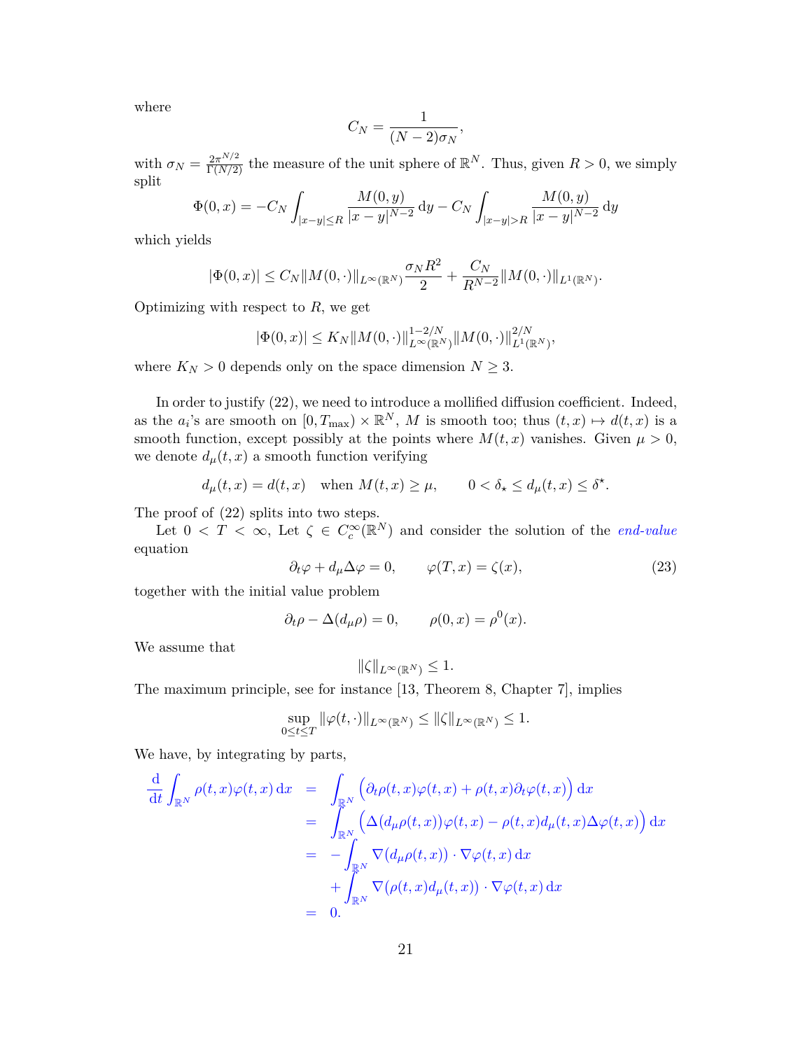where

$$C_N = \frac{1}{(N-2)\sigma_N},$$

with $\sigma_N = \frac{2\pi^{N/2}}{\Gamma(N/2)}$ the measure of the unit sphere of $\mathbb{R}^N$. Thus, given $R > 0$, we simply split

$$\Phi(0,x) = -C_N \int_{|x-y|\leq R} \frac{M(0,y)}{|x-y|^{N-2}}\,\mathrm{d}y - C_N \int_{|x-y|>R} \frac{M(0,y)}{|x-y|^{N-2}}\,\mathrm{d}y$$

which yields

$$|\Phi(0,x)| \leq C_N \|M(0,\cdot)\|_{L^\infty(\mathbb{R}^N)} \frac{\sigma_N R^2}{2} + \frac{C_N}{R^{N-2}} \|M(0,\cdot)\|_{L^1(\mathbb{R}^N)}.$$

Optimizing with respect to $R$, we get

$$|\Phi(0,x)| \leq K_N \|M(0,\cdot)\|_{L^\infty(\mathbb{R}^N)}^{1-2/N} \|M(0,\cdot)\|_{L^1(\mathbb{R}^N)}^{2/N},$$

where $K_N > 0$ depends only on the space dimension $N \geq 3$.

In order to justify (22), we need to introduce a mollified diffusion coefficient. Indeed, as the $a_i$'s are smooth on $[0, T_{\max}) \times \mathbb{R}^N$, $M$ is smooth too; thus $(t,x) \mapsto d(t,x)$ is a smooth function, except possibly at the points where $M(t,x)$ vanishes. Given $\mu > 0$, we denote $d_\mu(t,x)$ a smooth function verifying

$$d_\mu(t,x) = d(t,x) \quad \text{when } M(t,x) \geq \mu, \qquad 0 < \delta_\star \leq d_\mu(t,x) \leq \delta^\star.$$

The proof of (22) splits into two steps.

Let $0 < T < \infty$, Let $\zeta \in C_c^\infty(\mathbb{R}^N)$ and consider the solution of the *end-value* equation

$$\partial_t \varphi + d_\mu \Delta \varphi = 0, \qquad \varphi(T,x) = \zeta(x), \tag{23}$$

together with the initial value problem

$$\partial_t \rho - \Delta(d_\mu \rho) = 0, \qquad \rho(0,x) = \rho^0(x).$$

We assume that

$$\|\zeta\|_{L^\infty(\mathbb{R}^N)} \leq 1.$$

The maximum principle, see for instance [13, Theorem 8, Chapter 7], implies

$$\sup_{0\leq t\leq T} \|\varphi(t,\cdot)\|_{L^\infty(\mathbb{R}^N)} \leq \|\zeta\|_{L^\infty(\mathbb{R}^N)} \leq 1.$$

We have, by integrating by parts,

$$\begin{aligned}
\frac{\mathrm{d}}{\mathrm{dt}} \int_{\mathbb{R}^N} \rho(t,x)\varphi(t,x)\,\mathrm{d}x &= \int_{\mathbb{R}^N} \Big(\partial_t \rho(t,x)\varphi(t,x) + \rho(t,x)\partial_t\varphi(t,x)\Big)\,\mathrm{d}x \\
&= \int_{\mathbb{R}^N} \Big(\Delta(d_\mu \rho(t,x))\varphi(t,x) - \rho(t,x) d_\mu(t,x)\Delta\varphi(t,x)\Big)\,\mathrm{d}x \\
&= -\int_{\mathbb{R}^N} \nabla(d_\mu \rho(t,x)) \cdot \nabla\varphi(t,x)\,\mathrm{d}x \\
&\quad + \int_{\mathbb{R}^N} \nabla(\rho(t,x) d_\mu(t,x)) \cdot \nabla\varphi(t,x)\,\mathrm{d}x \\
&= 0.
\end{aligned}$$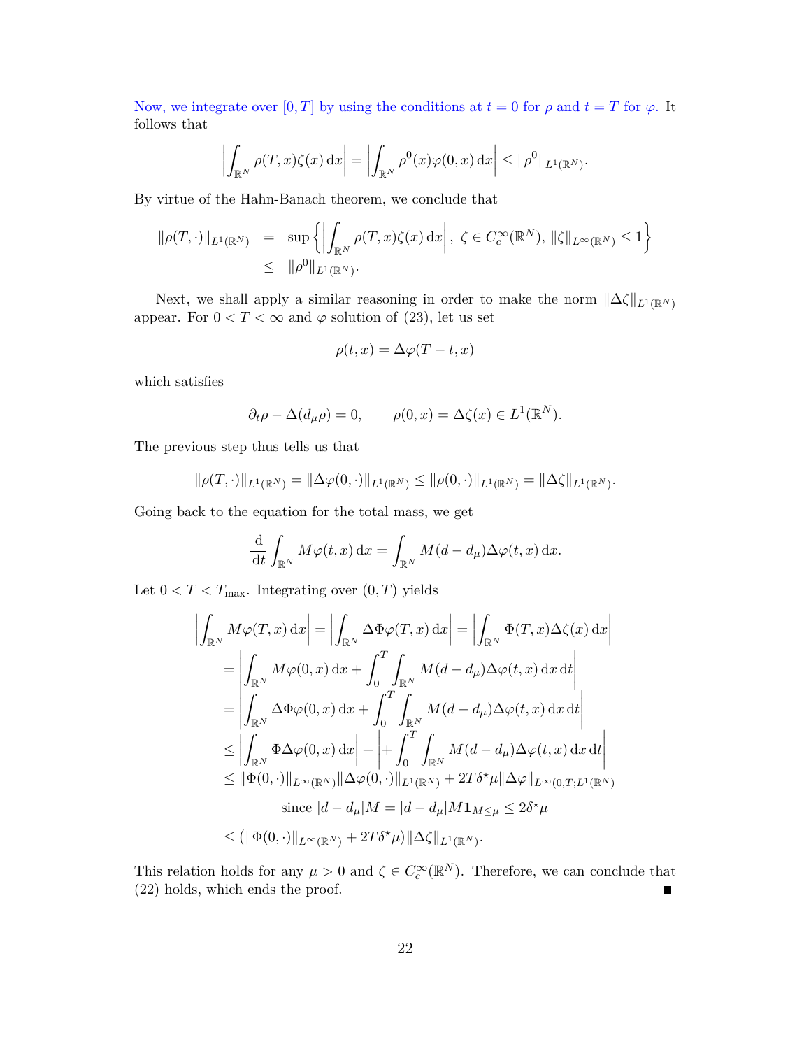Now, we integrate over $[0, T]$ by using the conditions at $t = 0$ for $\rho$ and $t = T$ for $\varphi$. It follows that

$$\left| \int_{\mathbb{R}^N} \rho(T, x)\zeta(x)\,\mathrm{d}x \right| = \left| \int_{\mathbb{R}^N} \rho^0(x)\varphi(0, x)\,\mathrm{d}x \right| \leq \|\rho^0\|_{L^1(\mathbb{R}^N)}.$$

By virtue of the Hahn-Banach theorem, we conclude that

$$\begin{aligned}
\|\rho(T, \cdot)\|_{L^1(\mathbb{R}^N)} &= \sup\left\{ \left| \int_{\mathbb{R}^N} \rho(T, x)\zeta(x)\,\mathrm{d}x \right|,\ \zeta \in C_c^\infty(\mathbb{R}^N),\ \|\zeta\|_{L^\infty(\mathbb{R}^N)} \leq 1 \right\} \\
&\leq \|\rho^0\|_{L^1(\mathbb{R}^N)}.
\end{aligned}$$

Next, we shall apply a similar reasoning in order to make the norm $\|\Delta\zeta\|_{L^1(\mathbb{R}^N)}$ appear. For $0 < T < \infty$ and $\varphi$ solution of (23), let us set

$$\rho(t, x) = \Delta\varphi(T - t, x)$$

which satisfies

$$\partial_t \rho - \Delta(d_\mu \rho) = 0, \qquad \rho(0, x) = \Delta\zeta(x) \in L^1(\mathbb{R}^N).$$

The previous step thus tells us that

$$\|\rho(T, \cdot)\|_{L^1(\mathbb{R}^N)} = \|\Delta\varphi(0, \cdot)\|_{L^1(\mathbb{R}^N)} \leq \|\rho(0, \cdot)\|_{L^1(\mathbb{R}^N)} = \|\Delta\zeta\|_{L^1(\mathbb{R}^N)}.$$

Going back to the equation for the total mass, we get

$$\frac{\mathrm{d}}{\mathrm{d}t} \int_{\mathbb{R}^N} M\varphi(t, x)\,\mathrm{d}x = \int_{\mathbb{R}^N} M(d - d_\mu)\Delta\varphi(t, x)\,\mathrm{d}x.$$

Let $0 < T < T_{\max}$. Integrating over $(0, T)$ yields

$$\begin{aligned}
\left| \int_{\mathbb{R}^N} M\varphi(T, x)\,\mathrm{d}x \right| &= \left| \int_{\mathbb{R}^N} \Delta\Phi\varphi(T, x)\,\mathrm{d}x \right| = \left| \int_{\mathbb{R}^N} \Phi(T, x)\Delta\zeta(x)\,\mathrm{d}x \right| \\
&= \left| \int_{\mathbb{R}^N} M\varphi(0, x)\,\mathrm{d}x + \int_0^T \int_{\mathbb{R}^N} M(d - d_\mu)\Delta\varphi(t, x)\,\mathrm{d}x\,\mathrm{d}t \right| \\
&= \left| \int_{\mathbb{R}^N} \Delta\Phi\varphi(0, x)\,\mathrm{d}x + \int_0^T \int_{\mathbb{R}^N} M(d - d_\mu)\Delta\varphi(t, x)\,\mathrm{d}x\,\mathrm{d}t \right| \\
&\leq \left| \int_{\mathbb{R}^N} \Phi\Delta\varphi(0, x)\,\mathrm{d}x \right| + \left| + \int_0^T \int_{\mathbb{R}^N} M(d - d_\mu)\Delta\varphi(t, x)\,\mathrm{d}x\,\mathrm{d}t \right| \\
&\leq \|\Phi(0, \cdot)\|_{L^\infty(\mathbb{R}^N)} \|\Delta\varphi(0, \cdot)\|_{L^1(\mathbb{R}^N)} + 2T\delta^\star\mu \|\Delta\varphi\|_{L^\infty(0,T;L^1(\mathbb{R}^N))} \\
&\qquad \text{since } |d - d_\mu|M = |d - d_\mu|M\mathbf{1}_{M\leq\mu} \leq 2\delta^\star\mu \\
&\leq \left(\|\Phi(0, \cdot)\|_{L^\infty(\mathbb{R}^N)} + 2T\delta^\star\mu\right)\|\Delta\zeta\|_{L^1(\mathbb{R}^N)}.
\end{aligned}$$

This relation holds for any $\mu > 0$ and $\zeta \in C_c^\infty(\mathbb{R}^N)$. Therefore, we can conclude that (22) holds, which ends the proof. ∎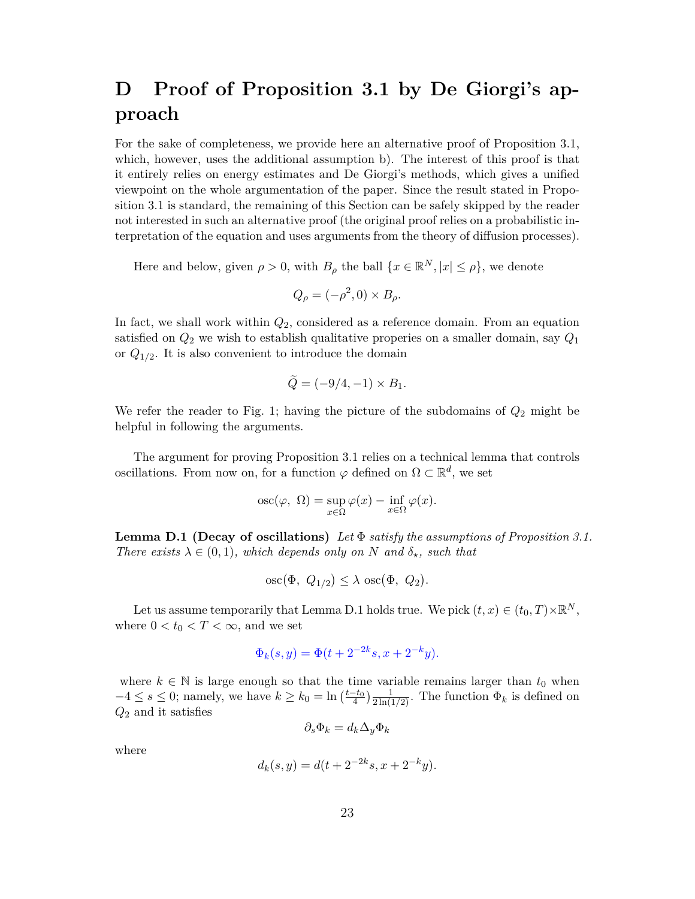# D Proof of Proposition 3.1 by De Giorgi's approach

For the sake of completeness, we provide here an alternative proof of Proposition 3.1, which, however, uses the additional assumption b). The interest of this proof is that it entirely relies on energy estimates and De Giorgi's methods, which gives a unified viewpoint on the whole argumentation of the paper. Since the result stated in Proposition 3.1 is standard, the remaining of this Section can be safely skipped by the reader not interested in such an alternative proof (the original proof relies on a probabilistic interpretation of the equation and uses arguments from the theory of diffusion processes).

Here and below, given $\rho > 0$, with $B_\rho$ the ball $\{x \in \mathbb{R}^N, |x| \le \rho\}$, we denote

$$Q_\rho = (-\rho^2, 0) \times B_\rho.$$

In fact, we shall work within $Q_2$, considered as a reference domain. From an equation satisfied on $Q_2$ we wish to establish qualitative properies on a smaller domain, say $Q_1$ or $Q_{1/2}$. It is also convenient to introduce the domain

$$\widetilde{Q} = (-9/4, -1) \times B_1.$$

We refer the reader to Fig. 1; having the picture of the subdomains of $Q_2$ might be helpful in following the arguments.

The argument for proving Proposition 3.1 relies on a technical lemma that controls oscillations. From now on, for a function $\varphi$ defined on $\Omega \subset \mathbb{R}^d$, we set

$$\operatorname{osc}(\varphi,\ \Omega) = \sup_{x\in\Omega} \varphi(x) - \inf_{x\in\Omega} \varphi(x).$$

**Lemma D.1 (Decay of oscillations)** *Let $\Phi$ satisfy the assumptions of Proposition 3.1. There exists $\lambda \in (0, 1)$, which depends only on $N$ and $\delta_\star$, such that*

$$\operatorname{osc}(\Phi,\ Q_{1/2}) \le \lambda \operatorname{osc}(\Phi,\ Q_2).$$

Let us assume temporarily that Lemma D.1 holds true. We pick $(t, x) \in (t_0, T)\times\mathbb{R}^N$, where $0 < t_0 < T < \infty$, and we set

$$\Phi_k(s, y) = \Phi(t + 2^{-2k}s, x + 2^{-k}y).$$

where $k \in \mathbb{N}$ is large enough so that the time variable remains larger than $t_0$ when $-4 \le s \le 0$; namely, we have $k \ge k_0 = \ln\left(\frac{t-t_0}{4}\right)\frac{1}{2\ln(1/2)}$. The function $\Phi_k$ is defined on $Q_2$ and it satisfies

$$\partial_s \Phi_k = d_k \Delta_y \Phi_k$$

where

$$d_k(s, y) = d(t + 2^{-2k}s, x + 2^{-k}y).$$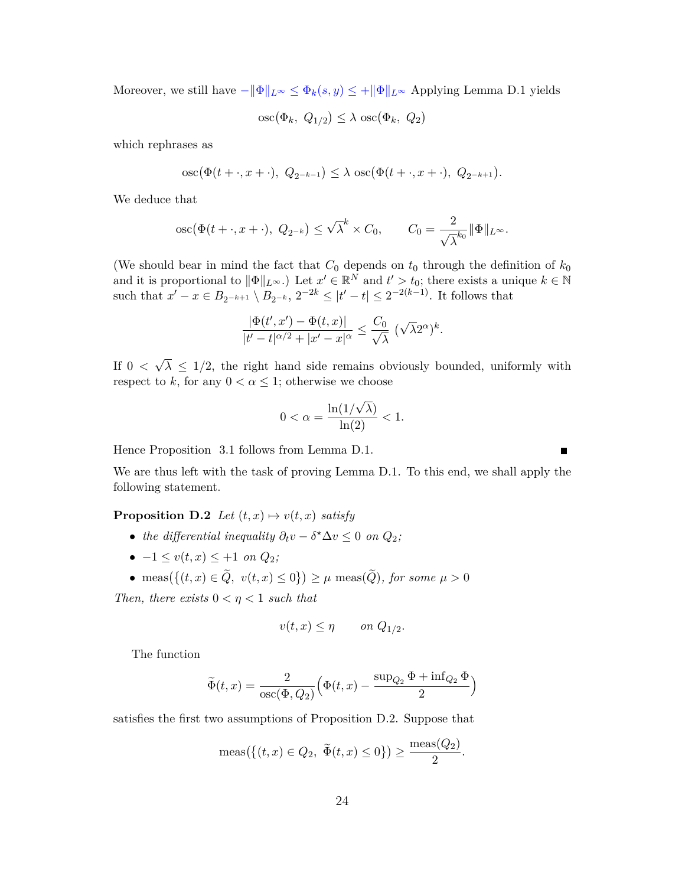Moreover, we still have $-\|\Phi\|_{L^\infty} \leq \Phi_k(s,y) \leq +\|\Phi\|_{L^\infty}$ Applying Lemma D.1 yields

$$\mathrm{osc}(\Phi_k,\ Q_{1/2}) \leq \lambda\ \mathrm{osc}(\Phi_k,\ Q_2)$$

which rephrases as

$$\mathrm{osc}(\Phi(t+\cdot, x+\cdot),\ Q_{2^{-k-1}}) \leq \lambda\ \mathrm{osc}(\Phi(t+\cdot, x+\cdot),\ Q_{2^{-k+1}}).$$

We deduce that

$$\mathrm{osc}(\Phi(t+\cdot, x+\cdot),\ Q_{2^{-k}}) \leq \sqrt{\lambda}^k \times C_0, \qquad C_0 = \frac{2}{\sqrt{\lambda}^{k_0}}\|\Phi\|_{L^\infty}.$$

(We should bear in mind the fact that $C_0$ depends on $t_0$ through the definition of $k_0$ and it is proportional to $\|\Phi\|_{L^\infty}$.) Let $x' \in \mathbb{R}^N$ and $t' > t_0$; there exists a unique $k \in \mathbb{N}$ such that $x' - x \in B_{2^{-k+1}} \setminus B_{2^{-k}}$, $2^{-2k} \leq |t'-t| \leq 2^{-2(k-1)}$. It follows that

$$\frac{|\Phi(t',x') - \Phi(t,x)|}{|t'-t|^{\alpha/2} + |x'-x|^\alpha} \leq \frac{C_0}{\sqrt{\lambda}}\ (\sqrt{\lambda}2^\alpha)^k.$$

If $0 < \sqrt{\lambda} \leq 1/2$, the right hand side remains obviously bounded, uniformly with respect to $k$, for any $0 < \alpha \leq 1$; otherwise we choose

$$0 < \alpha = \frac{\ln(1/\sqrt{\lambda})}{\ln(2)} < 1.$$

Hence Proposition 3.1 follows from Lemma D.1. ∎

We are thus left with the task of proving Lemma D.1. To this end, we shall apply the following statement.

**Proposition D.2** *Let $(t,x) \mapsto v(t,x)$ satisfy*

- *the differential inequality $\partial_t v - \delta^\star \Delta v \leq 0$ on $Q_2$;*
- *$-1 \leq v(t,x) \leq +1$ on $Q_2$;*
- $\mathrm{meas}(\{(t,x) \in \widetilde{Q},\ v(t,x) \leq 0\}) \geq \mu\ \mathrm{meas}(\widetilde{Q})$*, for some $\mu > 0$*

*Then, there exists $0 < \eta < 1$ such that*

$$v(t,x) \leq \eta \qquad \text{on } Q_{1/2}.$$

The function

$$\widetilde{\Phi}(t,x) = \frac{2}{\mathrm{osc}(\Phi, Q_2)}\Big(\Phi(t,x) - \frac{\sup_{Q_2}\Phi + \inf_{Q_2}\Phi}{2}\Big)$$

satisfies the first two assumptions of Proposition D.2. Suppose that

$$\mathrm{meas}(\{(t,x) \in Q_2,\ \widetilde{\Phi}(t,x) \leq 0\}) \geq \frac{\mathrm{meas}(Q_2)}{2}.$$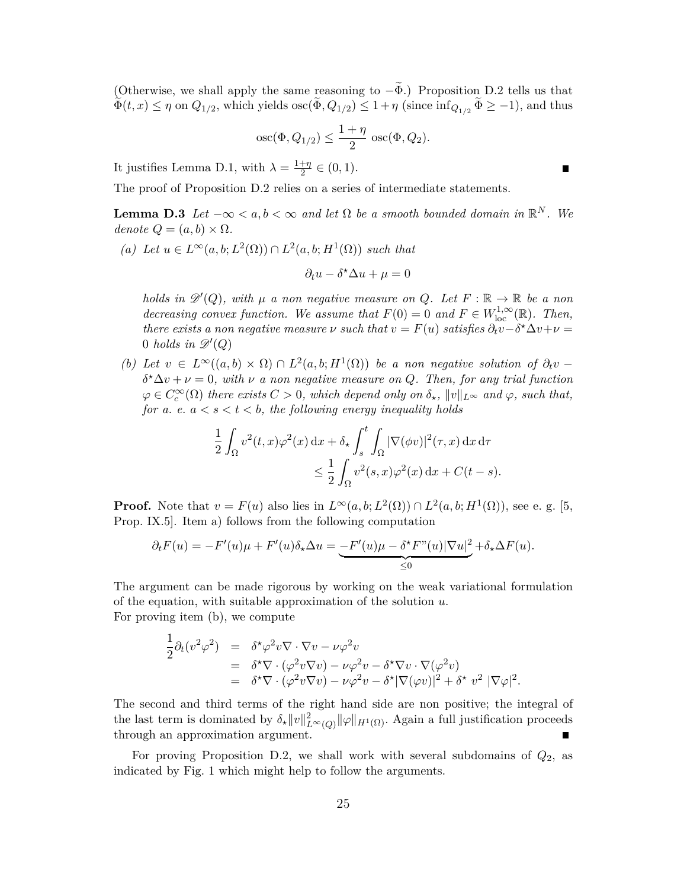(Otherwise, we shall apply the same reasoning to $-\widetilde{\Phi}$.) Proposition D.2 tells us that $\widetilde{\Phi}(t,x) \leq \eta$ on $Q_{1/2}$, which yields $\mathrm{osc}(\widetilde{\Phi}, Q_{1/2}) \leq 1+\eta$ (since $\inf_{Q_{1/2}} \widetilde{\Phi} \geq -1$), and thus

$$\mathrm{osc}(\Phi, Q_{1/2}) \leq \frac{1+\eta}{2}\ \mathrm{osc}(\Phi, Q_2).$$

It justifies Lemma D.1, with $\lambda = \frac{1+\eta}{2} \in (0,1)$. ∎

The proof of Proposition D.2 relies on a series of intermediate statements.

**Lemma D.3** *Let $-\infty < a, b < \infty$ and let $\Omega$ be a smooth bounded domain in $\mathbb{R}^N$. We denote $Q = (a,b) \times \Omega$.*

*(a) Let $u \in L^\infty(a,b;L^2(\Omega)) \cap L^2(a,b;H^1(\Omega))$ such that*

$$\partial_t u - \delta^\star \Delta u + \mu = 0$$

*holds in $\mathscr{D}'(Q)$, with $\mu$ a non negative measure on $Q$. Let $F : \mathbb{R} \to \mathbb{R}$ be a non decreasing convex function. We assume that $F(0) = 0$ and $F \in W^{1,\infty}_{\mathrm{loc}}(\mathbb{R})$. Then, there exists a non negative measure $\nu$ such that $v = F(u)$ satisfies $\partial_t v - \delta^\star \Delta v + \nu = 0$ holds in $\mathscr{D}'(Q)$*

*(b) Let $v \in L^\infty((a,b) \times \Omega) \cap L^2(a,b;H^1(\Omega))$ be a non negative solution of $\partial_t v - \delta^\star \Delta v + \nu = 0$, with $\nu$ a non negative measure on $Q$. Then, for any trial function $\varphi \in C^\infty_c(\Omega)$ there exists $C > 0$, which depend only on $\delta_\star$, $\|v\|_{L^\infty}$ and $\varphi$, such that, for a. e. $a < s < t < b$, the following energy inequality holds*

$$\frac{1}{2}\int_\Omega v^2(t,x)\varphi^2(x)\,\mathrm{d}x + \delta_\star \int_s^t \int_\Omega |\nabla(\phi v)|^2(\tau,x)\,\mathrm{d}x\,\mathrm{d}\tau \leq \frac{1}{2}\int_\Omega v^2(s,x)\varphi^2(x)\,\mathrm{d}x + C(t-s).$$

**Proof.** Note that $v = F(u)$ also lies in $L^\infty(a,b;L^2(\Omega)) \cap L^2(a,b;H^1(\Omega))$, see e. g. [5, Prop. IX.5]. Item a) follows from the following computation

$$\partial_t F(u) = -F'(u)\mu + F'(u)\delta_\star \Delta u = \underbrace{-F'(u)\mu - \delta^\star F''(u)|\nabla u|^2}_{\leq 0} + \delta_\star \Delta F(u).$$

The argument can be made rigorous by working on the weak variational formulation of the equation, with suitable approximation of the solution $u$.
For proving item (b), we compute

$$\begin{aligned}
\frac{1}{2}\partial_t(v^2\varphi^2) &= \delta^\star \varphi^2 v \nabla \cdot \nabla v - \nu\varphi^2 v \\
&= \delta^\star \nabla \cdot (\varphi^2 v \nabla v) - \nu\varphi^2 v - \delta^\star \nabla v \cdot \nabla(\varphi^2 v) \\
&= \delta^\star \nabla \cdot (\varphi^2 v \nabla v) - \nu\varphi^2 v - \delta^\star |\nabla(\varphi v)|^2 + \delta^\star\ v^2\ |\nabla \varphi|^2.
\end{aligned}$$

The second and third terms of the right hand side are non positive; the integral of the last term is dominated by $\delta_\star \|v\|^2_{L^\infty(Q)} \|\varphi\|_{H^1(\Omega)}$. Again a full justification proceeds through an approximation argument. ∎

For proving Proposition D.2, we shall work with several subdomains of $Q_2$, as indicated by Fig. 1 which might help to follow the arguments.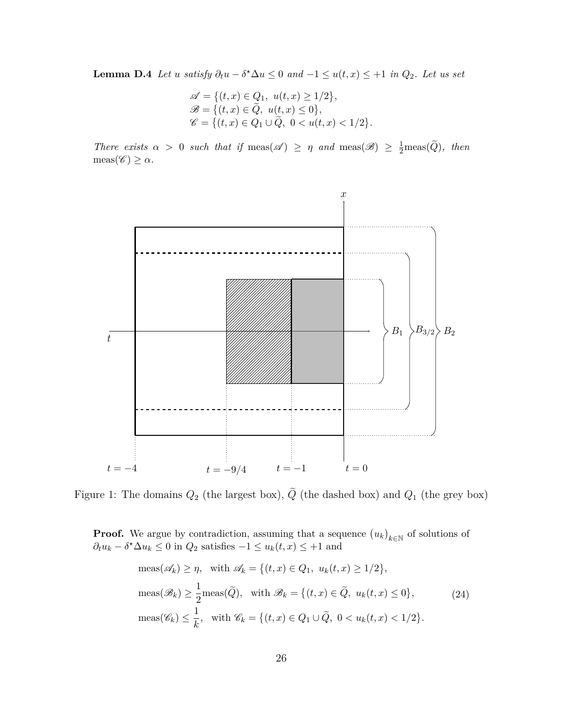**Lemma D.4** *Let $u$ satisfy $\partial_t u - \delta^\star \Delta u \leq 0$ and $-1 \leq u(t,x) \leq +1$ in $Q_2$. Let us set*

$$
\begin{aligned}
\mathscr{A} &= \{(t,x) \in Q_1,\ u(t,x) \geq 1/2\}, \\
\mathscr{B} &= \{(t,x) \in \widetilde{Q},\ u(t,x) \leq 0\}, \\
\mathscr{C} &= \{(t,x) \in Q_1 \cup \widetilde{Q},\ 0 < u(t,x) < 1/2\}.
\end{aligned}
$$

*There exists $\alpha > 0$ such that if $\text{meas}(\mathscr{A}) \geq \eta$ and $\text{meas}(\mathscr{B}) \geq \frac{1}{2}\text{meas}(\widetilde{Q})$, then $\text{meas}(\mathscr{C}) \geq \alpha$.*

Figure 1: The domains $Q_2$ (the largest box), $\widetilde{Q}$ (the dashed box) and $Q_1$ (the grey box)

**Proof.** We argue by contradiction, assuming that a sequence $(u_k)_{k\in\mathbb{N}}$ of solutions of $\partial_t u_k - \delta^\star \Delta u_k \leq 0$ in $Q_2$ satisfies $-1 \leq u_k(t,x) \leq +1$ and

$$
\begin{aligned}
&\text{meas}(\mathscr{A}_k) \geq \eta, \quad \text{with } \mathscr{A}_k = \{(t,x) \in Q_1,\ u_k(t,x) \geq 1/2\}, \\
&\text{meas}(\mathscr{B}_k) \geq \frac{1}{2}\text{meas}(\widetilde{Q}), \quad \text{with } \mathscr{B}_k = \{(t,x) \in \widetilde{Q},\ u_k(t,x) \leq 0\}, \qquad (24) \\
&\text{meas}(\mathscr{C}_k) \leq \frac{1}{k}, \quad \text{with } \mathscr{C}_k = \{(t,x) \in Q_1 \cup \widetilde{Q},\ 0 < u_k(t,x) < 1/2\}.
\end{aligned}
$$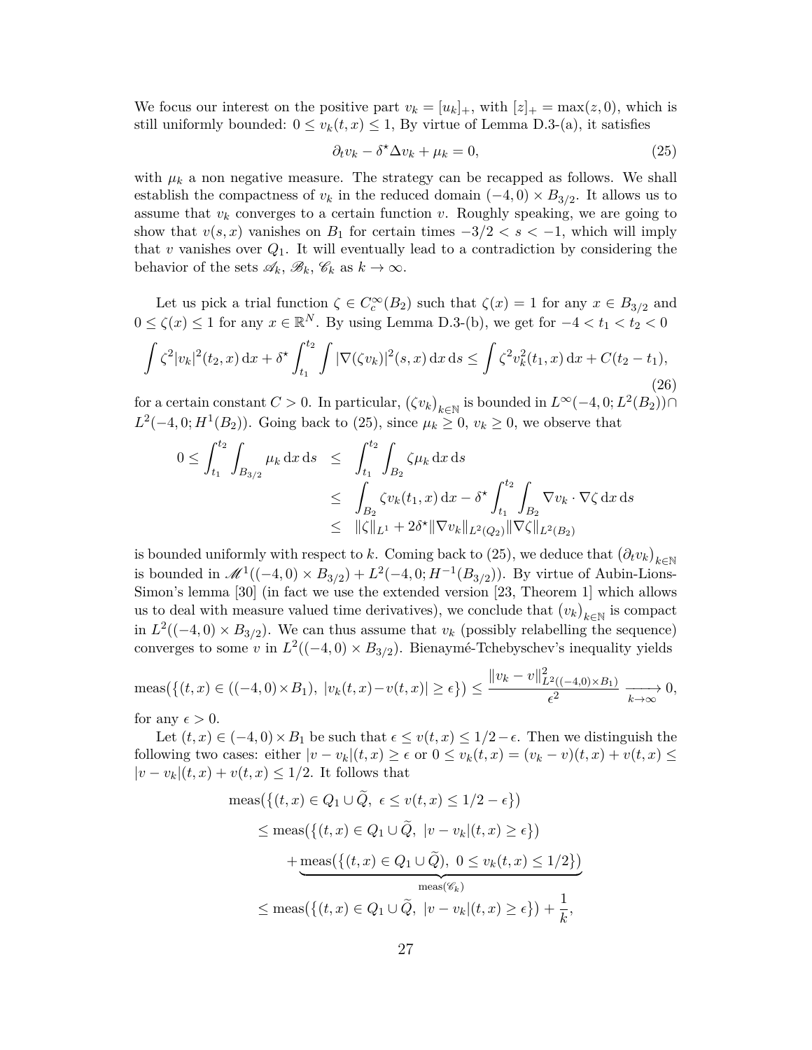We focus our interest on the positive part $v_k = [u_k]_+$, with $[z]_+ = \max(z, 0)$, which is still uniformly bounded: $0 \le v_k(t,x) \le 1$, By virtue of Lemma D.3-(a), it satisfies

$$\partial_t v_k - \delta^\star \Delta v_k + \mu_k = 0, \tag{25}$$

with $\mu_k$ a non negative measure. The strategy can be recapped as follows. We shall establish the compactness of $v_k$ in the reduced domain $(-4,0) \times B_{3/2}$. It allows us to assume that $v_k$ converges to a certain function $v$. Roughly speaking, we are going to show that $v(s,x)$ vanishes on $B_1$ for certain times $-3/2 < s < -1$, which will imply that $v$ vanishes over $Q_1$. It will eventually lead to a contradiction by considering the behavior of the sets $\mathscr{A}_k$, $\mathscr{B}_k$, $\mathscr{C}_k$ as $k \to \infty$.

Let us pick a trial function $\zeta \in C_c^\infty(B_2)$ such that $\zeta(x) = 1$ for any $x \in B_{3/2}$ and $0 \le \zeta(x) \le 1$ for any $x \in \mathbb{R}^N$. By using Lemma D.3-(b), we get for $-4 < t_1 < t_2 < 0$

$$\int \zeta^2 |v_k|^2(t_2, x)\,\mathrm{d}x + \delta^\star \int_{t_1}^{t_2} \int |\nabla(\zeta v_k)|^2(s,x)\,\mathrm{d}x\,\mathrm{d}s \le \int \zeta^2 v_k^2(t_1,x)\,\mathrm{d}x + C(t_2 - t_1), \tag{26}$$

for a certain constant $C > 0$. In particular, $(\zeta v_k)_{k\in\mathbb{N}}$ is bounded in $L^\infty(-4,0;L^2(B_2)) \cap L^2(-4,0;H^1(B_2))$. Going back to (25), since $\mu_k \ge 0$, $v_k \ge 0$, we observe that

$$\begin{aligned}
0 \le \int_{t_1}^{t_2} \int_{B_{3/2}} \mu_k \,\mathrm{d}x\,\mathrm{d}s &\le \int_{t_1}^{t_2} \int_{B_2} \zeta \mu_k \,\mathrm{d}x\,\mathrm{d}s \\
&\le \int_{B_2} \zeta v_k(t_1,x)\,\mathrm{d}x - \delta^\star \int_{t_1}^{t_2} \int_{B_2} \nabla v_k \cdot \nabla \zeta \,\mathrm{d}x\,\mathrm{d}s \\
&\le \|\zeta\|_{L^1} + 2\delta^\star \|\nabla v_k\|_{L^2(Q_2)} \|\nabla \zeta\|_{L^2(B_2)}
\end{aligned}$$

is bounded uniformly with respect to $k$. Coming back to (25), we deduce that $(\partial_t v_k)_{k\in\mathbb{N}}$ is bounded in $\mathscr{M}^1((-4,0)\times B_{3/2}) + L^2(-4,0;H^{-1}(B_{3/2}))$. By virtue of Aubin-Lions-Simon's lemma [30] (in fact we use the extended version [23, Theorem 1] which allows us to deal with measure valued time derivatives), we conclude that $(v_k)_{k\in\mathbb{N}}$ is compact in $L^2((-4,0)\times B_{3/2})$. We can thus assume that $v_k$ (possibly relabelling the sequence) converges to some $v$ in $L^2((-4,0)\times B_{3/2})$. Bienaymé-Tchebyschev's inequality yields

$$\mathrm{meas}(\{(t,x) \in ((-4,0)\times B_1),\ |v_k(t,x) - v(t,x)| \ge \epsilon\}) \le \frac{\|v_k - v\|^2_{L^2((-4,0)\times B_1)}}{\epsilon^2} \xrightarrow[k\to\infty]{} 0,$$

for any $\epsilon > 0$.

Let $(t,x) \in (-4,0)\times B_1$ be such that $\epsilon \le v(t,x) \le 1/2 - \epsilon$. Then we distinguish the following two cases: either $|v - v_k|(t,x) \ge \epsilon$ or $0 \le v_k(t,x) = (v_k - v)(t,x) + v(t,x) \le |v - v_k|(t,x) + v(t,x) \le 1/2$. It follows that

$$\begin{aligned}
&\mathrm{meas}(\{(t,x) \in Q_1 \cup \widetilde{Q},\ \epsilon \le v(t,x) \le 1/2 - \epsilon\}) \\
&\le \mathrm{meas}(\{(t,x) \in Q_1 \cup \widetilde{Q},\ |v - v_k|(t,x) \ge \epsilon\}) \\
&\qquad + \underbrace{\mathrm{meas}(\{(t,x) \in Q_1 \cup \widetilde{Q}),\ 0 \le v_k(t,x) \le 1/2\})}_{\mathrm{meas}(\mathscr{C}_k)} \\
&\le \mathrm{meas}(\{(t,x) \in Q_1 \cup \widetilde{Q},\ |v - v_k|(t,x) \ge \epsilon\}) + \frac{1}{k},
\end{aligned}$$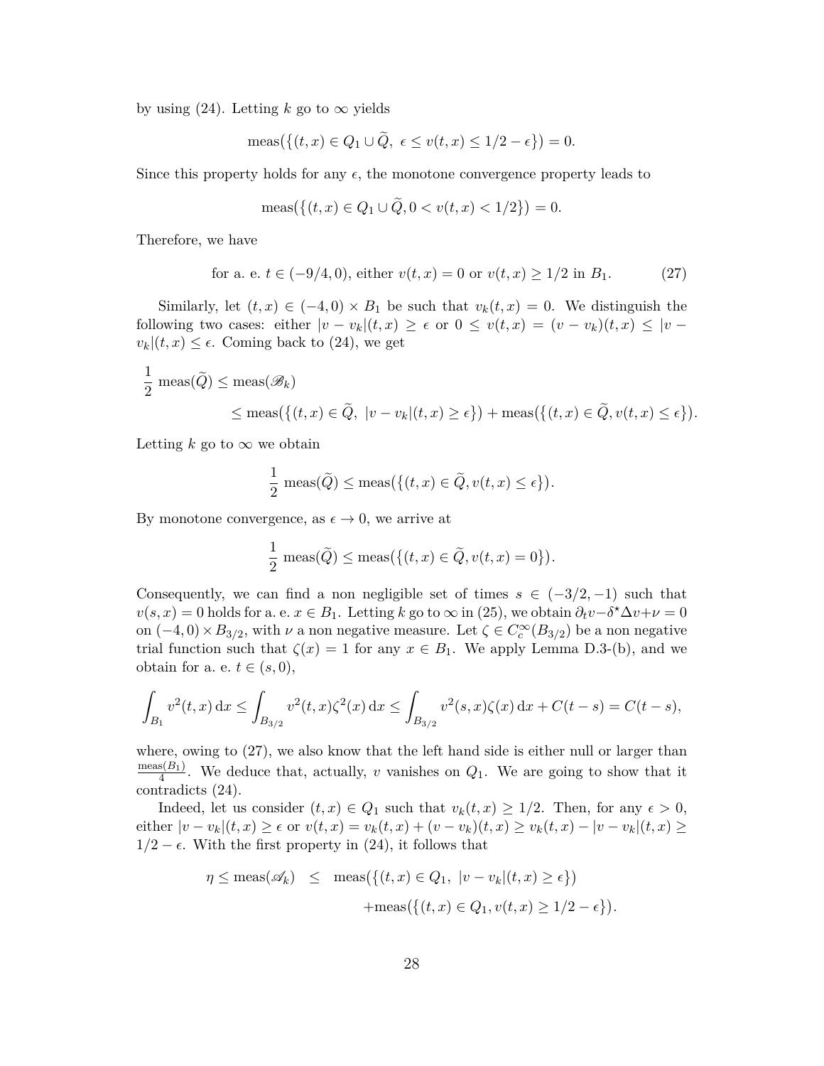by using (24). Letting $k$ go to $\infty$ yields

$$\mathrm{meas}\big(\{(t,x) \in Q_1 \cup \widetilde{Q},\ \epsilon \leq v(t,x) \leq 1/2 - \epsilon\}\big) = 0.$$

Since this property holds for any $\epsilon$, the monotone convergence property leads to

$$\mathrm{meas}\big(\{(t,x) \in Q_1 \cup \widetilde{Q}, 0 < v(t,x) < 1/2\}\big) = 0.$$

Therefore, we have

$$\text{for a. e. } t \in (-9/4, 0), \text{ either } v(t,x) = 0 \text{ or } v(t,x) \geq 1/2 \text{ in } B_1. \tag{27}$$

Similarly, let $(t,x) \in (-4,0) \times B_1$ be such that $v_k(t,x) = 0$. We distinguish the following two cases: either $|v - v_k|(t,x) \geq \epsilon$ or $0 \leq v(t,x) = (v - v_k)(t,x) \leq |v - v_k|(t,x) \leq \epsilon$. Coming back to (24), we get

$$\begin{aligned}
\frac{1}{2}\ \mathrm{meas}(\widetilde{Q}) &\leq \mathrm{meas}(\mathscr{B}_k) \\
&\leq \mathrm{meas}\big(\{(t,x) \in \widetilde{Q},\ |v - v_k|(t,x) \geq \epsilon\}\big) + \mathrm{meas}\big(\{(t,x) \in \widetilde{Q}, v(t,x) \leq \epsilon\}\big).
\end{aligned}$$

Letting $k$ go to $\infty$ we obtain

$$\frac{1}{2}\ \mathrm{meas}(\widetilde{Q}) \leq \mathrm{meas}\big(\{(t,x) \in \widetilde{Q}, v(t,x) \leq \epsilon\}\big).$$

By monotone convergence, as $\epsilon \to 0$, we arrive at

$$\frac{1}{2}\ \mathrm{meas}(\widetilde{Q}) \leq \mathrm{meas}\big(\{(t,x) \in \widetilde{Q}, v(t,x) = 0\}\big).$$

Consequently, we can find a non negligible set of times $s \in (-3/2, -1)$ such that $v(s,x) = 0$ holds for a. e. $x \in B_1$. Letting $k$ go to $\infty$ in (25), we obtain $\partial_t v - \delta^\star \Delta v + \nu = 0$ on $(-4,0) \times B_{3/2}$, with $\nu$ a non negative measure. Let $\zeta \in C_c^\infty(B_{3/2})$ be a non negative trial function such that $\zeta(x) = 1$ for any $x \in B_1$. We apply Lemma D.3-(b), and we obtain for a. e. $t \in (s, 0)$,

$$\int_{B_1} v^2(t,x)\,\mathrm{d}x \leq \int_{B_{3/2}} v^2(t,x)\zeta^2(x)\,\mathrm{d}x \leq \int_{B_{3/2}} v^2(s,x)\zeta(x)\,\mathrm{d}x + C(t-s) = C(t-s),$$

where, owing to (27), we also know that the left hand side is either null or larger than $\frac{\mathrm{meas}(B_1)}{4}$. We deduce that, actually, $v$ vanishes on $Q_1$. We are going to show that it contradicts (24).

Indeed, let us consider $(t,x) \in Q_1$ such that $v_k(t,x) \geq 1/2$. Then, for any $\epsilon > 0$, either $|v - v_k|(t,x) \geq \epsilon$ or $v(t,x) = v_k(t,x) + (v - v_k)(t,x) \geq v_k(t,x) - |v - v_k|(t,x) \geq 1/2 - \epsilon$. With the first property in (24), it follows that

$$\begin{aligned}
\eta \leq \mathrm{meas}(\mathscr{A}_k) \quad &\leq \quad \mathrm{meas}\big(\{(t,x) \in Q_1,\ |v - v_k|(t,x) \geq \epsilon\}\big) \\
&\qquad + \mathrm{meas}\big(\{(t,x) \in Q_1, v(t,x) \geq 1/2 - \epsilon\}\big).
\end{aligned}$$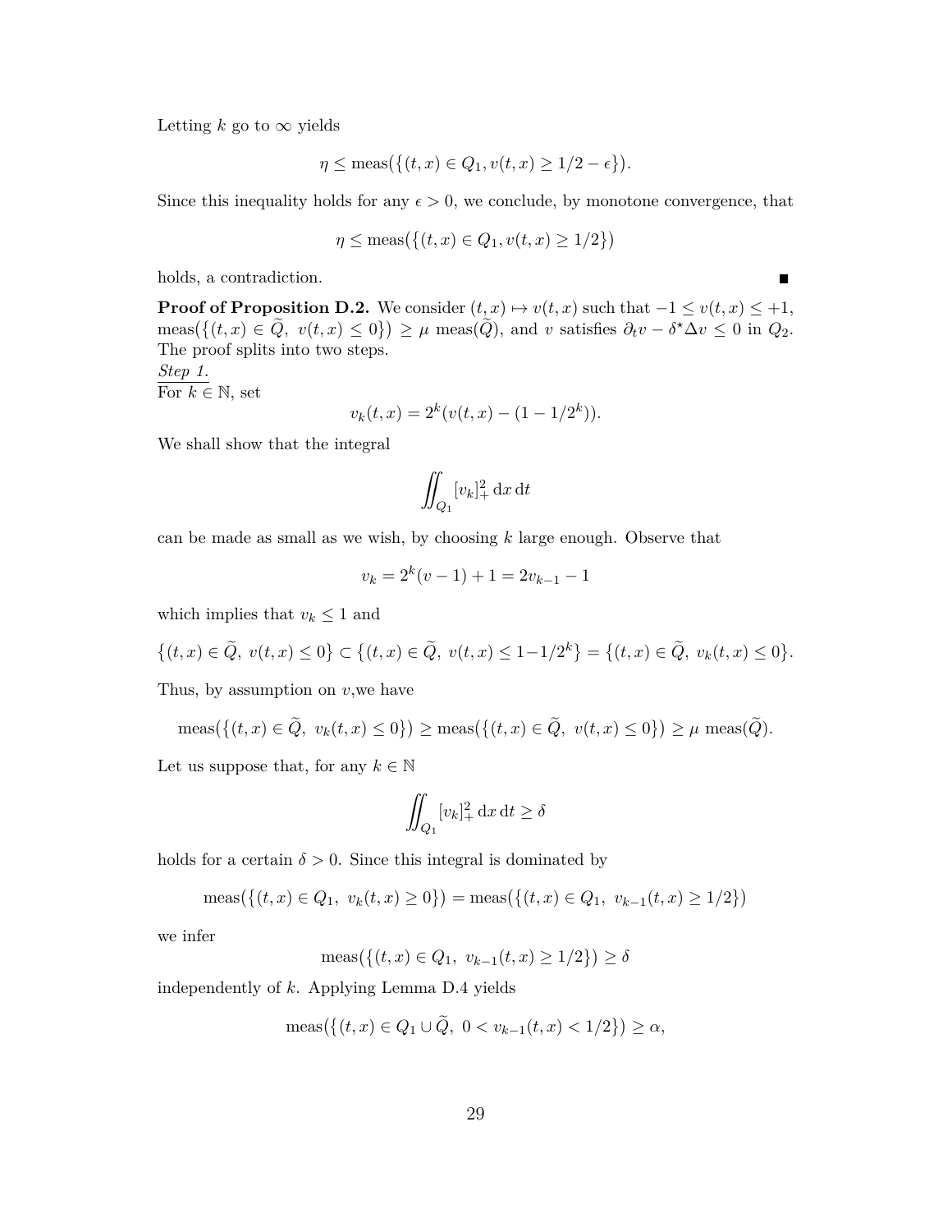Letting $k$ go to $\infty$ yields

$$\eta \leq \text{meas}\big(\{(t,x) \in Q_1, v(t,x) \geq 1/2 - \epsilon\}\big).$$

Since this inequality holds for any $\epsilon > 0$, we conclude, by monotone convergence, that

$$\eta \leq \text{meas}\big(\{(t,x) \in Q_1, v(t,x) \geq 1/2\}\big)$$

holds, a contradiction. ∎

**Proof of Proposition D.2.** We consider $(t,x) \mapsto v(t,x)$ such that $-1 \leq v(t,x) \leq +1$, $\text{meas}\big(\{(t,x) \in \widetilde{Q},\ v(t,x) \leq 0\}\big) \geq \mu\ \text{meas}(\widetilde{Q})$, and $v$ satisfies $\partial_t v - \delta^\star \Delta v \leq 0$ in $Q_2$. The proof splits into two steps.

*Step 1.*

For $k \in \mathbb{N}$, set

$$v_k(t,x) = 2^k(v(t,x) - (1 - 1/2^k)).$$

We shall show that the integral

$$\iint_{Q_1} [v_k]_+^2 \,\mathrm{d}x\,\mathrm{d}t$$

can be made as small as we wish, by choosing $k$ large enough. Observe that

$$v_k = 2^k(v-1) + 1 = 2v_{k-1} - 1$$

which implies that $v_k \leq 1$ and

$$\big\{(t,x) \in \widetilde{Q},\ v(t,x) \leq 0\big\} \subset \big\{(t,x) \in \widetilde{Q},\ v(t,x) \leq 1 - 1/2^k\big\} = \big\{(t,x) \in \widetilde{Q},\ v_k(t,x) \leq 0\big\}.$$

Thus, by assumption on $v$,we have

$$\text{meas}\big(\{(t,x) \in \widetilde{Q},\ v_k(t,x) \leq 0\}\big) \geq \text{meas}\big(\{(t,x) \in \widetilde{Q},\ v(t,x) \leq 0\}\big) \geq \mu\ \text{meas}(\widetilde{Q}).$$

Let us suppose that, for any $k \in \mathbb{N}$

$$\iint_{Q_1} [v_k]_+^2 \,\mathrm{d}x\,\mathrm{d}t \geq \delta$$

holds for a certain $\delta > 0$. Since this integral is dominated by

$$\text{meas}\big(\{(t,x) \in Q_1,\ v_k(t,x) \geq 0\}\big) = \text{meas}\big(\{(t,x) \in Q_1,\ v_{k-1}(t,x) \geq 1/2\}\big)$$

we infer

$$\text{meas}\big(\{(t,x) \in Q_1,\ v_{k-1}(t,x) \geq 1/2\}\big) \geq \delta$$

independently of $k$. Applying Lemma D.4 yields

$$\text{meas}\big(\{(t,x) \in Q_1 \cup \widetilde{Q},\ 0 < v_{k-1}(t,x) < 1/2\}\big) \geq \alpha,$$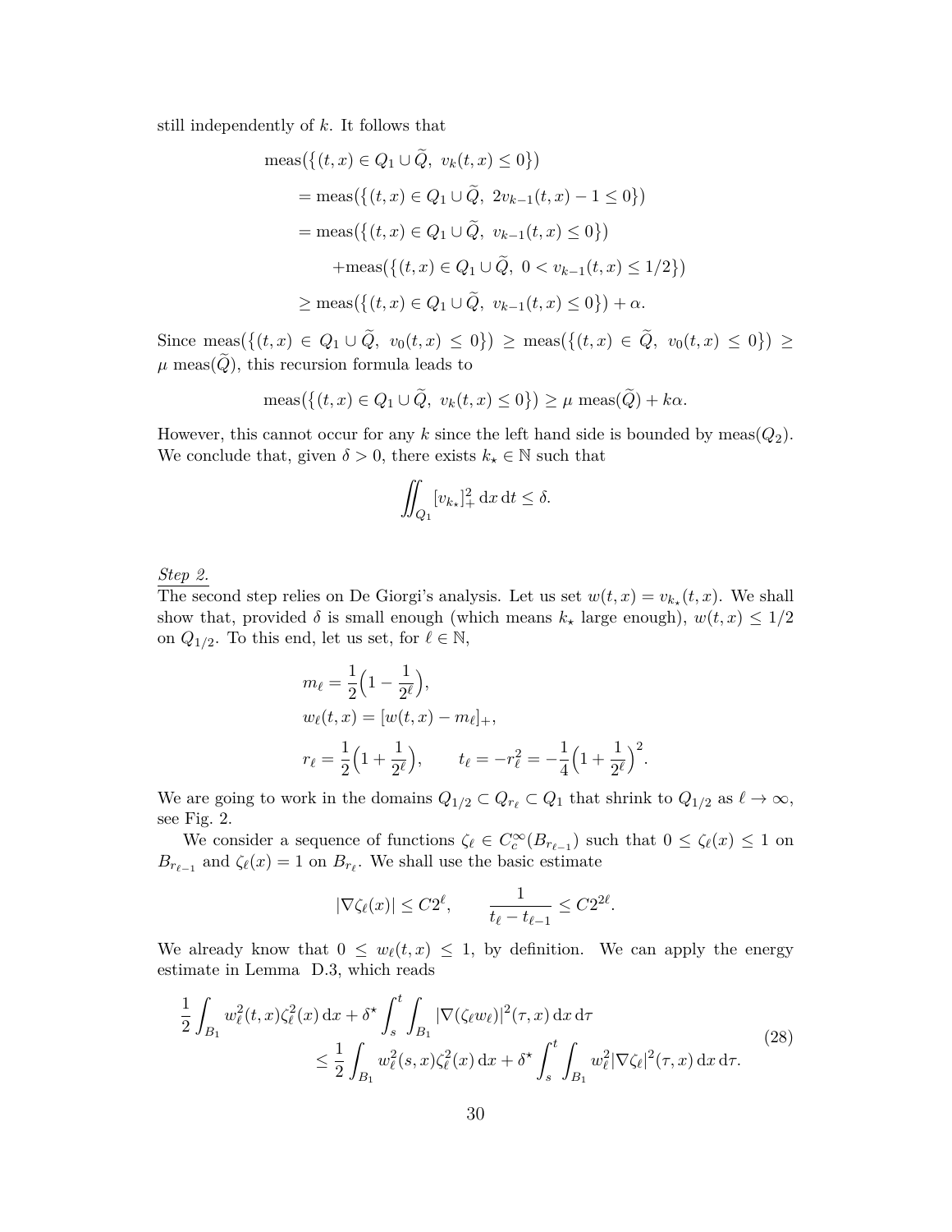still independently of $k$. It follows that

$$
\begin{aligned}
&\text{meas}\big(\{(t,x) \in Q_1 \cup \widetilde{Q},\ v_k(t,x) \le 0\}\big) \\
&\quad = \text{meas}\big(\{(t,x) \in Q_1 \cup \widetilde{Q},\ 2v_{k-1}(t,x) - 1 \le 0\}\big) \\
&\quad = \text{meas}\big(\{(t,x) \in Q_1 \cup \widetilde{Q},\ v_{k-1}(t,x) \le 0\}\big) \\
&\qquad\quad + \text{meas}\big(\{(t,x) \in Q_1 \cup \widetilde{Q},\ 0 < v_{k-1}(t,x) \le 1/2\}\big) \\
&\quad \ge \text{meas}\big(\{(t,x) \in Q_1 \cup \widetilde{Q},\ v_{k-1}(t,x) \le 0\}\big) + \alpha.
\end{aligned}
$$

Since $\text{meas}\big(\{(t,x) \in Q_1 \cup \widetilde{Q},\ v_0(t,x) \le 0\}\big) \ge \text{meas}\big(\{(t,x) \in \widetilde{Q},\ v_0(t,x) \le 0\}\big) \ge \mu\ \text{meas}(\widetilde{Q})$, this recursion formula leads to

$$
\text{meas}\big(\{(t,x) \in Q_1 \cup \widetilde{Q},\ v_k(t,x) \le 0\}\big) \ge \mu\ \text{meas}(\widetilde{Q}) + k\alpha.
$$

However, this cannot occur for any $k$ since the left hand side is bounded by $\text{meas}(Q_2)$. We conclude that, given $\delta > 0$, there exists $k_\star \in \mathbb{N}$ such that

$$
\iint_{Q_1} [v_{k_\star}]_+^2 \, \mathrm{d}x\, \mathrm{d}t \le \delta.
$$

*Step 2.*
The second step relies on De Giorgi's analysis. Let us set $w(t,x) = v_{k_\star}(t,x)$. We shall show that, provided $\delta$ is small enough (which means $k_\star$ large enough), $w(t,x) \le 1/2$ on $Q_{1/2}$. To this end, let us set, for $\ell \in \mathbb{N}$,

$$
\begin{aligned}
&m_\ell = \frac{1}{2}\Big(1 - \frac{1}{2^\ell}\Big), \\
&w_\ell(t,x) = [w(t,x) - m_\ell]_+, \\
&r_\ell = \frac{1}{2}\Big(1 + \frac{1}{2^\ell}\Big), \qquad t_\ell = -r_\ell^2 = -\frac{1}{4}\Big(1 + \frac{1}{2^\ell}\Big)^2.
\end{aligned}
$$

We are going to work in the domains $Q_{1/2} \subset Q_{r_\ell} \subset Q_1$ that shrink to $Q_{1/2}$ as $\ell \to \infty$, see Fig. 2.

We consider a sequence of functions $\zeta_\ell \in C_c^\infty(B_{r_{\ell-1}})$ such that $0 \le \zeta_\ell(x) \le 1$ on $B_{r_{\ell-1}}$ and $\zeta_\ell(x) = 1$ on $B_{r_\ell}$. We shall use the basic estimate

$$
|\nabla \zeta_\ell(x)| \le C 2^\ell, \qquad \frac{1}{t_\ell - t_{\ell-1}} \le C 2^{2\ell}.
$$

We already know that $0 \le w_\ell(t,x) \le 1$, by definition. We can apply the energy estimate in Lemma D.3, which reads

$$
\begin{aligned}
\frac{1}{2}\int_{B_1} w_\ell^2(t,x)\zeta_\ell^2(x)\,\mathrm{d}x &+ \delta^\star \int_s^t \int_{B_1} |\nabla(\zeta_\ell w_\ell)|^2(\tau,x)\,\mathrm{d}x\,\mathrm{d}\tau \\
&\le \frac{1}{2}\int_{B_1} w_\ell^2(s,x)\zeta_\ell^2(x)\,\mathrm{d}x + \delta^\star \int_s^t \int_{B_1} w_\ell^2 |\nabla \zeta_\ell|^2(\tau,x)\,\mathrm{d}x\,\mathrm{d}\tau.
\end{aligned} \tag{28}
$$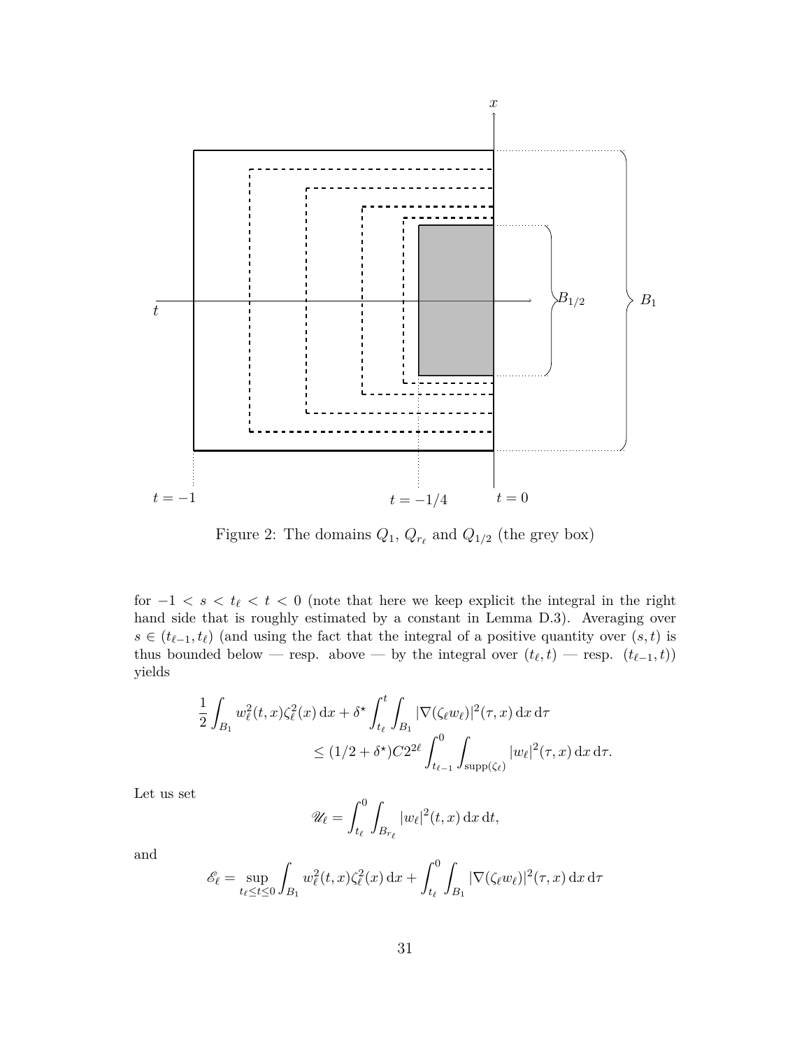Figure 2: The domains $Q_1$, $Q_{r_\ell}$ and $Q_{1/2}$ (the grey box)

for $-1 < s < t_\ell < t < 0$ (note that here we keep explicit the integral in the right hand side that is roughly estimated by a constant in Lemma D.3). Averaging over $s \in (t_{\ell-1}, t_\ell)$ (and using the fact that the integral of a positive quantity over $(s,t)$ is thus bounded below — resp. above — by the integral over $(t_\ell, t)$ — resp. $(t_{\ell-1}, t)$) yields

$$\frac{1}{2}\int_{B_1} w_\ell^2(t,x)\zeta_\ell^2(x)\,\mathrm{d}x + \delta^\star \int_{t_\ell}^t \int_{B_1} |\nabla(\zeta_\ell w_\ell)|^2(\tau,x)\,\mathrm{d}x\,\mathrm{d}\tau$$
$$\leq (1/2+\delta^\star)C2^{2\ell}\int_{t_{\ell-1}}^0 \int_{\mathrm{supp}(\zeta_\ell)} |w_\ell|^2(\tau,x)\,\mathrm{d}x\,\mathrm{d}\tau.$$

Let us set

$$\mathscr{U}_\ell = \int_{t_\ell}^0 \int_{B_{r_\ell}} |w_\ell|^2(t,x)\,\mathrm{d}x\,\mathrm{d}t,$$

and

$$\mathscr{E}_\ell = \sup_{t_\ell \leq t \leq 0} \int_{B_1} w_\ell^2(t,x)\zeta_\ell^2(x)\,\mathrm{d}x + \int_{t_\ell}^0 \int_{B_1} |\nabla(\zeta_\ell w_\ell)|^2(\tau,x)\,\mathrm{d}x\,\mathrm{d}\tau$$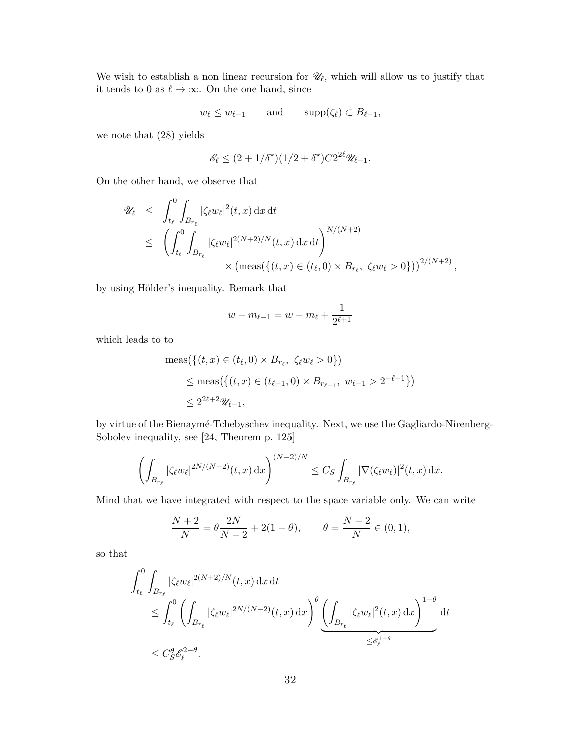We wish to establish a non linear recursion for $\mathscr{U}_\ell$, which will allow us to justify that it tends to 0 as $\ell \to \infty$. On the one hand, since

$$w_\ell \leq w_{\ell-1} \qquad \text{and} \qquad \mathrm{supp}(\zeta_\ell) \subset B_{\ell-1},$$

we note that (28) yields

$$\mathscr{E}_\ell \leq (2 + 1/\delta^\star)(1/2 + \delta^\star) C 2^{2\ell} \mathscr{U}_{\ell-1}.$$

On the other hand, we observe that

$$\begin{aligned}
\mathscr{U}_\ell &\leq \int_{t_\ell}^0 \int_{B_{r_\ell}} |\zeta_\ell w_\ell|^2(t,x)\,\mathrm{d}x\,\mathrm{d}t \\
&\leq \left( \int_{t_\ell}^0 \int_{B_{r_\ell}} |\zeta_\ell w_\ell|^{2(N+2)/N}(t,x)\,\mathrm{d}x\,\mathrm{d}t \right)^{N/(N+2)} \\
&\qquad\qquad \times \left( \mathrm{meas}(\{(t,x) \in (t_\ell, 0) \times B_{r_\ell},\ \zeta_\ell w_\ell > 0\}) \right)^{2/(N+2)},
\end{aligned}$$

by using Hölder's inequality. Remark that

$$w - m_{\ell-1} = w - m_\ell + \frac{1}{2^{\ell+1}}$$

which leads to to

$$\begin{aligned}
&\mathrm{meas}(\{(t,x) \in (t_\ell, 0) \times B_{r_\ell},\ \zeta_\ell w_\ell > 0\}) \\
&\qquad \leq \mathrm{meas}(\{(t,x) \in (t_{\ell-1}, 0) \times B_{r_{\ell-1}},\ w_{\ell-1} > 2^{-\ell-1}\}) \\
&\qquad \leq 2^{2\ell+2} \mathscr{U}_{\ell-1},
\end{aligned}$$

by virtue of the Bienaymé-Tchebyschev inequality. Next, we use the Gagliardo-Nirenberg-Sobolev inequality, see [24, Theorem p. 125]

$$\left( \int_{B_{r_\ell}} |\zeta_\ell w_\ell|^{2N/(N-2)}(t,x)\,\mathrm{d}x \right)^{(N-2)/N} \leq C_S \int_{B_{r_\ell}} |\nabla(\zeta_\ell w_\ell)|^2(t,x)\,\mathrm{d}x.$$

Mind that we have integrated with respect to the space variable only. We can write

$$\frac{N+2}{N} = \theta \frac{2N}{N-2} + 2(1-\theta), \qquad \theta = \frac{N-2}{N} \in (0,1),$$

so that

$$\begin{aligned}
&\int_{t_\ell}^0 \int_{B_{r_\ell}} |\zeta_\ell w_\ell|^{2(N+2)/N}(t,x)\,\mathrm{d}x\,\mathrm{d}t \\
&\qquad \leq \int_{t_\ell}^0 \left( \int_{B_{r_\ell}} |\zeta_\ell w_\ell|^{2N/(N-2)}(t,x)\,\mathrm{d}x \right)^\theta \underbrace{\left( \int_{B_{r_\ell}} |\zeta_\ell w_\ell|^2(t,x)\,\mathrm{d}x \right)^{1-\theta}}_{\leq \mathscr{E}_\ell^{1-\theta}} \mathrm{d}t \\
&\qquad \leq C_S^\theta \mathscr{E}_\ell^{2-\theta}.
\end{aligned}$$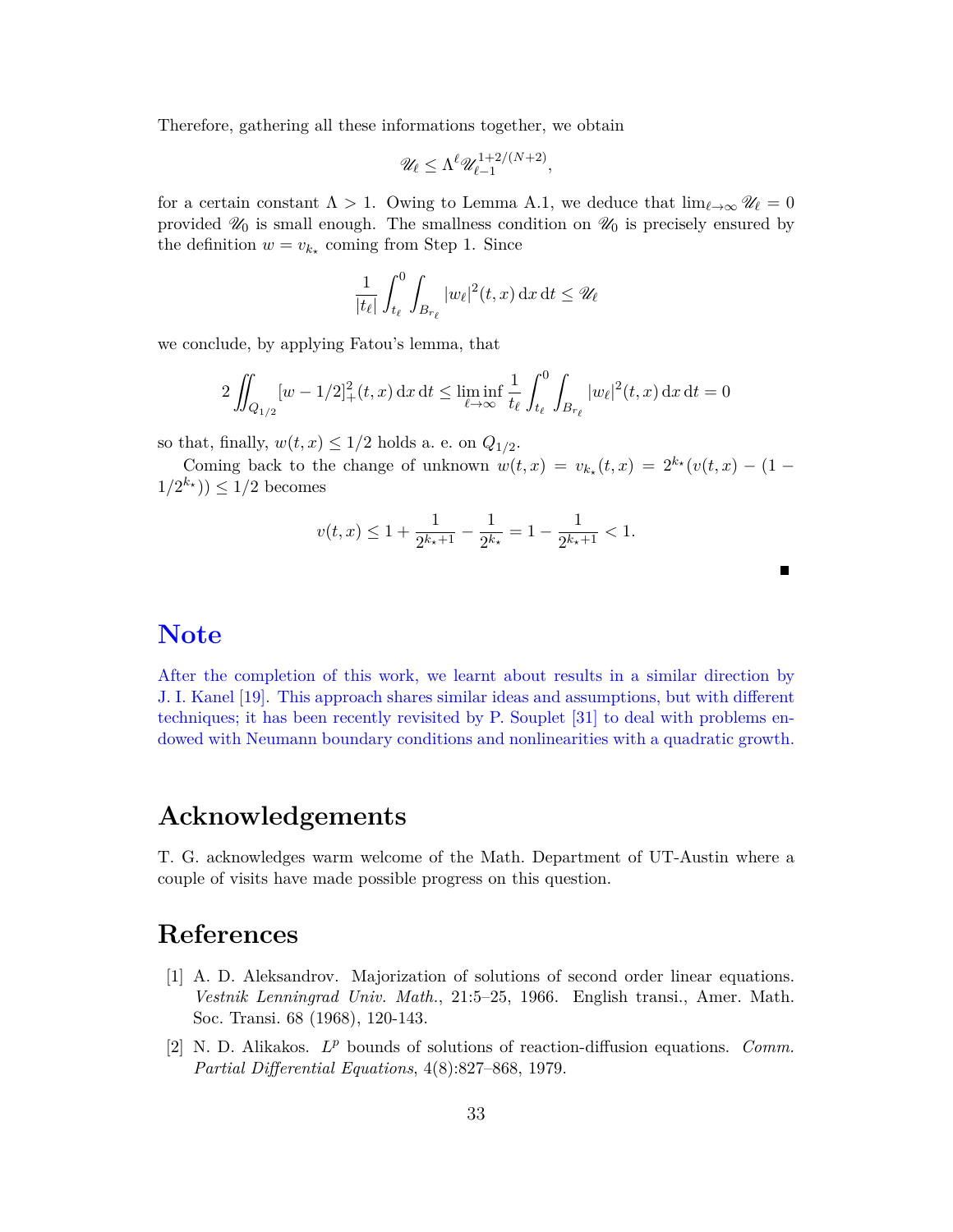Therefore, gathering all these informations together, we obtain

$$\mathscr{U}_\ell \leq \Lambda^\ell \mathscr{U}_{\ell-1}^{1+2/(N+2)},$$

for a certain constant $\Lambda > 1$. Owing to Lemma A.1, we deduce that $\lim_{\ell\to\infty} \mathscr{U}_\ell = 0$ provided $\mathscr{U}_0$ is small enough. The smallness condition on $\mathscr{U}_0$ is precisely ensured by the definition $w = v_{k_\star}$ coming from Step 1. Since

$$\frac{1}{|t_\ell|} \int_{t_\ell}^0 \int_{B_{r_\ell}} |w_\ell|^2(t,x)\,\mathrm{d}x\,\mathrm{d}t \leq \mathscr{U}_\ell$$

we conclude, by applying Fatou's lemma, that

$$2 \iint_{Q_{1/2}} [w - 1/2]_+^2(t,x)\,\mathrm{d}x\,\mathrm{d}t \leq \liminf_{\ell\to\infty} \frac{1}{t_\ell} \int_{t_\ell}^0 \int_{B_{r_\ell}} |w_\ell|^2(t,x)\,\mathrm{d}x\,\mathrm{d}t = 0$$

so that, finally, $w(t,x) \leq 1/2$ holds a. e. on $Q_{1/2}$.

Coming back to the change of unknown $w(t,x) = v_{k_\star}(t,x) = 2^{k_\star}(v(t,x) - (1 - 1/2^{k_\star})) \leq 1/2$ becomes

$$v(t,x) \leq 1 + \frac{1}{2^{k_\star+1}} - \frac{1}{2^{k_\star}} = 1 - \frac{1}{2^{k_\star+1}} < 1.$$

■

# Note

After the completion of this work, we learnt about results in a similar direction by J. I. Kanel [19]. This approach shares similar ideas and assumptions, but with different techniques; it has been recently revisited by P. Souplet [31] to deal with problems endowed with Neumann boundary conditions and nonlinearities with a quadratic growth.

# Acknowledgements

T. G. acknowledges warm welcome of the Math. Department of UT-Austin where a couple of visits have made possible progress on this question.

# References

[1] A. D. Aleksandrov. Majorization of solutions of second order linear equations. *Vestnik Lenningrad Univ. Math.*, 21:5–25, 1966. English transi., Amer. Math. Soc. Transi. 68 (1968), 120-143.

[2] N. D. Alikakos. $L^p$ bounds of solutions of reaction-diffusion equations. *Comm. Partial Differential Equations*, 4(8):827–868, 1979.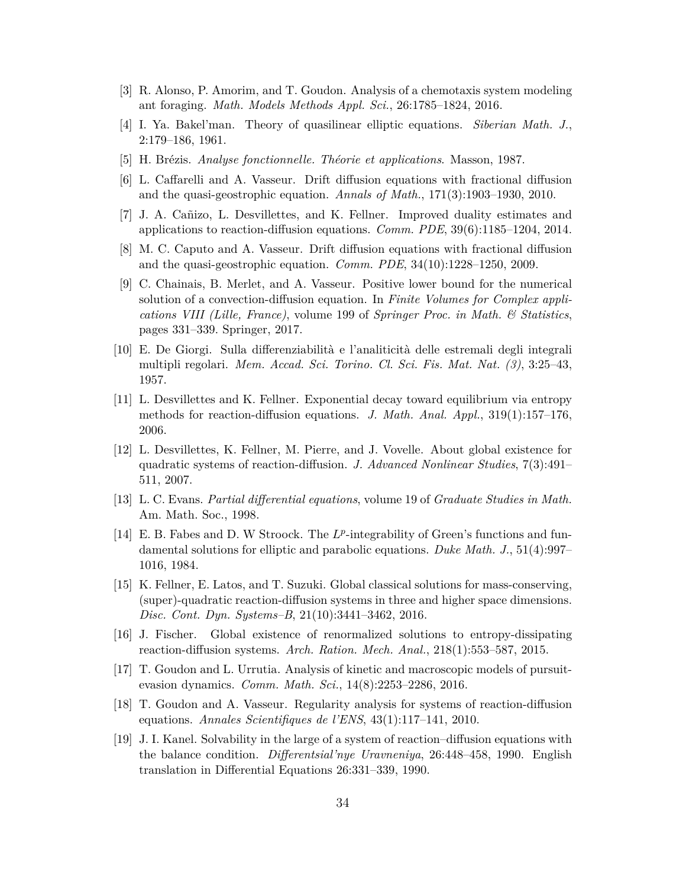[3] R. Alonso, P. Amorim, and T. Goudon. Analysis of a chemotaxis system modeling ant foraging. *Math. Models Methods Appl. Sci.*, 26:1785–1824, 2016.

[4] I. Ya. Bakel'man. Theory of quasilinear elliptic equations. *Siberian Math. J.*, 2:179–186, 1961.

[5] H. Brézis. *Analyse fonctionnelle. Théorie et applications*. Masson, 1987.

[6] L. Caffarelli and A. Vasseur. Drift diffusion equations with fractional diffusion and the quasi-geostrophic equation. *Annals of Math.*, 171(3):1903–1930, 2010.

[7] J. A. Cañizo, L. Desvillettes, and K. Fellner. Improved duality estimates and applications to reaction-diffusion equations. *Comm. PDE*, 39(6):1185–1204, 2014.

[8] M. C. Caputo and A. Vasseur. Drift diffusion equations with fractional diffusion and the quasi-geostrophic equation. *Comm. PDE*, 34(10):1228–1250, 2009.

[9] C. Chainais, B. Merlet, and A. Vasseur. Positive lower bound for the numerical solution of a convection-diffusion equation. In *Finite Volumes for Complex applications VIII (Lille, France)*, volume 199 of *Springer Proc. in Math. & Statistics*, pages 331–339. Springer, 2017.

[10] E. De Giorgi. Sulla differenziabilità e l'analiticità delle estremali degli integrali multipli regolari. *Mem. Accad. Sci. Torino. Cl. Sci. Fis. Mat. Nat. (3)*, 3:25–43, 1957.

[11] L. Desvillettes and K. Fellner. Exponential decay toward equilibrium via entropy methods for reaction-diffusion equations. *J. Math. Anal. Appl.*, 319(1):157–176, 2006.

[12] L. Desvillettes, K. Fellner, M. Pierre, and J. Vovelle. About global existence for quadratic systems of reaction-diffusion. *J. Advanced Nonlinear Studies*, 7(3):491–511, 2007.

[13] L. C. Evans. *Partial differential equations*, volume 19 of *Graduate Studies in Math.* Am. Math. Soc., 1998.

[14] E. B. Fabes and D. W Stroock. The $L^p$-integrability of Green's functions and fundamental solutions for elliptic and parabolic equations. *Duke Math. J.*, 51(4):997–1016, 1984.

[15] K. Fellner, E. Latos, and T. Suzuki. Global classical solutions for mass-conserving, (super)-quadratic reaction-diffusion systems in three and higher space dimensions. *Disc. Cont. Dyn. Systems–B*, 21(10):3441–3462, 2016.

[16] J. Fischer. Global existence of renormalized solutions to entropy-dissipating reaction-diffusion systems. *Arch. Ration. Mech. Anal.*, 218(1):553–587, 2015.

[17] T. Goudon and L. Urrutia. Analysis of kinetic and macroscopic models of pursuit-evasion dynamics. *Comm. Math. Sci.*, 14(8):2253–2286, 2016.

[18] T. Goudon and A. Vasseur. Regularity analysis for systems of reaction-diffusion equations. *Annales Scientifiques de l'ENS*, 43(1):117–141, 2010.

[19] J. I. Kanel. Solvability in the large of a system of reaction–diffusion equations with the balance condition. *Differentsial'nye Uravneniya*, 26:448–458, 1990. English translation in Differential Equations 26:331–339, 1990.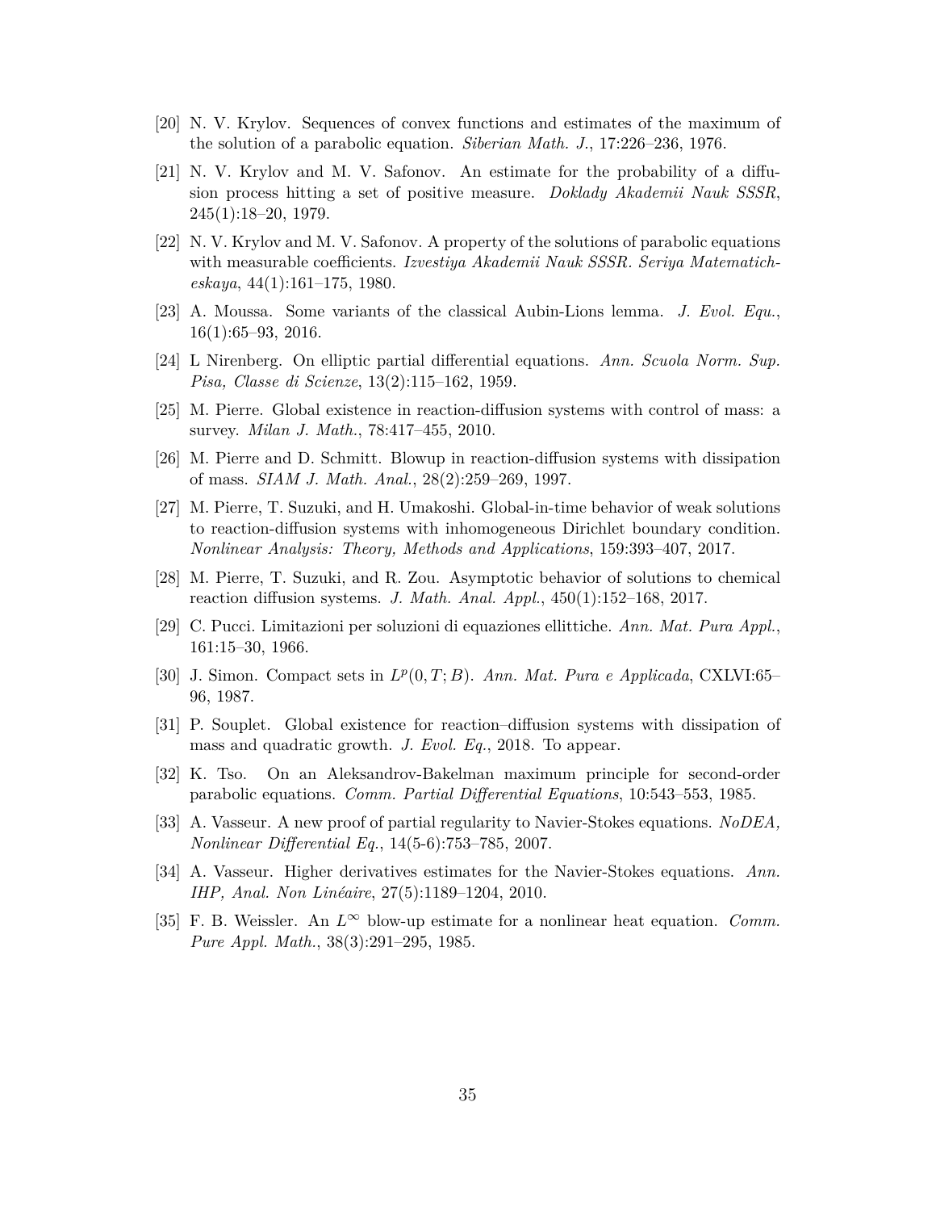[20] N. V. Krylov. Sequences of convex functions and estimates of the maximum of the solution of a parabolic equation. *Siberian Math. J.*, 17:226–236, 1976.

[21] N. V. Krylov and M. V. Safonov. An estimate for the probability of a diffusion process hitting a set of positive measure. *Doklady Akademii Nauk SSSR*, 245(1):18–20, 1979.

[22] N. V. Krylov and M. V. Safonov. A property of the solutions of parabolic equations with measurable coefficients. *Izvestiya Akademii Nauk SSSR. Seriya Matematicheskaya*, 44(1):161–175, 1980.

[23] A. Moussa. Some variants of the classical Aubin-Lions lemma. *J. Evol. Equ.*, 16(1):65–93, 2016.

[24] L Nirenberg. On elliptic partial differential equations. *Ann. Scuola Norm. Sup. Pisa, Classe di Scienze*, 13(2):115–162, 1959.

[25] M. Pierre. Global existence in reaction-diffusion systems with control of mass: a survey. *Milan J. Math.*, 78:417–455, 2010.

[26] M. Pierre and D. Schmitt. Blowup in reaction-diffusion systems with dissipation of mass. *SIAM J. Math. Anal.*, 28(2):259–269, 1997.

[27] M. Pierre, T. Suzuki, and H. Umakoshi. Global-in-time behavior of weak solutions to reaction-diffusion systems with inhomogeneous Dirichlet boundary condition. *Nonlinear Analysis: Theory, Methods and Applications*, 159:393–407, 2017.

[28] M. Pierre, T. Suzuki, and R. Zou. Asymptotic behavior of solutions to chemical reaction diffusion systems. *J. Math. Anal. Appl.*, 450(1):152–168, 2017.

[29] C. Pucci. Limitazioni per soluzioni di equaziones ellittiche. *Ann. Mat. Pura Appl.*, 161:15–30, 1966.

[30] J. Simon. Compact sets in $L^p(0,T;B)$. *Ann. Mat. Pura e Applicada*, CXLVI:65–96, 1987.

[31] P. Souplet. Global existence for reaction–diffusion systems with dissipation of mass and quadratic growth. *J. Evol. Eq.*, 2018. To appear.

[32] K. Tso. On an Aleksandrov-Bakelman maximum principle for second-order parabolic equations. *Comm. Partial Differential Equations*, 10:543–553, 1985.

[33] A. Vasseur. A new proof of partial regularity to Navier-Stokes equations. *NoDEA, Nonlinear Differential Eq.*, 14(5-6):753–785, 2007.

[34] A. Vasseur. Higher derivatives estimates for the Navier-Stokes equations. *Ann. IHP, Anal. Non Linéaire*, 27(5):1189–1204, 2010.

[35] F. B. Weissler. An $L^\infty$ blow-up estimate for a nonlinear heat equation. *Comm. Pure Appl. Math.*, 38(3):291–295, 1985.